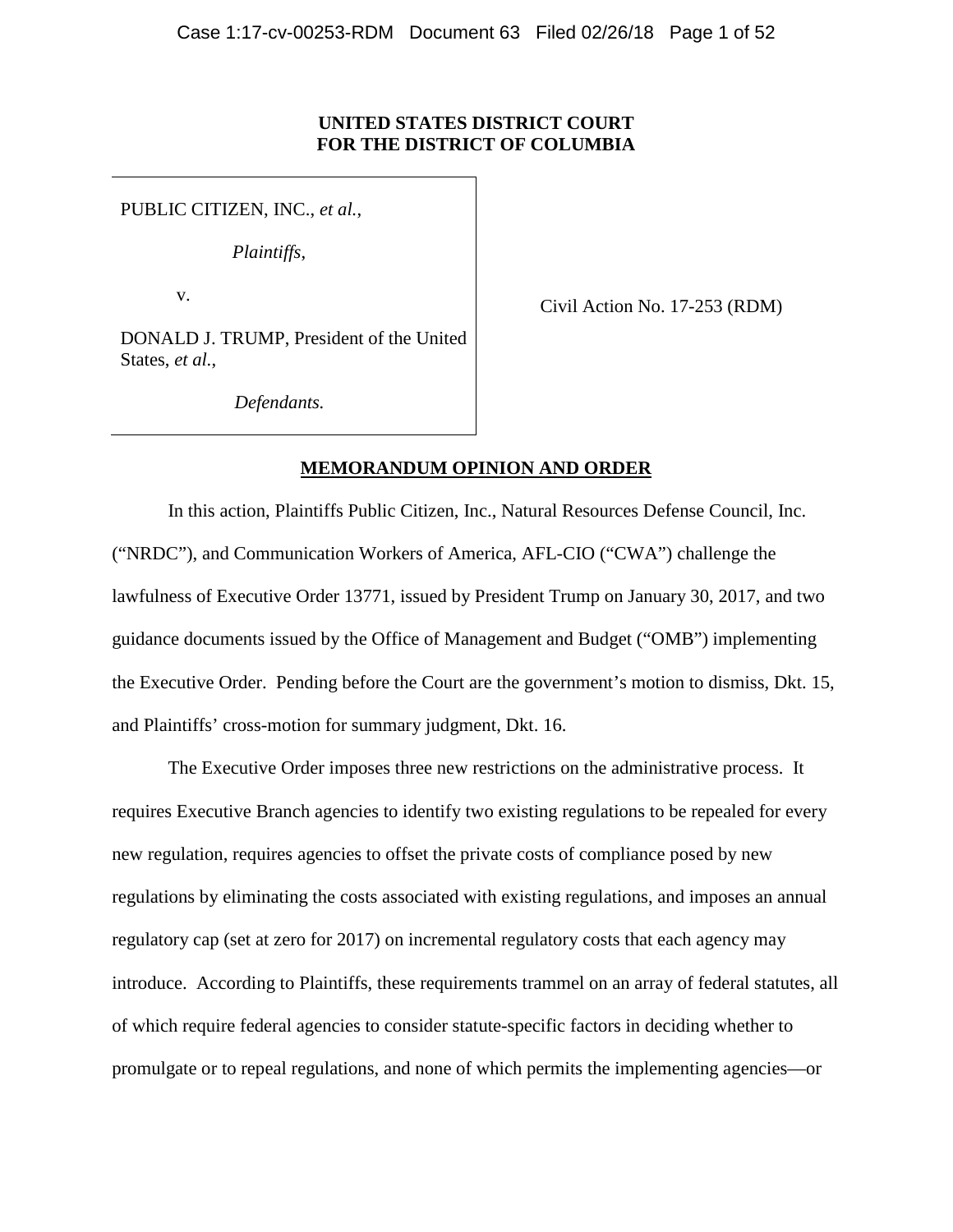**UNITED STATES DISTRICT COURT**
**FOR THE DISTRICT OF COLUMBIA**

| | |
|---|---|
| PUBLIC CITIZEN, INC., *et al.*,<br><br>*Plaintiffs*,<br><br>v.<br><br>DONALD J. TRUMP, President of the United States, *et al.*,<br><br>*Defendants.* | Civil Action No. 17-253 (RDM) |

**MEMORANDUM OPINION AND ORDER**

In this action, Plaintiffs Public Citizen, Inc., Natural Resources Defense Council, Inc. ("NRDC"), and Communication Workers of America, AFL-CIO ("CWA") challenge the lawfulness of Executive Order 13771, issued by President Trump on January 30, 2017, and two guidance documents issued by the Office of Management and Budget ("OMB") implementing the Executive Order. Pending before the Court are the government's motion to dismiss, Dkt. 15, and Plaintiffs' cross-motion for summary judgment, Dkt. 16.

The Executive Order imposes three new restrictions on the administrative process. It requires Executive Branch agencies to identify two existing regulations to be repealed for every new regulation, requires agencies to offset the private costs of compliance posed by new regulations by eliminating the costs associated with existing regulations, and imposes an annual regulatory cap (set at zero for 2017) on incremental regulatory costs that each agency may introduce. According to Plaintiffs, these requirements trammel on an array of federal statutes, all of which require federal agencies to consider statute-specific factors in deciding whether to promulgate or to repeal regulations, and none of which permits the implementing agencies—or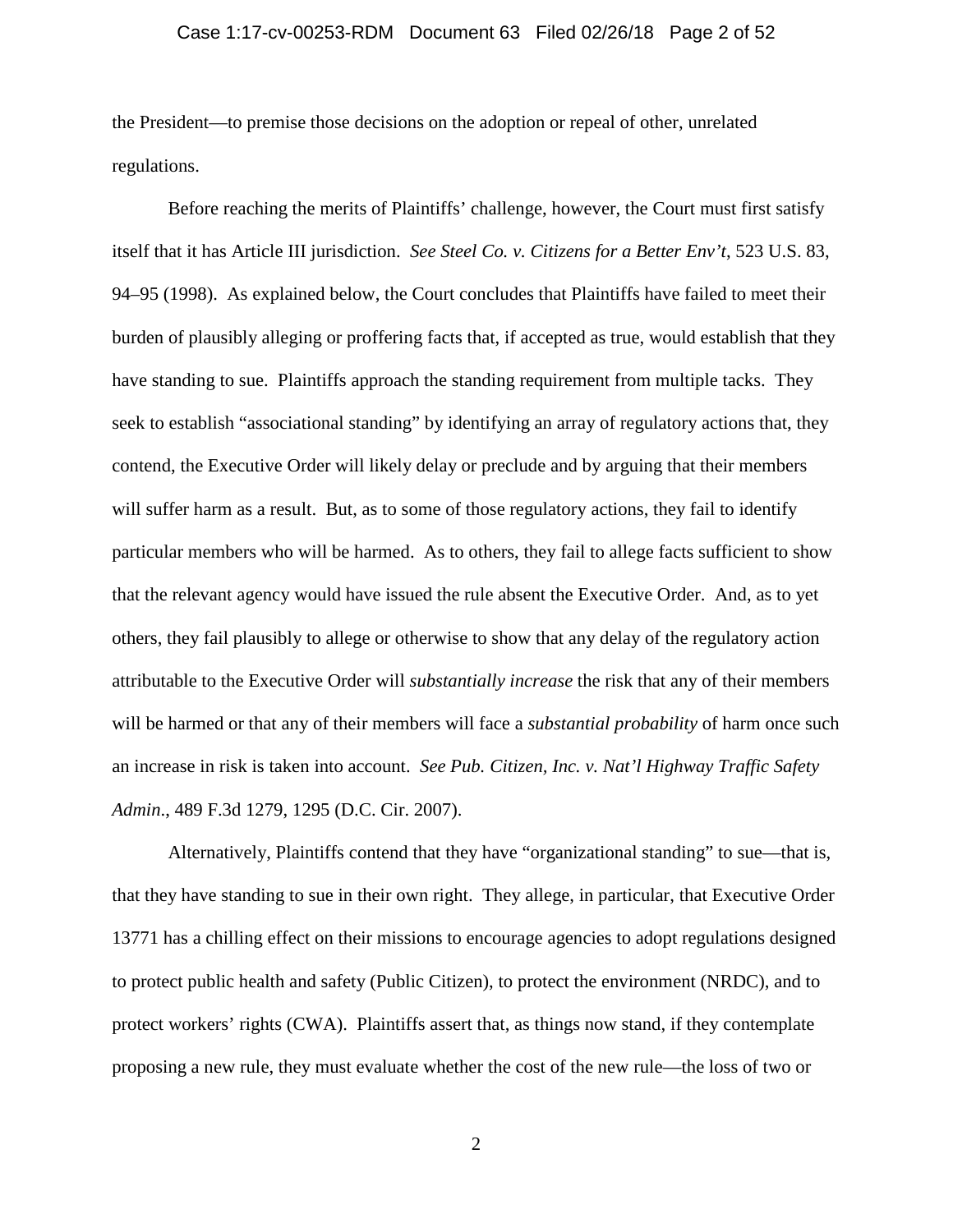the President—to premise those decisions on the adoption or repeal of other, unrelated regulations.

Before reaching the merits of Plaintiffs' challenge, however, the Court must first satisfy itself that it has Article III jurisdiction. *See Steel Co. v. Citizens for a Better Env't*, 523 U.S. 83, 94–95 (1998). As explained below, the Court concludes that Plaintiffs have failed to meet their burden of plausibly alleging or proffering facts that, if accepted as true, would establish that they have standing to sue. Plaintiffs approach the standing requirement from multiple tacks. They seek to establish "associational standing" by identifying an array of regulatory actions that, they contend, the Executive Order will likely delay or preclude and by arguing that their members will suffer harm as a result. But, as to some of those regulatory actions, they fail to identify particular members who will be harmed. As to others, they fail to allege facts sufficient to show that the relevant agency would have issued the rule absent the Executive Order. And, as to yet others, they fail plausibly to allege or otherwise to show that any delay of the regulatory action attributable to the Executive Order will *substantially increase* the risk that any of their members will be harmed or that any of their members will face a *substantial probability* of harm once such an increase in risk is taken into account. *See Pub. Citizen, Inc. v. Nat'l Highway Traffic Safety Admin*., 489 F.3d 1279, 1295 (D.C. Cir. 2007).

Alternatively, Plaintiffs contend that they have "organizational standing" to sue—that is, that they have standing to sue in their own right. They allege, in particular, that Executive Order 13771 has a chilling effect on their missions to encourage agencies to adopt regulations designed to protect public health and safety (Public Citizen), to protect the environment (NRDC), and to protect workers' rights (CWA). Plaintiffs assert that, as things now stand, if they contemplate proposing a new rule, they must evaluate whether the cost of the new rule—the loss of two or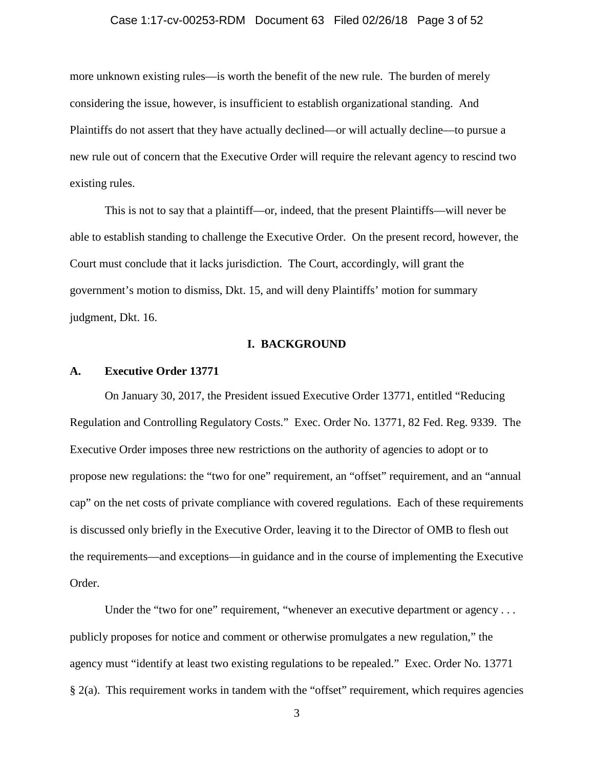more unknown existing rules—is worth the benefit of the new rule. The burden of merely considering the issue, however, is insufficient to establish organizational standing. And Plaintiffs do not assert that they have actually declined—or will actually decline—to pursue a new rule out of concern that the Executive Order will require the relevant agency to rescind two existing rules.

This is not to say that a plaintiff—or, indeed, that the present Plaintiffs—will never be able to establish standing to challenge the Executive Order. On the present record, however, the Court must conclude that it lacks jurisdiction. The Court, accordingly, will grant the government's motion to dismiss, Dkt. 15, and will deny Plaintiffs' motion for summary judgment, Dkt. 16.

## I. BACKGROUND

### A. Executive Order 13771

On January 30, 2017, the President issued Executive Order 13771, entitled "Reducing Regulation and Controlling Regulatory Costs." Exec. Order No. 13771, 82 Fed. Reg. 9339. The Executive Order imposes three new restrictions on the authority of agencies to adopt or to propose new regulations: the "two for one" requirement, an "offset" requirement, and an "annual cap" on the net costs of private compliance with covered regulations. Each of these requirements is discussed only briefly in the Executive Order, leaving it to the Director of OMB to flesh out the requirements—and exceptions—in guidance and in the course of implementing the Executive Order.

Under the "two for one" requirement, "whenever an executive department or agency . . . publicly proposes for notice and comment or otherwise promulgates a new regulation," the agency must "identify at least two existing regulations to be repealed." Exec. Order No. 13771 § 2(a). This requirement works in tandem with the "offset" requirement, which requires agencies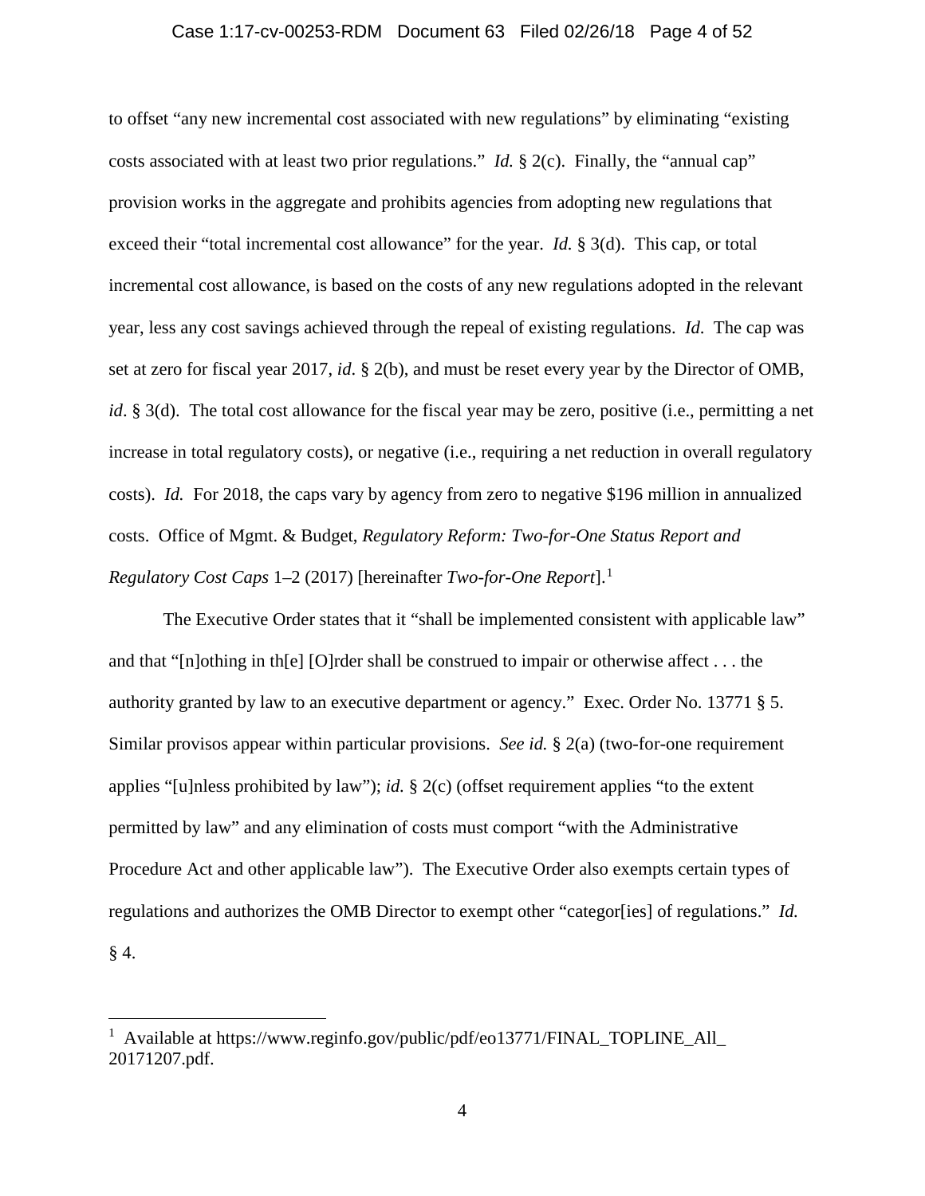to offset "any new incremental cost associated with new regulations" by eliminating "existing costs associated with at least two prior regulations." *Id.* § 2(c). Finally, the "annual cap" provision works in the aggregate and prohibits agencies from adopting new regulations that exceed their "total incremental cost allowance" for the year. *Id.* § 3(d). This cap, or total incremental cost allowance, is based on the costs of any new regulations adopted in the relevant year, less any cost savings achieved through the repeal of existing regulations. *Id*. The cap was set at zero for fiscal year 2017, *id*. § 2(b), and must be reset every year by the Director of OMB, *id*. § 3(d). The total cost allowance for the fiscal year may be zero, positive (i.e., permitting a net increase in total regulatory costs), or negative (i.e., requiring a net reduction in overall regulatory costs). *Id.* For 2018, the caps vary by agency from zero to negative $196 million in annualized costs. Office of Mgmt. & Budget, *Regulatory Reform: Two-for-One Status Report and Regulatory Cost Caps* 1–2 (2017) [hereinafter *Two-for-One Report*].[1]

The Executive Order states that it "shall be implemented consistent with applicable law" and that "[n]othing in th[e] [O]rder shall be construed to impair or otherwise affect . . . the authority granted by law to an executive department or agency." Exec. Order No. 13771 § 5. Similar provisos appear within particular provisions. *See id.* § 2(a) (two-for-one requirement applies "[u]nless prohibited by law"); *id.* § 2(c) (offset requirement applies "to the extent permitted by law" and any elimination of costs must comport "with the Administrative Procedure Act and other applicable law"). The Executive Order also exempts certain types of regulations and authorizes the OMB Director to exempt other "categor[ies] of regulations." *Id.* § 4.

---

[1] Available at https://www.reginfo.gov/public/pdf/eo13771/FINAL_TOPLINE_All_20171207.pdf.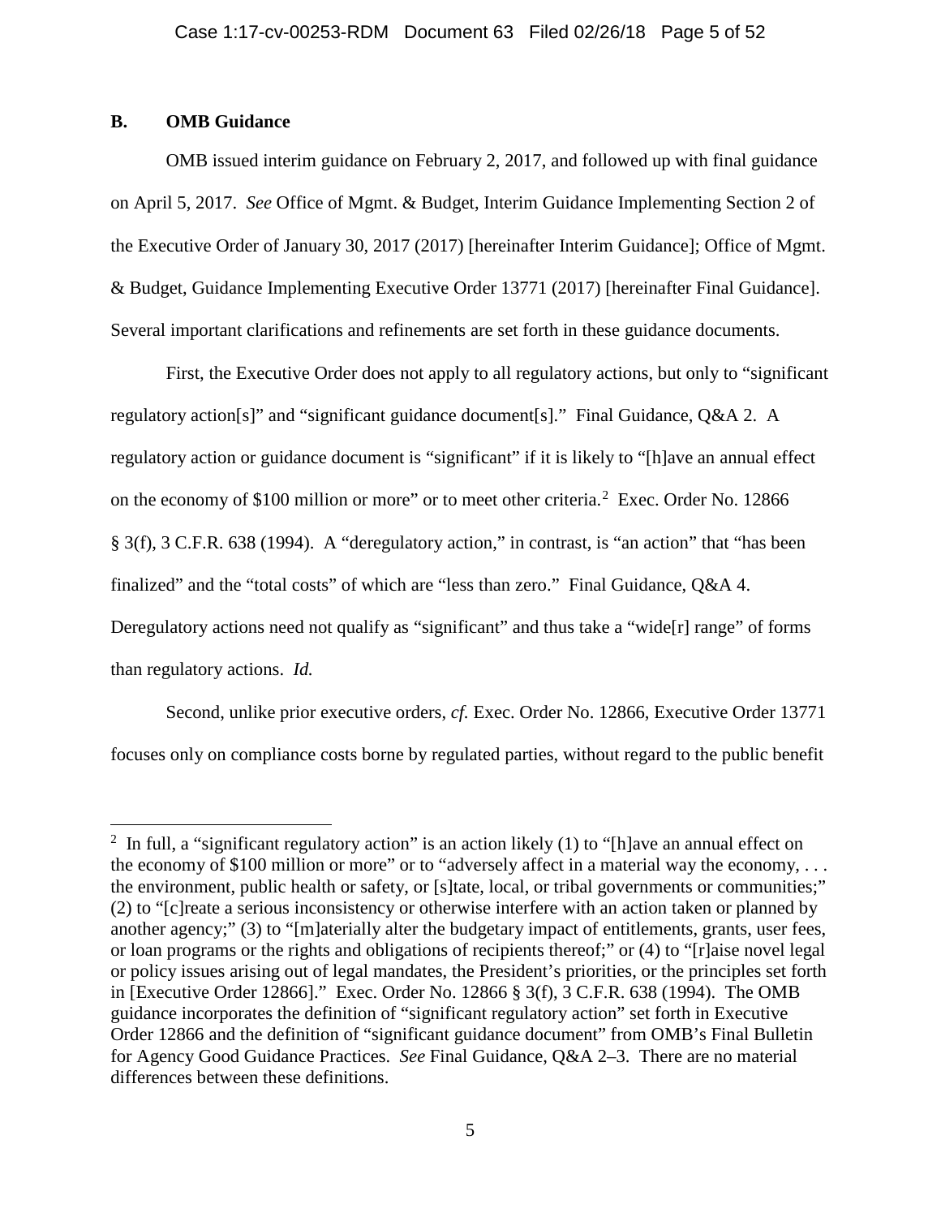## B. OMB Guidance

OMB issued interim guidance on February 2, 2017, and followed up with final guidance on April 5, 2017. *See* Office of Mgmt. & Budget, Interim Guidance Implementing Section 2 of the Executive Order of January 30, 2017 (2017) [hereinafter Interim Guidance]; Office of Mgmt. & Budget, Guidance Implementing Executive Order 13771 (2017) [hereinafter Final Guidance]. Several important clarifications and refinements are set forth in these guidance documents.

First, the Executive Order does not apply to all regulatory actions, but only to "significant regulatory action[s]" and "significant guidance document[s]." Final Guidance, Q&A 2. A regulatory action or guidance document is "significant" if it is likely to "[h]ave an annual effect on the economy of $100 million or more" or to meet other criteria.[2] Exec. Order No. 12866 § 3(f), 3 C.F.R. 638 (1994). A "deregulatory action," in contrast, is "an action" that "has been finalized" and the "total costs" of which are "less than zero." Final Guidance, Q&A 4. Deregulatory actions need not qualify as "significant" and thus take a "wide[r] range" of forms than regulatory actions. *Id.*

Second, unlike prior executive orders, *cf.* Exec. Order No. 12866, Executive Order 13771 focuses only on compliance costs borne by regulated parties, without regard to the public benefit

[2] In full, a "significant regulatory action" is an action likely (1) to "[h]ave an annual effect on the economy of $100 million or more" or to "adversely affect in a material way the economy, . . . the environment, public health or safety, or [s]tate, local, or tribal governments or communities;" (2) to "[c]reate a serious inconsistency or otherwise interfere with an action taken or planned by another agency;" (3) to "[m]aterially alter the budgetary impact of entitlements, grants, user fees, or loan programs or the rights and obligations of recipients thereof;" or (4) to "[r]aise novel legal or policy issues arising out of legal mandates, the President's priorities, or the principles set forth in [Executive Order 12866]." Exec. Order No. 12866 § 3(f), 3 C.F.R. 638 (1994). The OMB guidance incorporates the definition of "significant regulatory action" set forth in Executive Order 12866 and the definition of "significant guidance document" from OMB's Final Bulletin for Agency Good Guidance Practices. *See* Final Guidance, Q&A 2–3. There are no material differences between these definitions.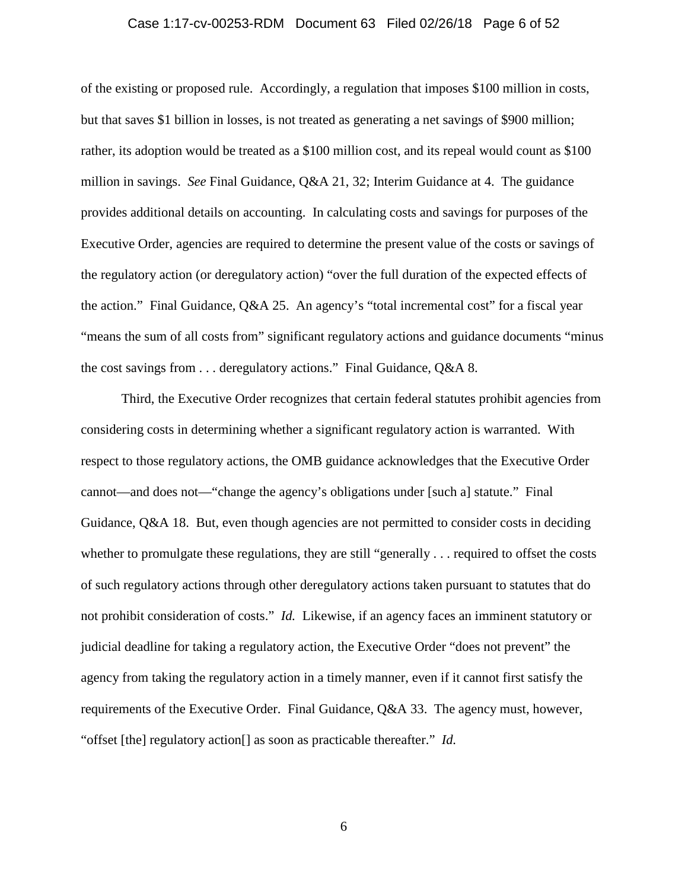of the existing or proposed rule. Accordingly, a regulation that imposes $100 million in costs, but that saves $1 billion in losses, is not treated as generating a net savings of $900 million; rather, its adoption would be treated as a $100 million cost, and its repeal would count as $100 million in savings. *See* Final Guidance, Q&A 21, 32; Interim Guidance at 4. The guidance provides additional details on accounting. In calculating costs and savings for purposes of the Executive Order, agencies are required to determine the present value of the costs or savings of the regulatory action (or deregulatory action) "over the full duration of the expected effects of the action." Final Guidance, Q&A 25. An agency's "total incremental cost" for a fiscal year "means the sum of all costs from" significant regulatory actions and guidance documents "minus the cost savings from . . . deregulatory actions." Final Guidance, Q&A 8.

Third, the Executive Order recognizes that certain federal statutes prohibit agencies from considering costs in determining whether a significant regulatory action is warranted. With respect to those regulatory actions, the OMB guidance acknowledges that the Executive Order cannot—and does not—"change the agency's obligations under [such a] statute." Final Guidance, Q&A 18. But, even though agencies are not permitted to consider costs in deciding whether to promulgate these regulations, they are still "generally . . . required to offset the costs of such regulatory actions through other deregulatory actions taken pursuant to statutes that do not prohibit consideration of costs." *Id.* Likewise, if an agency faces an imminent statutory or judicial deadline for taking a regulatory action, the Executive Order "does not prevent" the agency from taking the regulatory action in a timely manner, even if it cannot first satisfy the requirements of the Executive Order. Final Guidance, Q&A 33. The agency must, however, "offset [the] regulatory action[] as soon as practicable thereafter." *Id.*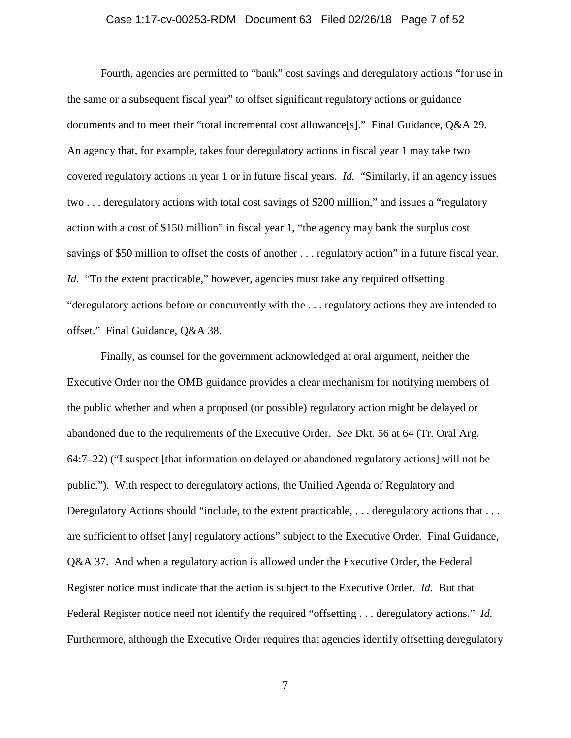Fourth, agencies are permitted to "bank" cost savings and deregulatory actions "for use in the same or a subsequent fiscal year" to offset significant regulatory actions or guidance documents and to meet their "total incremental cost allowance[s]." Final Guidance, Q&A 29. An agency that, for example, takes four deregulatory actions in fiscal year 1 may take two covered regulatory actions in year 1 or in future fiscal years. *Id.* "Similarly, if an agency issues two . . . deregulatory actions with total cost savings of $200 million," and issues a "regulatory action with a cost of $150 million" in fiscal year 1, "the agency may bank the surplus cost savings of $50 million to offset the costs of another . . . regulatory action" in a future fiscal year. *Id.* "To the extent practicable," however, agencies must take any required offsetting "deregulatory actions before or concurrently with the . . . regulatory actions they are intended to offset." Final Guidance, Q&A 38.

Finally, as counsel for the government acknowledged at oral argument, neither the Executive Order nor the OMB guidance provides a clear mechanism for notifying members of the public whether and when a proposed (or possible) regulatory action might be delayed or abandoned due to the requirements of the Executive Order. *See* Dkt. 56 at 64 (Tr. Oral Arg. 64:7–22) ("I suspect [that information on delayed or abandoned regulatory actions] will not be public."). With respect to deregulatory actions, the Unified Agenda of Regulatory and Deregulatory Actions should "include, to the extent practicable, . . . deregulatory actions that . . . are sufficient to offset [any] regulatory actions" subject to the Executive Order. Final Guidance, Q&A 37. And when a regulatory action is allowed under the Executive Order, the Federal Register notice must indicate that the action is subject to the Executive Order. *Id.* But that Federal Register notice need not identify the required "offsetting . . . deregulatory actions." *Id.* Furthermore, although the Executive Order requires that agencies identify offsetting deregulatory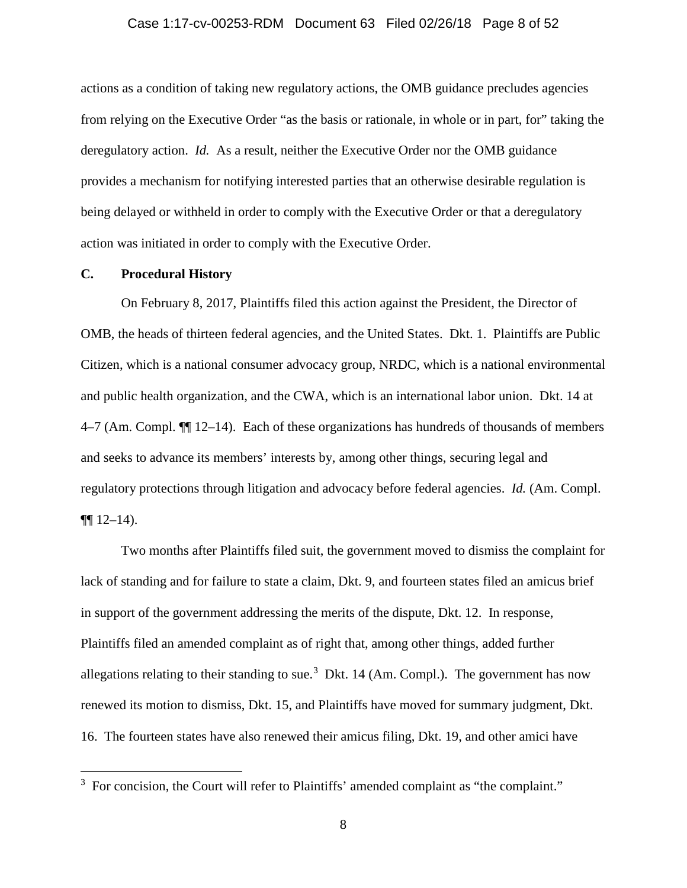actions as a condition of taking new regulatory actions, the OMB guidance precludes agencies from relying on the Executive Order "as the basis or rationale, in whole or in part, for" taking the deregulatory action. *Id.* As a result, neither the Executive Order nor the OMB guidance provides a mechanism for notifying interested parties that an otherwise desirable regulation is being delayed or withheld in order to comply with the Executive Order or that a deregulatory action was initiated in order to comply with the Executive Order.

### C. Procedural History

On February 8, 2017, Plaintiffs filed this action against the President, the Director of OMB, the heads of thirteen federal agencies, and the United States. Dkt. 1. Plaintiffs are Public Citizen, which is a national consumer advocacy group, NRDC, which is a national environmental and public health organization, and the CWA, which is an international labor union. Dkt. 14 at 4–7 (Am. Compl. ¶¶ 12–14). Each of these organizations has hundreds of thousands of members and seeks to advance its members' interests by, among other things, securing legal and regulatory protections through litigation and advocacy before federal agencies. *Id.* (Am. Compl. ¶¶ 12–14).

Two months after Plaintiffs filed suit, the government moved to dismiss the complaint for lack of standing and for failure to state a claim, Dkt. 9, and fourteen states filed an amicus brief in support of the government addressing the merits of the dispute, Dkt. 12. In response, Plaintiffs filed an amended complaint as of right that, among other things, added further allegations relating to their standing to sue.[3] Dkt. 14 (Am. Compl.). The government has now renewed its motion to dismiss, Dkt. 15, and Plaintiffs have moved for summary judgment, Dkt. 16. The fourteen states have also renewed their amicus filing, Dkt. 19, and other amici have

---

[3] For concision, the Court will refer to Plaintiffs' amended complaint as "the complaint."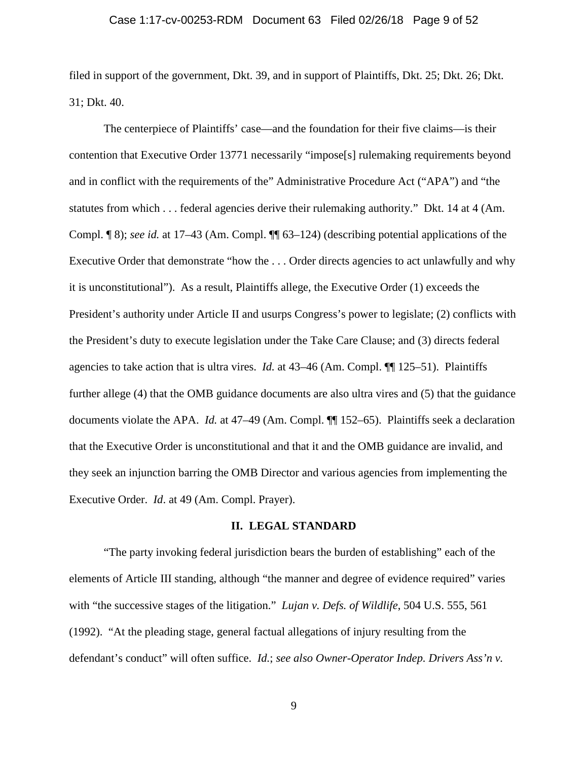filed in support of the government, Dkt. 39, and in support of Plaintiffs, Dkt. 25; Dkt. 26; Dkt. 31; Dkt. 40.

The centerpiece of Plaintiffs' case—and the foundation for their five claims—is their contention that Executive Order 13771 necessarily "impose[s] rulemaking requirements beyond and in conflict with the requirements of the" Administrative Procedure Act ("APA") and "the statutes from which . . . federal agencies derive their rulemaking authority." Dkt. 14 at 4 (Am. Compl. ¶ 8); *see id.* at 17–43 (Am. Compl. ¶¶ 63–124) (describing potential applications of the Executive Order that demonstrate "how the . . . Order directs agencies to act unlawfully and why it is unconstitutional"). As a result, Plaintiffs allege, the Executive Order (1) exceeds the President's authority under Article II and usurps Congress's power to legislate; (2) conflicts with the President's duty to execute legislation under the Take Care Clause; and (3) directs federal agencies to take action that is ultra vires. *Id.* at 43–46 (Am. Compl. ¶¶ 125–51). Plaintiffs further allege (4) that the OMB guidance documents are also ultra vires and (5) that the guidance documents violate the APA. *Id.* at 47–49 (Am. Compl. ¶¶ 152–65). Plaintiffs seek a declaration that the Executive Order is unconstitutional and that it and the OMB guidance are invalid, and they seek an injunction barring the OMB Director and various agencies from implementing the Executive Order. *Id*. at 49 (Am. Compl. Prayer).

## II. LEGAL STANDARD

"The party invoking federal jurisdiction bears the burden of establishing" each of the elements of Article III standing, although "the manner and degree of evidence required" varies with "the successive stages of the litigation." *Lujan v. Defs. of Wildlife*, 504 U.S. 555, 561 (1992). "At the pleading stage, general factual allegations of injury resulting from the defendant's conduct" will often suffice. *Id.*; *see also Owner-Operator Indep. Drivers Ass'n v.*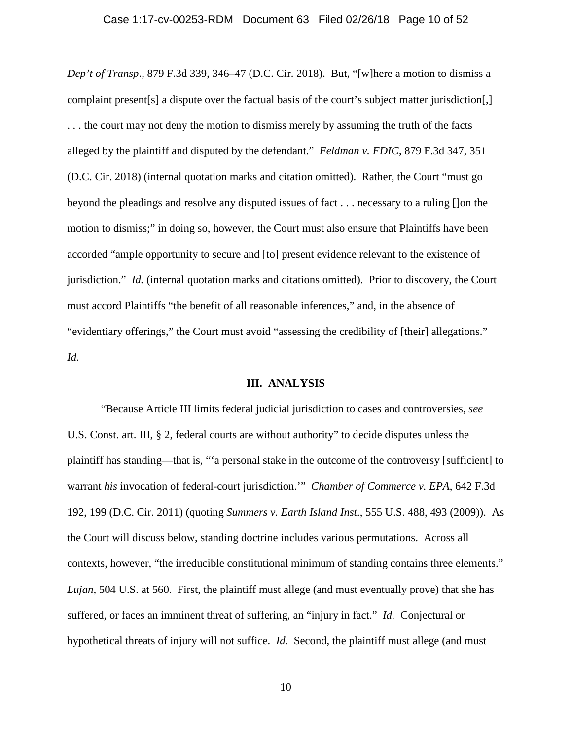*Dep't of Transp*., 879 F.3d 339, 346–47 (D.C. Cir. 2018). But, "[w]here a motion to dismiss a complaint present[s] a dispute over the factual basis of the court's subject matter jurisdiction[,] . . . the court may not deny the motion to dismiss merely by assuming the truth of the facts alleged by the plaintiff and disputed by the defendant." *Feldman v. FDIC*, 879 F.3d 347, 351 (D.C. Cir. 2018) (internal quotation marks and citation omitted). Rather, the Court "must go beyond the pleadings and resolve any disputed issues of fact . . . necessary to a ruling []on the motion to dismiss;" in doing so, however, the Court must also ensure that Plaintiffs have been accorded "ample opportunity to secure and [to] present evidence relevant to the existence of jurisdiction." *Id.* (internal quotation marks and citations omitted). Prior to discovery, the Court must accord Plaintiffs "the benefit of all reasonable inferences," and, in the absence of "evidentiary offerings," the Court must avoid "assessing the credibility of [their] allegations." *Id.*

## III. ANALYSIS

"Because Article III limits federal judicial jurisdiction to cases and controversies, *see* U.S. Const. art. III, § 2, federal courts are without authority" to decide disputes unless the plaintiff has standing—that is, "'a personal stake in the outcome of the controversy [sufficient] to warrant *his* invocation of federal-court jurisdiction.'" *Chamber of Commerce v. EPA*, 642 F.3d 192, 199 (D.C. Cir. 2011) (quoting *Summers v. Earth Island Inst*., 555 U.S. 488, 493 (2009)). As the Court will discuss below, standing doctrine includes various permutations. Across all contexts, however, "the irreducible constitutional minimum of standing contains three elements." *Lujan*, 504 U.S. at 560. First, the plaintiff must allege (and must eventually prove) that she has suffered, or faces an imminent threat of suffering, an "injury in fact." *Id.* Conjectural or hypothetical threats of injury will not suffice. *Id.* Second, the plaintiff must allege (and must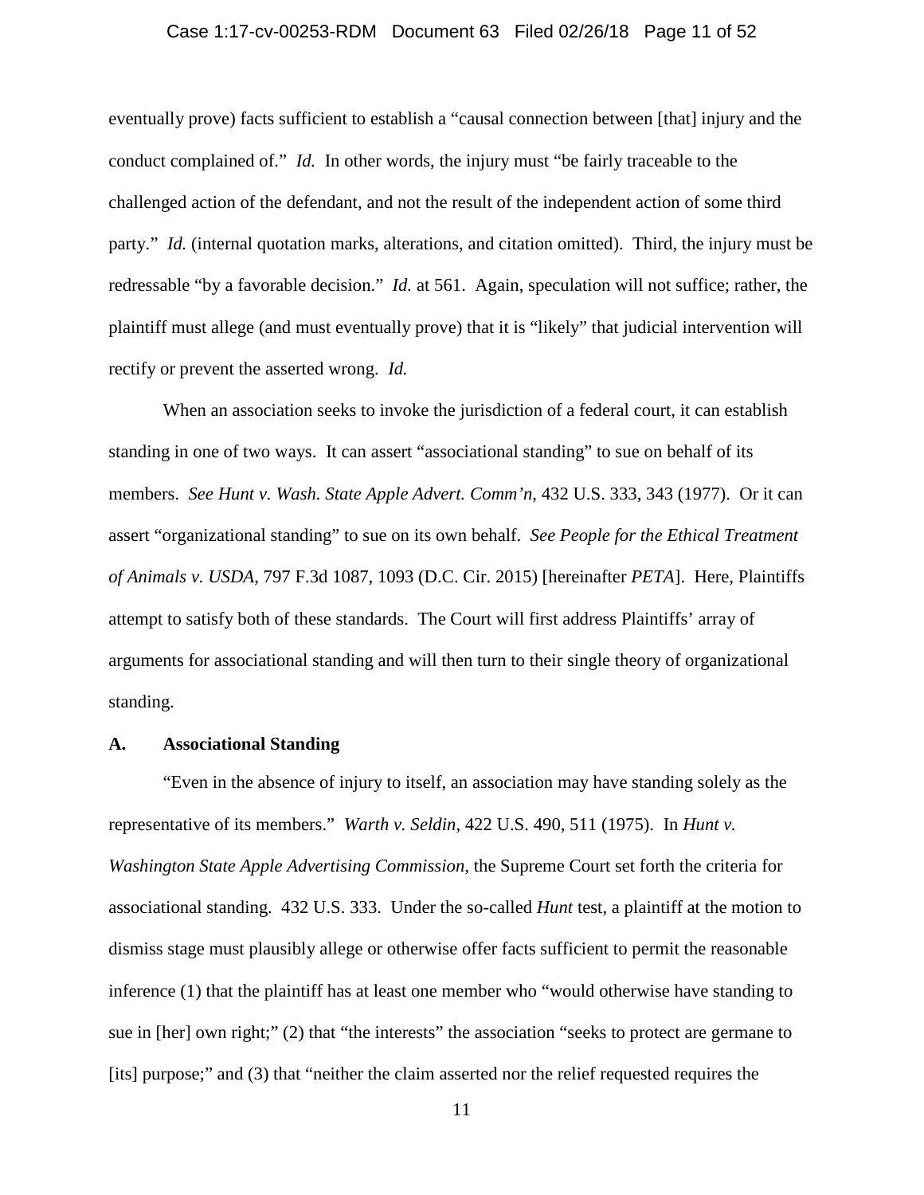eventually prove) facts sufficient to establish a "causal connection between [that] injury and the conduct complained of." *Id.* In other words, the injury must "be fairly traceable to the challenged action of the defendant, and not the result of the independent action of some third party." *Id.* (internal quotation marks, alterations, and citation omitted). Third, the injury must be redressable "by a favorable decision." *Id.* at 561. Again, speculation will not suffice; rather, the plaintiff must allege (and must eventually prove) that it is "likely" that judicial intervention will rectify or prevent the asserted wrong. *Id.*

When an association seeks to invoke the jurisdiction of a federal court, it can establish standing in one of two ways. It can assert "associational standing" to sue on behalf of its members. *See Hunt v. Wash. State Apple Advert. Comm'n*, 432 U.S. 333, 343 (1977). Or it can assert "organizational standing" to sue on its own behalf. *See People for the Ethical Treatment of Animals v. USDA*, 797 F.3d 1087, 1093 (D.C. Cir. 2015) [hereinafter *PETA*]. Here, Plaintiffs attempt to satisfy both of these standards. The Court will first address Plaintiffs' array of arguments for associational standing and will then turn to their single theory of organizational standing.

### A. Associational Standing

"Even in the absence of injury to itself, an association may have standing solely as the representative of its members." *Warth v. Seldin*, 422 U.S. 490, 511 (1975). In *Hunt v. Washington State Apple Advertising Commission*, the Supreme Court set forth the criteria for associational standing. 432 U.S. 333. Under the so-called *Hunt* test, a plaintiff at the motion to dismiss stage must plausibly allege or otherwise offer facts sufficient to permit the reasonable inference (1) that the plaintiff has at least one member who "would otherwise have standing to sue in [her] own right;" (2) that "the interests" the association "seeks to protect are germane to [its] purpose;" and (3) that "neither the claim asserted nor the relief requested requires the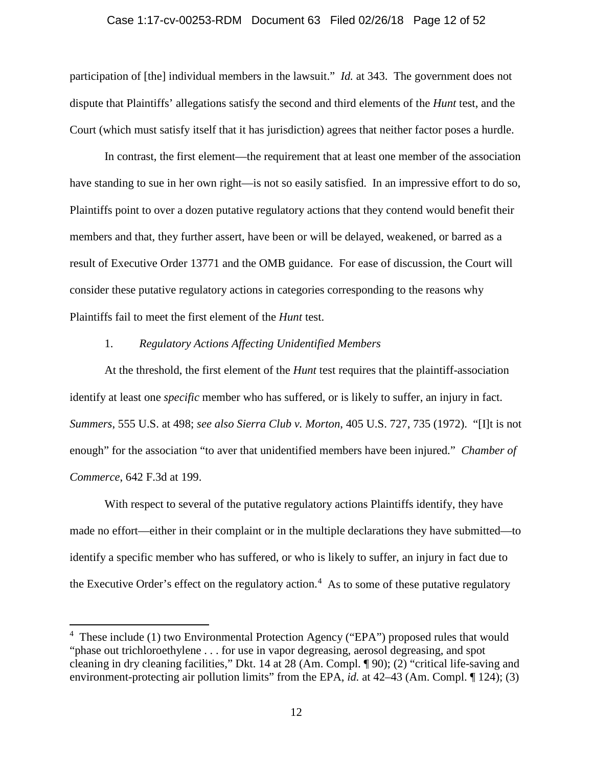participation of [the] individual members in the lawsuit." *Id.* at 343. The government does not dispute that Plaintiffs' allegations satisfy the second and third elements of the *Hunt* test, and the Court (which must satisfy itself that it has jurisdiction) agrees that neither factor poses a hurdle.

In contrast, the first element—the requirement that at least one member of the association have standing to sue in her own right—is not so easily satisfied. In an impressive effort to do so, Plaintiffs point to over a dozen putative regulatory actions that they contend would benefit their members and that, they further assert, have been or will be delayed, weakened, or barred as a result of Executive Order 13771 and the OMB guidance. For ease of discussion, the Court will consider these putative regulatory actions in categories corresponding to the reasons why Plaintiffs fail to meet the first element of the *Hunt* test.

1. *Regulatory Actions Affecting Unidentified Members*

At the threshold, the first element of the *Hunt* test requires that the plaintiff-association identify at least one *specific* member who has suffered, or is likely to suffer, an injury in fact. *Summers*, 555 U.S. at 498; *see also Sierra Club v. Morton*, 405 U.S. 727, 735 (1972). "[I]t is not enough" for the association "to aver that unidentified members have been injured." *Chamber of Commerce*, 642 F.3d at 199.

With respect to several of the putative regulatory actions Plaintiffs identify, they have made no effort—either in their complaint or in the multiple declarations they have submitted—to identify a specific member who has suffered, or who is likely to suffer, an injury in fact due to the Executive Order's effect on the regulatory action.[4] As to some of these putative regulatory

---

[4] These include (1) two Environmental Protection Agency ("EPA") proposed rules that would "phase out trichloroethylene . . . for use in vapor degreasing, aerosol degreasing, and spot cleaning in dry cleaning facilities," Dkt. 14 at 28 (Am. Compl. ¶ 90); (2) "critical life-saving and environment-protecting air pollution limits" from the EPA, *id.* at 42–43 (Am. Compl. ¶ 124); (3)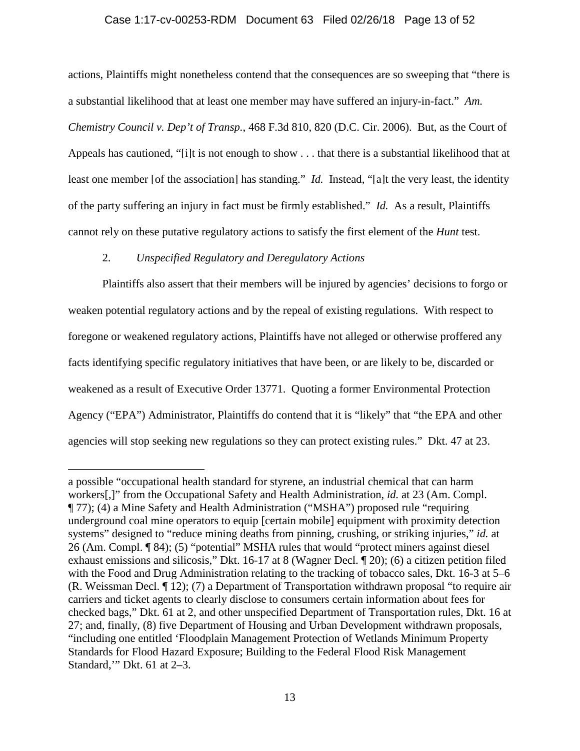actions, Plaintiffs might nonetheless contend that the consequences are so sweeping that "there is a substantial likelihood that at least one member may have suffered an injury-in-fact." *Am. Chemistry Council v. Dep't of Transp.*, 468 F.3d 810, 820 (D.C. Cir. 2006). But, as the Court of Appeals has cautioned, "[i]t is not enough to show . . . that there is a substantial likelihood that at least one member [of the association] has standing." *Id.* Instead, "[a]t the very least, the identity of the party suffering an injury in fact must be firmly established." *Id.* As a result, Plaintiffs cannot rely on these putative regulatory actions to satisfy the first element of the *Hunt* test.

2. *Unspecified Regulatory and Deregulatory Actions*

Plaintiffs also assert that their members will be injured by agencies' decisions to forgo or weaken potential regulatory actions and by the repeal of existing regulations. With respect to foregone or weakened regulatory actions, Plaintiffs have not alleged or otherwise proffered any facts identifying specific regulatory initiatives that have been, or are likely to be, discarded or weakened as a result of Executive Order 13771. Quoting a former Environmental Protection Agency ("EPA") Administrator, Plaintiffs do contend that it is "likely" that "the EPA and other agencies will stop seeking new regulations so they can protect existing rules." Dkt. 47 at 23.

---

a possible "occupational health standard for styrene, an industrial chemical that can harm workers[,]" from the Occupational Safety and Health Administration, *id.* at 23 (Am. Compl. ¶ 77); (4) a Mine Safety and Health Administration ("MSHA") proposed rule "requiring underground coal mine operators to equip [certain mobile] equipment with proximity detection systems" designed to "reduce mining deaths from pinning, crushing, or striking injuries," *id.* at 26 (Am. Compl. ¶ 84); (5) "potential" MSHA rules that would "protect miners against diesel exhaust emissions and silicosis," Dkt. 16-17 at 8 (Wagner Decl. ¶ 20); (6) a citizen petition filed with the Food and Drug Administration relating to the tracking of tobacco sales, Dkt. 16-3 at 5–6 (R. Weissman Decl. ¶ 12); (7) a Department of Transportation withdrawn proposal "to require air carriers and ticket agents to clearly disclose to consumers certain information about fees for checked bags," Dkt. 61 at 2, and other unspecified Department of Transportation rules, Dkt. 16 at 27; and, finally, (8) five Department of Housing and Urban Development withdrawn proposals, "including one entitled 'Floodplain Management Protection of Wetlands Minimum Property Standards for Flood Hazard Exposure; Building to the Federal Flood Risk Management Standard,'" Dkt. 61 at 2–3.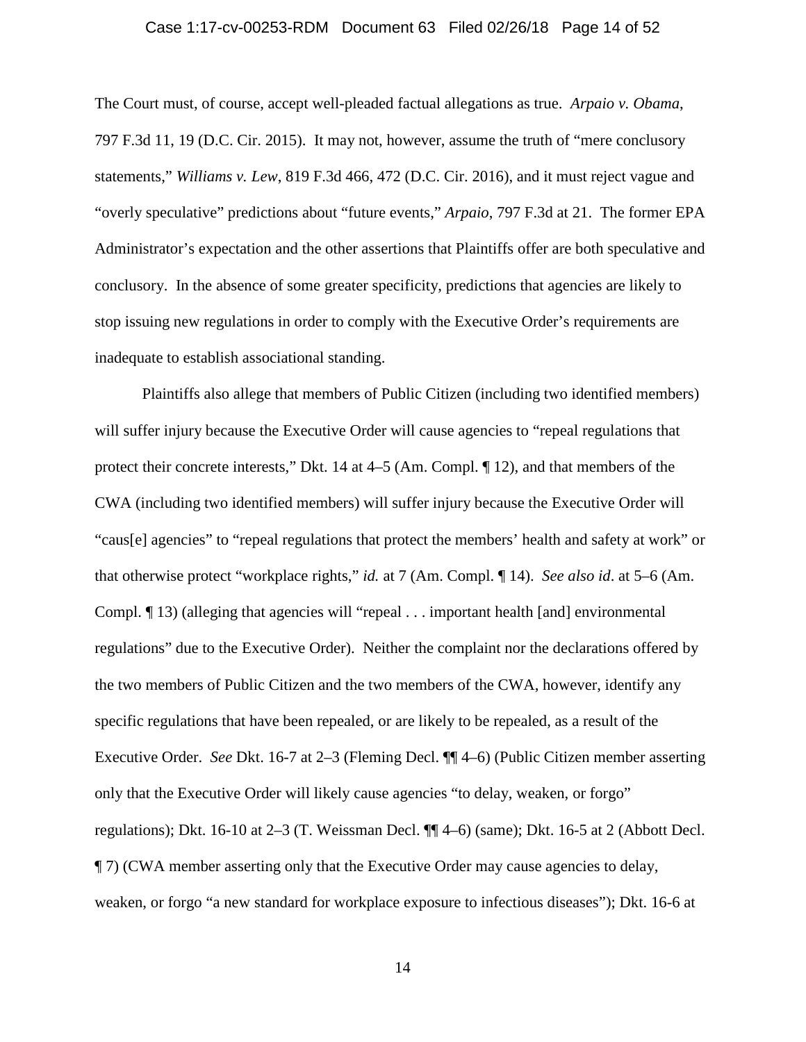The Court must, of course, accept well-pleaded factual allegations as true. *Arpaio v. Obama*, 797 F.3d 11, 19 (D.C. Cir. 2015). It may not, however, assume the truth of "mere conclusory statements," *Williams v. Lew*, 819 F.3d 466, 472 (D.C. Cir. 2016), and it must reject vague and "overly speculative" predictions about "future events," *Arpaio*, 797 F.3d at 21. The former EPA Administrator's expectation and the other assertions that Plaintiffs offer are both speculative and conclusory. In the absence of some greater specificity, predictions that agencies are likely to stop issuing new regulations in order to comply with the Executive Order's requirements are inadequate to establish associational standing.

Plaintiffs also allege that members of Public Citizen (including two identified members) will suffer injury because the Executive Order will cause agencies to "repeal regulations that protect their concrete interests," Dkt. 14 at 4–5 (Am. Compl. ¶ 12), and that members of the CWA (including two identified members) will suffer injury because the Executive Order will "caus[e] agencies" to "repeal regulations that protect the members' health and safety at work" or that otherwise protect "workplace rights," *id.* at 7 (Am. Compl. ¶ 14). *See also id*. at 5–6 (Am. Compl. ¶ 13) (alleging that agencies will "repeal . . . important health [and] environmental regulations" due to the Executive Order). Neither the complaint nor the declarations offered by the two members of Public Citizen and the two members of the CWA, however, identify any specific regulations that have been repealed, or are likely to be repealed, as a result of the Executive Order. *See* Dkt. 16-7 at 2–3 (Fleming Decl. ¶¶ 4–6) (Public Citizen member asserting only that the Executive Order will likely cause agencies "to delay, weaken, or forgo" regulations); Dkt. 16-10 at 2–3 (T. Weissman Decl. ¶¶ 4–6) (same); Dkt. 16-5 at 2 (Abbott Decl. ¶ 7) (CWA member asserting only that the Executive Order may cause agencies to delay, weaken, or forgo "a new standard for workplace exposure to infectious diseases"); Dkt. 16-6 at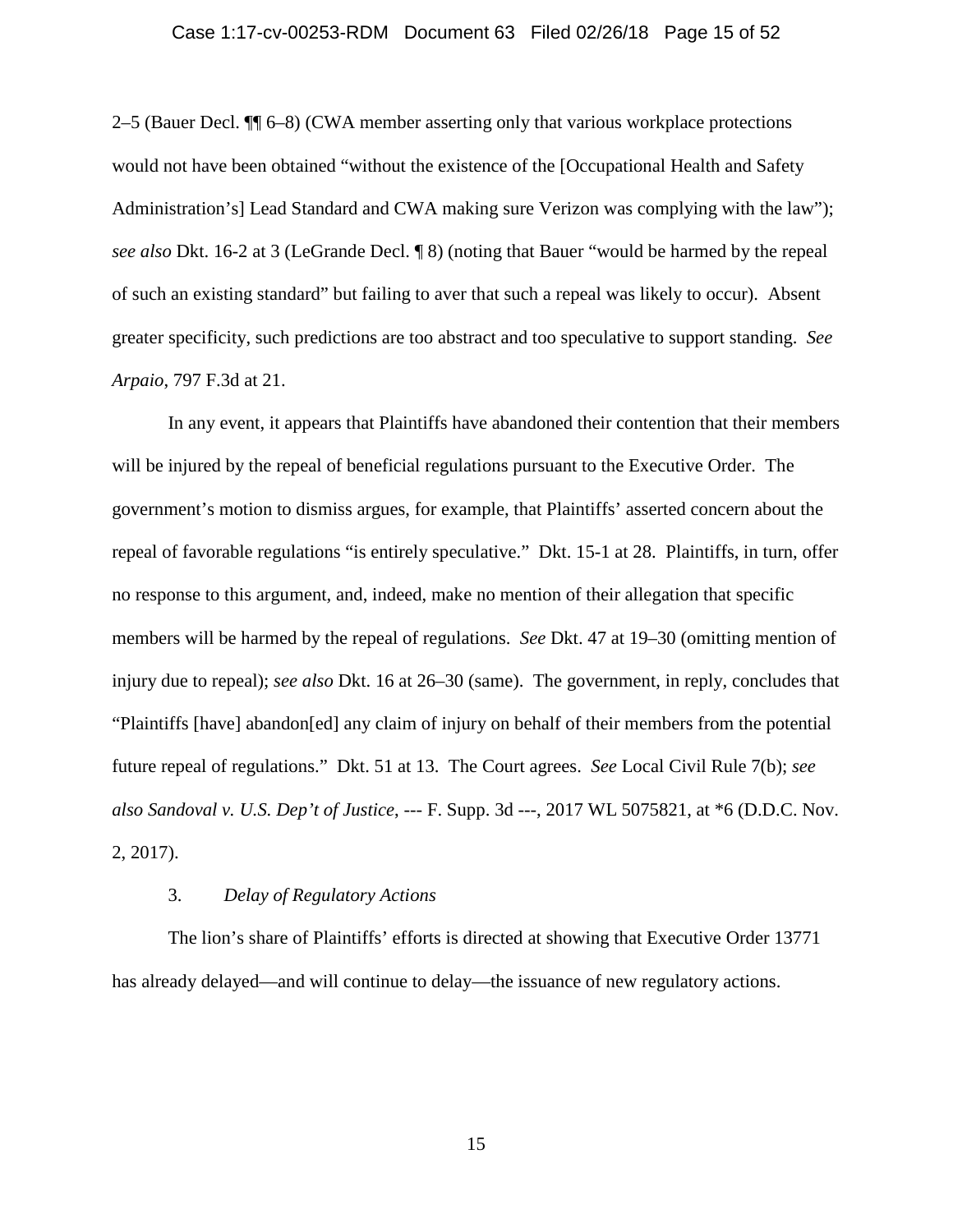2–5 (Bauer Decl. ¶¶ 6–8) (CWA member asserting only that various workplace protections would not have been obtained "without the existence of the [Occupational Health and Safety Administration's] Lead Standard and CWA making sure Verizon was complying with the law"); *see also* Dkt. 16-2 at 3 (LeGrande Decl. ¶ 8) (noting that Bauer "would be harmed by the repeal of such an existing standard" but failing to aver that such a repeal was likely to occur). Absent greater specificity, such predictions are too abstract and too speculative to support standing. *See Arpaio*, 797 F.3d at 21.

In any event, it appears that Plaintiffs have abandoned their contention that their members will be injured by the repeal of beneficial regulations pursuant to the Executive Order. The government's motion to dismiss argues, for example, that Plaintiffs' asserted concern about the repeal of favorable regulations "is entirely speculative." Dkt. 15-1 at 28. Plaintiffs, in turn, offer no response to this argument, and, indeed, make no mention of their allegation that specific members will be harmed by the repeal of regulations. *See* Dkt. 47 at 19–30 (omitting mention of injury due to repeal); *see also* Dkt. 16 at 26–30 (same). The government, in reply, concludes that "Plaintiffs [have] abandon[ed] any claim of injury on behalf of their members from the potential future repeal of regulations." Dkt. 51 at 13. The Court agrees. *See* Local Civil Rule 7(b); *see also Sandoval v. U.S. Dep't of Justice*, --- F. Supp. 3d ---, 2017 WL 5075821, at *6 (D.D.C. Nov. 2, 2017).

3. *Delay of Regulatory Actions*

The lion's share of Plaintiffs' efforts is directed at showing that Executive Order 13771 has already delayed—and will continue to delay—the issuance of new regulatory actions.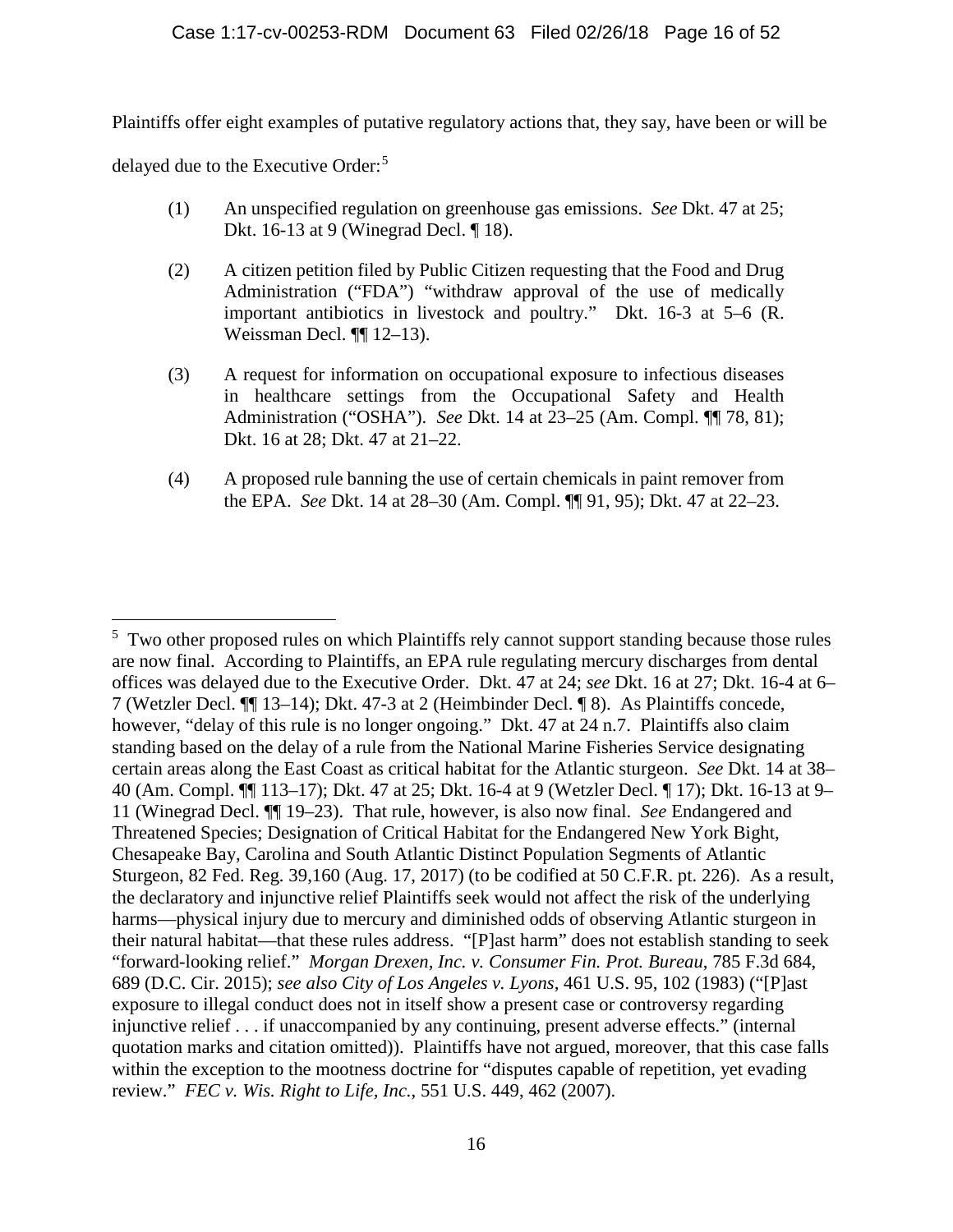Plaintiffs offer eight examples of putative regulatory actions that, they say, have been or will be delayed due to the Executive Order:[5]

(1) An unspecified regulation on greenhouse gas emissions. *See* Dkt. 47 at 25; Dkt. 16-13 at 9 (Winegrad Decl. ¶ 18).

(2) A citizen petition filed by Public Citizen requesting that the Food and Drug Administration ("FDA") "withdraw approval of the use of medically important antibiotics in livestock and poultry." Dkt. 16-3 at 5–6 (R. Weissman Decl. ¶¶ 12–13).

(3) A request for information on occupational exposure to infectious diseases in healthcare settings from the Occupational Safety and Health Administration ("OSHA"). *See* Dkt. 14 at 23–25 (Am. Compl. ¶¶ 78, 81); Dkt. 16 at 28; Dkt. 47 at 21–22.

(4) A proposed rule banning the use of certain chemicals in paint remover from the EPA. *See* Dkt. 14 at 28–30 (Am. Compl. ¶¶ 91, 95); Dkt. 47 at 22–23.

---

[5] Two other proposed rules on which Plaintiffs rely cannot support standing because those rules are now final. According to Plaintiffs, an EPA rule regulating mercury discharges from dental offices was delayed due to the Executive Order. Dkt. 47 at 24; *see* Dkt. 16 at 27; Dkt. 16-4 at 6–7 (Wetzler Decl. ¶¶ 13–14); Dkt. 47-3 at 2 (Heimbinder Decl. ¶ 8). As Plaintiffs concede, however, "delay of this rule is no longer ongoing." Dkt. 47 at 24 n.7. Plaintiffs also claim standing based on the delay of a rule from the National Marine Fisheries Service designating certain areas along the East Coast as critical habitat for the Atlantic sturgeon. *See* Dkt. 14 at 38–40 (Am. Compl. ¶¶ 113–17); Dkt. 47 at 25; Dkt. 16-4 at 9 (Wetzler Decl. ¶ 17); Dkt. 16-13 at 9–11 (Winegrad Decl. ¶¶ 19–23). That rule, however, is also now final. *See* Endangered and Threatened Species; Designation of Critical Habitat for the Endangered New York Bight, Chesapeake Bay, Carolina and South Atlantic Distinct Population Segments of Atlantic Sturgeon, 82 Fed. Reg. 39,160 (Aug. 17, 2017) (to be codified at 50 C.F.R. pt. 226). As a result, the declaratory and injunctive relief Plaintiffs seek would not affect the risk of the underlying harms—physical injury due to mercury and diminished odds of observing Atlantic sturgeon in their natural habitat—that these rules address. "[P]ast harm" does not establish standing to seek "forward-looking relief." *Morgan Drexen, Inc. v. Consumer Fin. Prot. Bureau*, 785 F.3d 684, 689 (D.C. Cir. 2015); *see also City of Los Angeles v. Lyons*, 461 U.S. 95, 102 (1983) ("[P]ast exposure to illegal conduct does not in itself show a present case or controversy regarding injunctive relief . . . if unaccompanied by any continuing, present adverse effects." (internal quotation marks and citation omitted)). Plaintiffs have not argued, moreover, that this case falls within the exception to the mootness doctrine for "disputes capable of repetition, yet evading review." *FEC v. Wis. Right to Life, Inc.*, 551 U.S. 449, 462 (2007).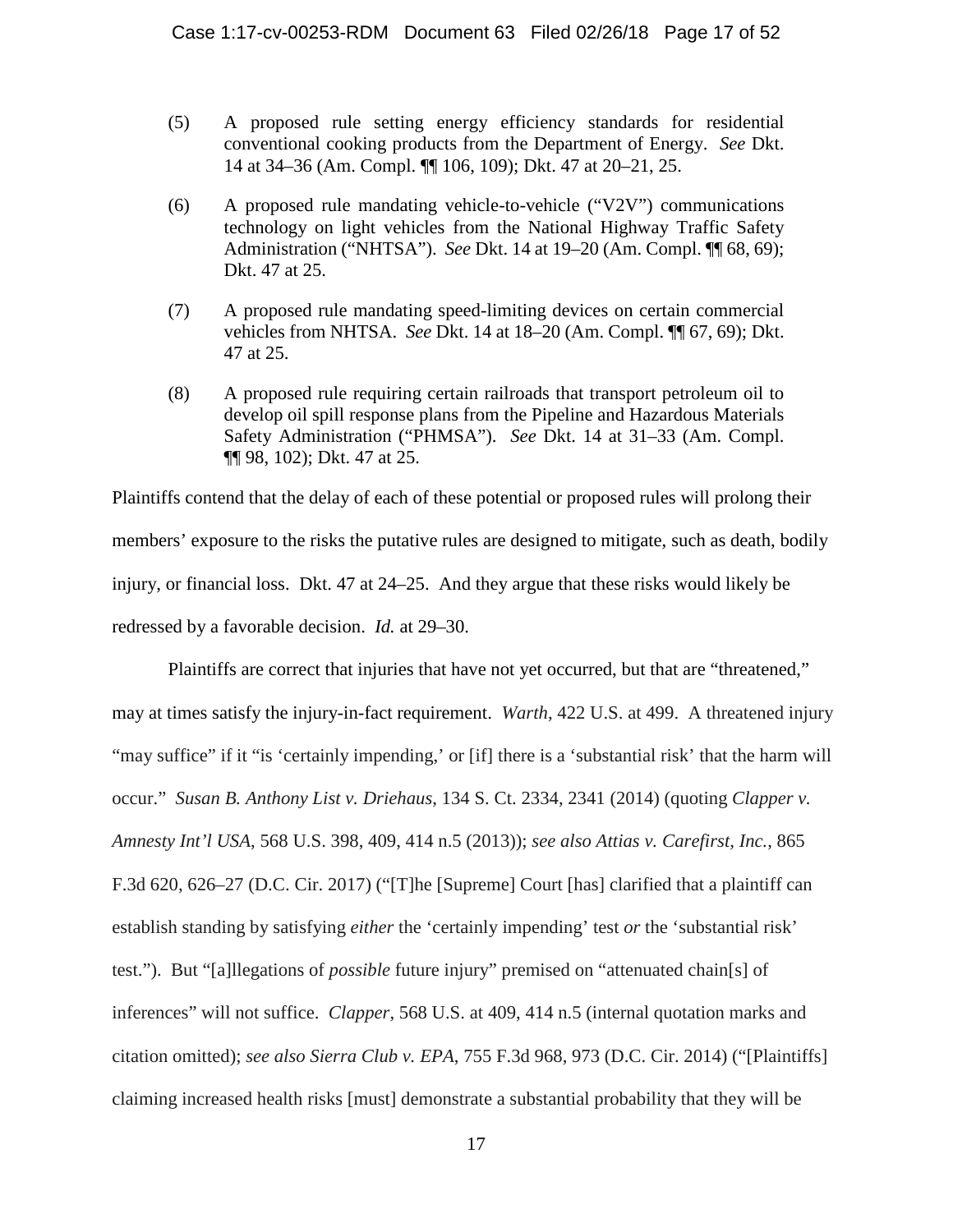(5) A proposed rule setting energy efficiency standards for residential conventional cooking products from the Department of Energy. *See* Dkt. 14 at 34–36 (Am. Compl. ¶¶ 106, 109); Dkt. 47 at 20–21, 25.

(6) A proposed rule mandating vehicle-to-vehicle ("V2V") communications technology on light vehicles from the National Highway Traffic Safety Administration ("NHTSA"). *See* Dkt. 14 at 19–20 (Am. Compl. ¶¶ 68, 69); Dkt. 47 at 25.

(7) A proposed rule mandating speed-limiting devices on certain commercial vehicles from NHTSA. *See* Dkt. 14 at 18–20 (Am. Compl. ¶¶ 67, 69); Dkt. 47 at 25.

(8) A proposed rule requiring certain railroads that transport petroleum oil to develop oil spill response plans from the Pipeline and Hazardous Materials Safety Administration ("PHMSA"). *See* Dkt. 14 at 31–33 (Am. Compl. ¶¶ 98, 102); Dkt. 47 at 25.

Plaintiffs contend that the delay of each of these potential or proposed rules will prolong their members' exposure to the risks the putative rules are designed to mitigate, such as death, bodily injury, or financial loss. Dkt. 47 at 24–25. And they argue that these risks would likely be redressed by a favorable decision. *Id.* at 29–30.

Plaintiffs are correct that injuries that have not yet occurred, but that are "threatened," may at times satisfy the injury-in-fact requirement. *Warth*, 422 U.S. at 499. A threatened injury "may suffice" if it "is 'certainly impending,' or [if] there is a 'substantial risk' that the harm will occur." *Susan B. Anthony List v. Driehaus*, 134 S. Ct. 2334, 2341 (2014) (quoting *Clapper v. Amnesty Int'l USA*, 568 U.S. 398, 409, 414 n.5 (2013)); *see also Attias v. Carefirst, Inc.*, 865 F.3d 620, 626–27 (D.C. Cir. 2017) ("[T]he [Supreme] Court [has] clarified that a plaintiff can establish standing by satisfying *either* the 'certainly impending' test *or* the 'substantial risk' test."). But "[a]llegations of *possible* future injury" premised on "attenuated chain[s] of inferences" will not suffice. *Clapper*, 568 U.S. at 409, 414 n.5 (internal quotation marks and citation omitted); *see also Sierra Club v. EPA*, 755 F.3d 968, 973 (D.C. Cir. 2014) ("[Plaintiffs] claiming increased health risks [must] demonstrate a substantial probability that they will be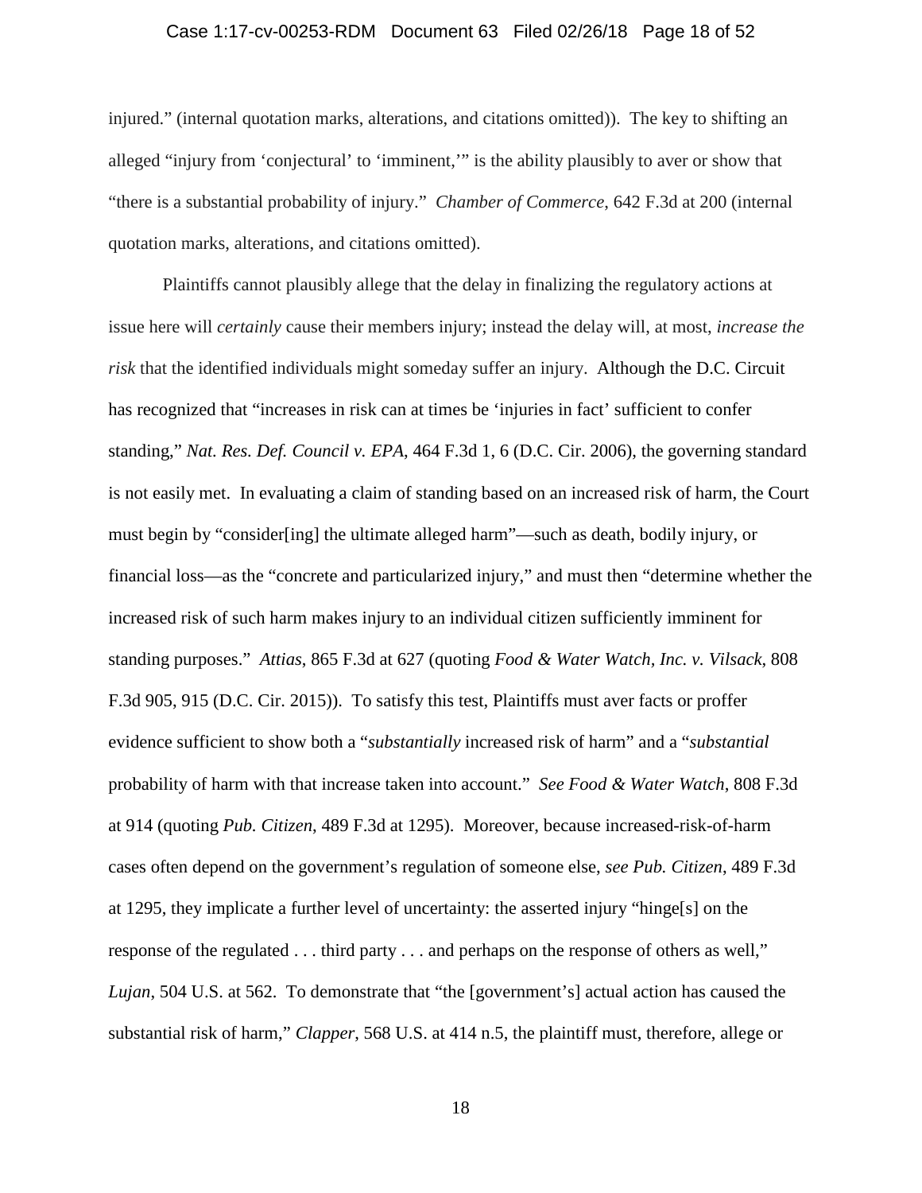injured." (internal quotation marks, alterations, and citations omitted)). The key to shifting an alleged "injury from 'conjectural' to 'imminent,'" is the ability plausibly to aver or show that "there is a substantial probability of injury." *Chamber of Commerce*, 642 F.3d at 200 (internal quotation marks, alterations, and citations omitted).

Plaintiffs cannot plausibly allege that the delay in finalizing the regulatory actions at issue here will *certainly* cause their members injury; instead the delay will, at most, *increase the risk* that the identified individuals might someday suffer an injury. Although the D.C. Circuit has recognized that "increases in risk can at times be 'injuries in fact' sufficient to confer standing," *Nat. Res. Def. Council v. EPA*, 464 F.3d 1, 6 (D.C. Cir. 2006), the governing standard is not easily met. In evaluating a claim of standing based on an increased risk of harm, the Court must begin by "consider[ing] the ultimate alleged harm"—such as death, bodily injury, or financial loss—as the "concrete and particularized injury," and must then "determine whether the increased risk of such harm makes injury to an individual citizen sufficiently imminent for standing purposes." *Attias*, 865 F.3d at 627 (quoting *Food & Water Watch, Inc. v. Vilsack*, 808 F.3d 905, 915 (D.C. Cir. 2015)). To satisfy this test, Plaintiffs must aver facts or proffer evidence sufficient to show both a "*substantially* increased risk of harm" and a "*substantial* probability of harm with that increase taken into account." *See Food & Water Watch*, 808 F.3d at 914 (quoting *Pub. Citizen*, 489 F.3d at 1295). Moreover, because increased-risk-of-harm cases often depend on the government's regulation of someone else, *see Pub. Citizen*, 489 F.3d at 1295, they implicate a further level of uncertainty: the asserted injury "hinge[s] on the response of the regulated . . . third party . . . and perhaps on the response of others as well," *Lujan*, 504 U.S. at 562. To demonstrate that "the [government's] actual action has caused the substantial risk of harm," *Clapper*, 568 U.S. at 414 n.5, the plaintiff must, therefore, allege or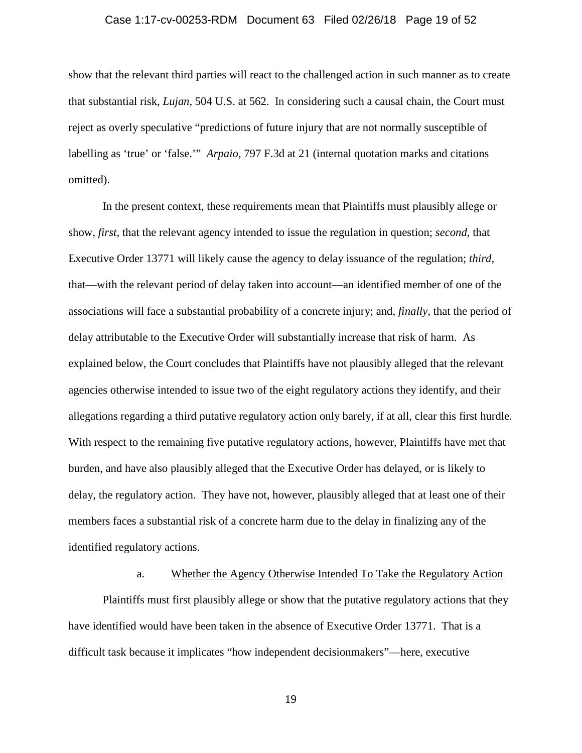show that the relevant third parties will react to the challenged action in such manner as to create that substantial risk, *Lujan*, 504 U.S. at 562. In considering such a causal chain, the Court must reject as overly speculative "predictions of future injury that are not normally susceptible of labelling as 'true' or 'false.'" *Arpaio*, 797 F.3d at 21 (internal quotation marks and citations omitted).

In the present context, these requirements mean that Plaintiffs must plausibly allege or show, *first*, that the relevant agency intended to issue the regulation in question; *second*, that Executive Order 13771 will likely cause the agency to delay issuance of the regulation; *third*, that—with the relevant period of delay taken into account—an identified member of one of the associations will face a substantial probability of a concrete injury; and, *finally*, that the period of delay attributable to the Executive Order will substantially increase that risk of harm. As explained below, the Court concludes that Plaintiffs have not plausibly alleged that the relevant agencies otherwise intended to issue two of the eight regulatory actions they identify, and their allegations regarding a third putative regulatory action only barely, if at all, clear this first hurdle. With respect to the remaining five putative regulatory actions, however, Plaintiffs have met that burden, and have also plausibly alleged that the Executive Order has delayed, or is likely to delay, the regulatory action. They have not, however, plausibly alleged that at least one of their members faces a substantial risk of a concrete harm due to the delay in finalizing any of the identified regulatory actions.

a. Whether the Agency Otherwise Intended To Take the Regulatory Action

Plaintiffs must first plausibly allege or show that the putative regulatory actions that they have identified would have been taken in the absence of Executive Order 13771. That is a difficult task because it implicates "how independent decisionmakers"—here, executive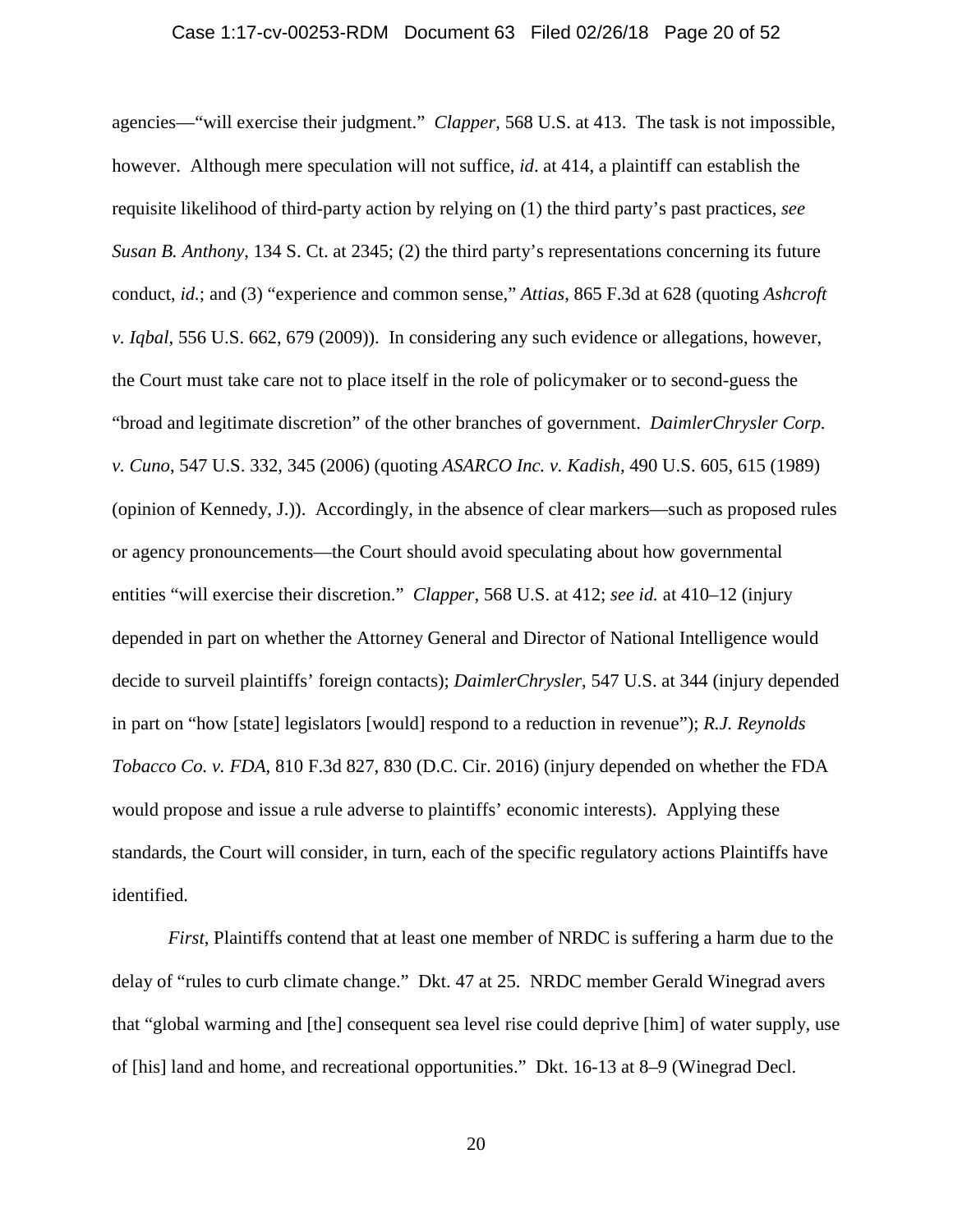agencies—"will exercise their judgment." *Clapper*, 568 U.S. at 413. The task is not impossible, however. Although mere speculation will not suffice, *id*. at 414, a plaintiff can establish the requisite likelihood of third-party action by relying on (1) the third party's past practices, *see Susan B. Anthony*, 134 S. Ct. at 2345; (2) the third party's representations concerning its future conduct, *id.*; and (3) "experience and common sense," *Attias*, 865 F.3d at 628 (quoting *Ashcroft v. Iqbal*, 556 U.S. 662, 679 (2009)). In considering any such evidence or allegations, however, the Court must take care not to place itself in the role of policymaker or to second-guess the "broad and legitimate discretion" of the other branches of government. *DaimlerChrysler Corp. v. Cuno*, 547 U.S. 332, 345 (2006) (quoting *ASARCO Inc. v. Kadish*, 490 U.S. 605, 615 (1989) (opinion of Kennedy, J.)). Accordingly, in the absence of clear markers—such as proposed rules or agency pronouncements—the Court should avoid speculating about how governmental entities "will exercise their discretion." *Clapper*, 568 U.S. at 412; *see id.* at 410–12 (injury depended in part on whether the Attorney General and Director of National Intelligence would decide to surveil plaintiffs' foreign contacts); *DaimlerChrysler*, 547 U.S. at 344 (injury depended in part on "how [state] legislators [would] respond to a reduction in revenue"); *R.J. Reynolds Tobacco Co. v. FDA*, 810 F.3d 827, 830 (D.C. Cir. 2016) (injury depended on whether the FDA would propose and issue a rule adverse to plaintiffs' economic interests). Applying these standards, the Court will consider, in turn, each of the specific regulatory actions Plaintiffs have identified.

*First*, Plaintiffs contend that at least one member of NRDC is suffering a harm due to the delay of "rules to curb climate change." Dkt. 47 at 25. NRDC member Gerald Winegrad avers that "global warming and [the] consequent sea level rise could deprive [him] of water supply, use of [his] land and home, and recreational opportunities." Dkt. 16-13 at 8–9 (Winegrad Decl.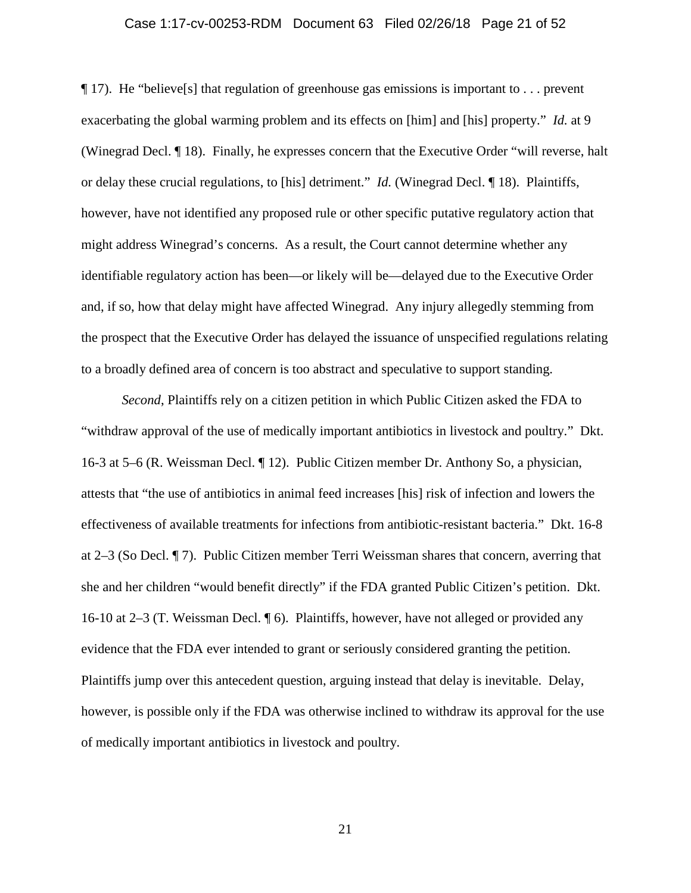¶ 17). He "believe[s] that regulation of greenhouse gas emissions is important to . . . prevent exacerbating the global warming problem and its effects on [him] and [his] property." *Id.* at 9 (Winegrad Decl. ¶ 18). Finally, he expresses concern that the Executive Order "will reverse, halt or delay these crucial regulations, to [his] detriment." *Id.* (Winegrad Decl. ¶ 18). Plaintiffs, however, have not identified any proposed rule or other specific putative regulatory action that might address Winegrad's concerns. As a result, the Court cannot determine whether any identifiable regulatory action has been—or likely will be—delayed due to the Executive Order and, if so, how that delay might have affected Winegrad. Any injury allegedly stemming from the prospect that the Executive Order has delayed the issuance of unspecified regulations relating to a broadly defined area of concern is too abstract and speculative to support standing.

*Second*, Plaintiffs rely on a citizen petition in which Public Citizen asked the FDA to "withdraw approval of the use of medically important antibiotics in livestock and poultry." Dkt. 16-3 at 5–6 (R. Weissman Decl. ¶ 12). Public Citizen member Dr. Anthony So, a physician, attests that "the use of antibiotics in animal feed increases [his] risk of infection and lowers the effectiveness of available treatments for infections from antibiotic-resistant bacteria." Dkt. 16-8 at 2–3 (So Decl. ¶ 7). Public Citizen member Terri Weissman shares that concern, averring that she and her children "would benefit directly" if the FDA granted Public Citizen's petition. Dkt. 16-10 at 2–3 (T. Weissman Decl. ¶ 6). Plaintiffs, however, have not alleged or provided any evidence that the FDA ever intended to grant or seriously considered granting the petition. Plaintiffs jump over this antecedent question, arguing instead that delay is inevitable. Delay, however, is possible only if the FDA was otherwise inclined to withdraw its approval for the use of medically important antibiotics in livestock and poultry.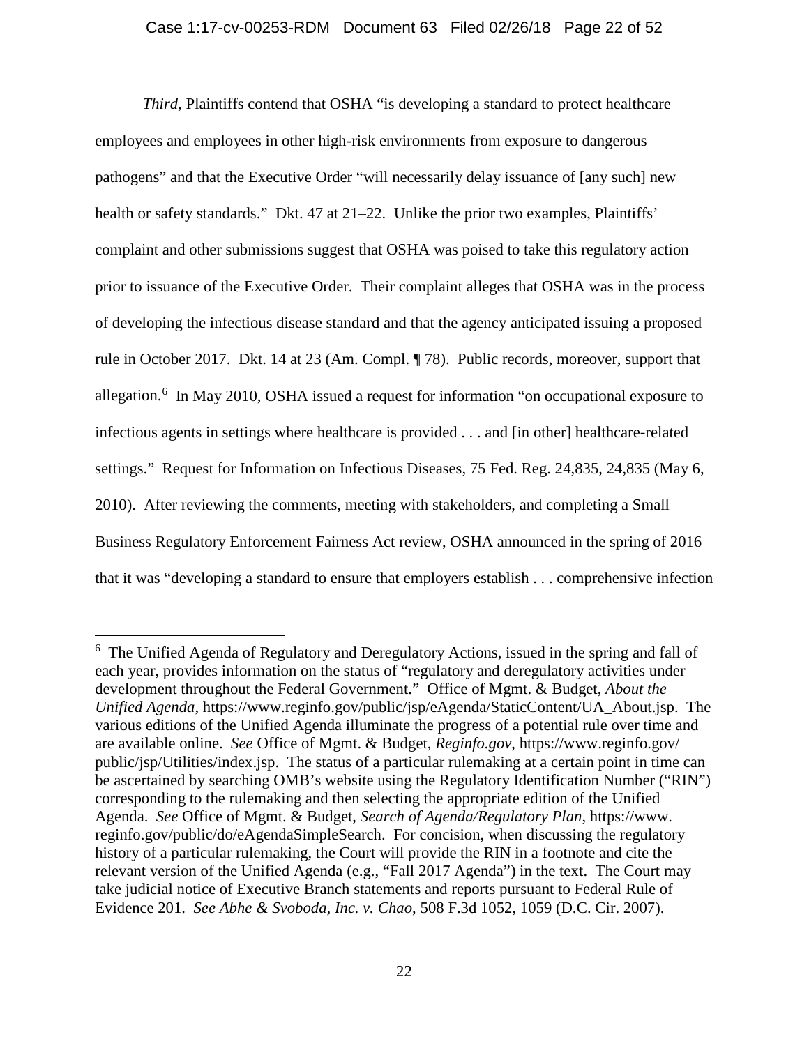*Third*, Plaintiffs contend that OSHA "is developing a standard to protect healthcare employees and employees in other high-risk environments from exposure to dangerous pathogens" and that the Executive Order "will necessarily delay issuance of [any such] new health or safety standards." Dkt. 47 at 21–22. Unlike the prior two examples, Plaintiffs' complaint and other submissions suggest that OSHA was poised to take this regulatory action prior to issuance of the Executive Order. Their complaint alleges that OSHA was in the process of developing the infectious disease standard and that the agency anticipated issuing a proposed rule in October 2017. Dkt. 14 at 23 (Am. Compl. ¶ 78). Public records, moreover, support that allegation.[6] In May 2010, OSHA issued a request for information "on occupational exposure to infectious agents in settings where healthcare is provided . . . and [in other] healthcare-related settings." Request for Information on Infectious Diseases, 75 Fed. Reg. 24,835, 24,835 (May 6, 2010). After reviewing the comments, meeting with stakeholders, and completing a Small Business Regulatory Enforcement Fairness Act review, OSHA announced in the spring of 2016 that it was "developing a standard to ensure that employers establish . . . comprehensive infection

---

[6] The Unified Agenda of Regulatory and Deregulatory Actions, issued in the spring and fall of each year, provides information on the status of "regulatory and deregulatory activities under development throughout the Federal Government." Office of Mgmt. & Budget, *About the Unified Agenda*, https://www.reginfo.gov/public/jsp/eAgenda/StaticContent/UA_About.jsp. The various editions of the Unified Agenda illuminate the progress of a potential rule over time and are available online. *See* Office of Mgmt. & Budget, *Reginfo.gov*, https://www.reginfo.gov/public/jsp/Utilities/index.jsp. The status of a particular rulemaking at a certain point in time can be ascertained by searching OMB's website using the Regulatory Identification Number ("RIN") corresponding to the rulemaking and then selecting the appropriate edition of the Unified Agenda. *See* Office of Mgmt. & Budget, *Search of Agenda/Regulatory Plan*, https://www.reginfo.gov/public/do/eAgendaSimpleSearch. For concision, when discussing the regulatory history of a particular rulemaking, the Court will provide the RIN in a footnote and cite the relevant version of the Unified Agenda (e.g., "Fall 2017 Agenda") in the text. The Court may take judicial notice of Executive Branch statements and reports pursuant to Federal Rule of Evidence 201. *See Abhe & Svoboda, Inc. v. Chao*, 508 F.3d 1052, 1059 (D.C. Cir. 2007).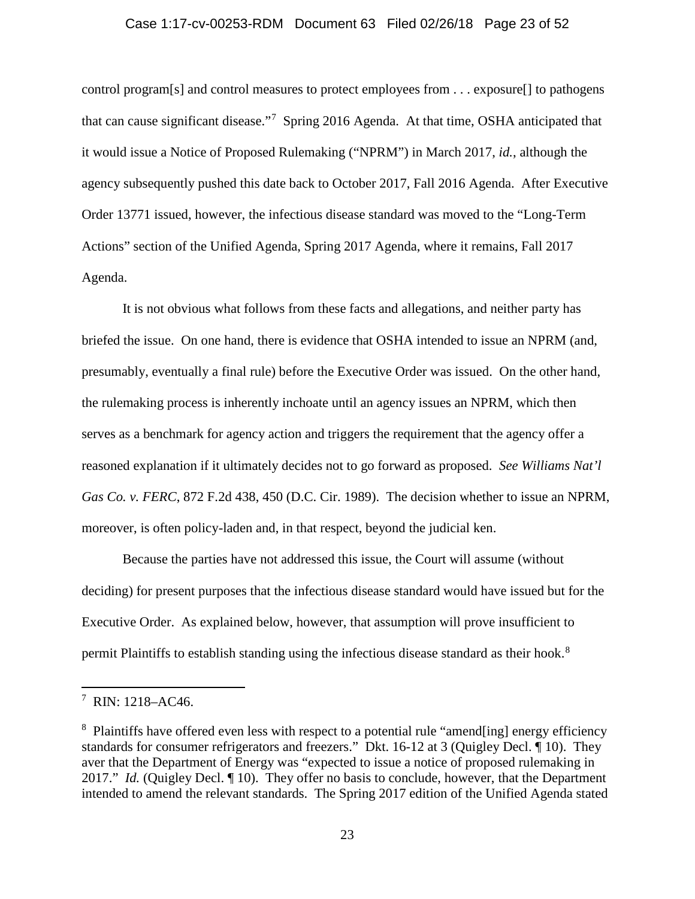control program[s] and control measures to protect employees from . . . exposure[] to pathogens that can cause significant disease."[7] Spring 2016 Agenda. At that time, OSHA anticipated that it would issue a Notice of Proposed Rulemaking ("NPRM") in March 2017, *id.*, although the agency subsequently pushed this date back to October 2017, Fall 2016 Agenda. After Executive Order 13771 issued, however, the infectious disease standard was moved to the "Long-Term Actions" section of the Unified Agenda, Spring 2017 Agenda, where it remains, Fall 2017 Agenda.

It is not obvious what follows from these facts and allegations, and neither party has briefed the issue. On one hand, there is evidence that OSHA intended to issue an NPRM (and, presumably, eventually a final rule) before the Executive Order was issued. On the other hand, the rulemaking process is inherently inchoate until an agency issues an NPRM, which then serves as a benchmark for agency action and triggers the requirement that the agency offer a reasoned explanation if it ultimately decides not to go forward as proposed. *See Williams Nat'l Gas Co. v. FERC*, 872 F.2d 438, 450 (D.C. Cir. 1989). The decision whether to issue an NPRM, moreover, is often policy-laden and, in that respect, beyond the judicial ken.

Because the parties have not addressed this issue, the Court will assume (without deciding) for present purposes that the infectious disease standard would have issued but for the Executive Order. As explained below, however, that assumption will prove insufficient to permit Plaintiffs to establish standing using the infectious disease standard as their hook.[8]

---

[7] RIN: 1218–AC46.

[8] Plaintiffs have offered even less with respect to a potential rule "amend[ing] energy efficiency standards for consumer refrigerators and freezers." Dkt. 16-12 at 3 (Quigley Decl. ¶ 10). They aver that the Department of Energy was "expected to issue a notice of proposed rulemaking in 2017." *Id.* (Quigley Decl. ¶ 10). They offer no basis to conclude, however, that the Department intended to amend the relevant standards. The Spring 2017 edition of the Unified Agenda stated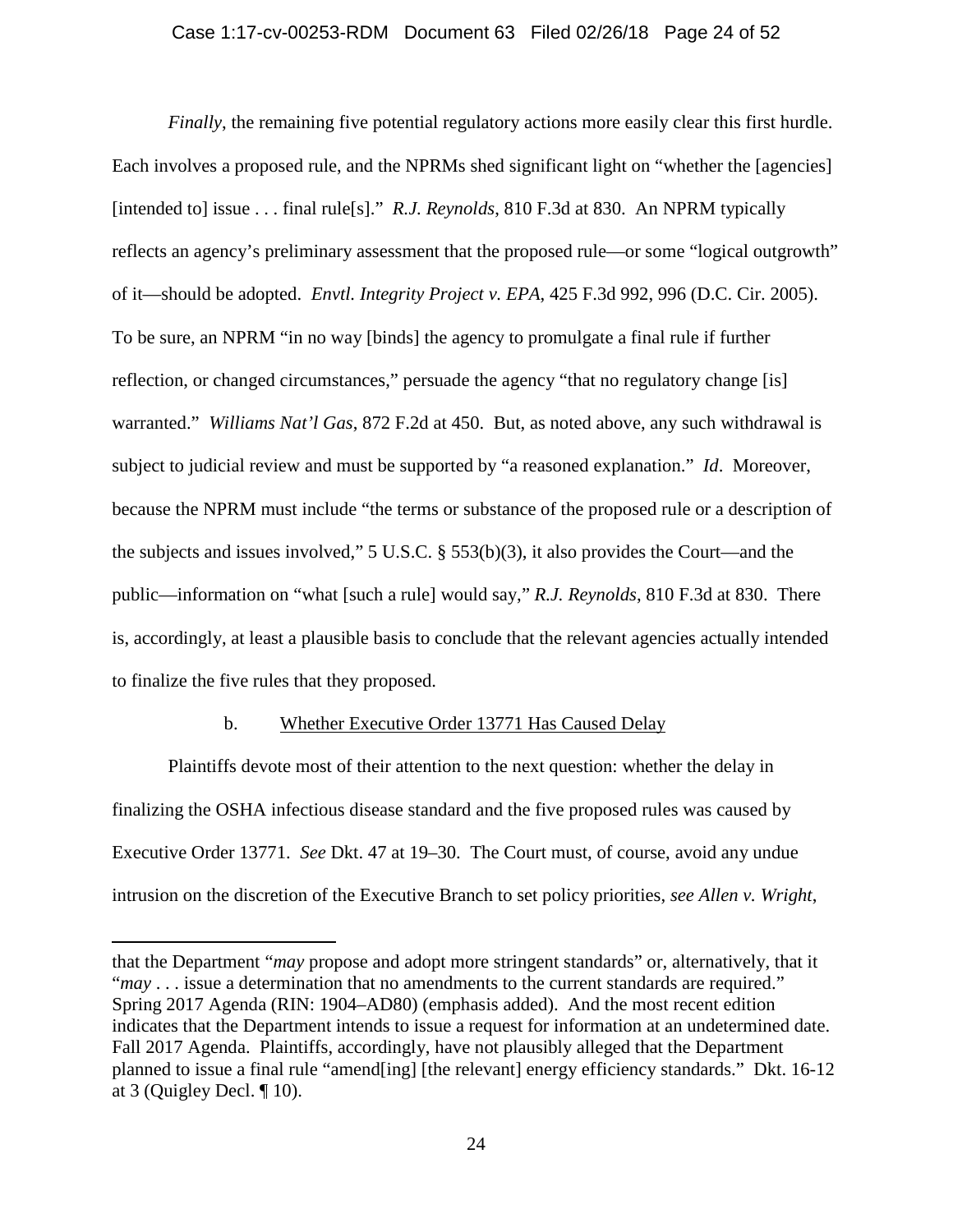*Finally*, the remaining five potential regulatory actions more easily clear this first hurdle. Each involves a proposed rule, and the NPRMs shed significant light on "whether the [agencies] [intended to] issue . . . final rule[s]." *R.J. Reynolds*, 810 F.3d at 830. An NPRM typically reflects an agency's preliminary assessment that the proposed rule—or some "logical outgrowth" of it—should be adopted. *Envtl. Integrity Project v. EPA*, 425 F.3d 992, 996 (D.C. Cir. 2005). To be sure, an NPRM "in no way [binds] the agency to promulgate a final rule if further reflection, or changed circumstances," persuade the agency "that no regulatory change [is] warranted." *Williams Nat'l Gas*, 872 F.2d at 450. But, as noted above, any such withdrawal is subject to judicial review and must be supported by "a reasoned explanation." *Id*. Moreover, because the NPRM must include "the terms or substance of the proposed rule or a description of the subjects and issues involved," 5 U.S.C. § 553(b)(3), it also provides the Court—and the public—information on "what [such a rule] would say," *R.J. Reynolds*, 810 F.3d at 830. There is, accordingly, at least a plausible basis to conclude that the relevant agencies actually intended to finalize the five rules that they proposed.

b. Whether Executive Order 13771 Has Caused Delay

Plaintiffs devote most of their attention to the next question: whether the delay in finalizing the OSHA infectious disease standard and the five proposed rules was caused by Executive Order 13771. *See* Dkt. 47 at 19–30. The Court must, of course, avoid any undue intrusion on the discretion of the Executive Branch to set policy priorities, *see Allen v. Wright*,

---

that the Department "*may* propose and adopt more stringent standards" or, alternatively, that it "*may* . . . issue a determination that no amendments to the current standards are required." Spring 2017 Agenda (RIN: 1904–AD80) (emphasis added). And the most recent edition indicates that the Department intends to issue a request for information at an undetermined date. Fall 2017 Agenda. Plaintiffs, accordingly, have not plausibly alleged that the Department planned to issue a final rule "amend[ing] [the relevant] energy efficiency standards." Dkt. 16-12 at 3 (Quigley Decl. ¶ 10).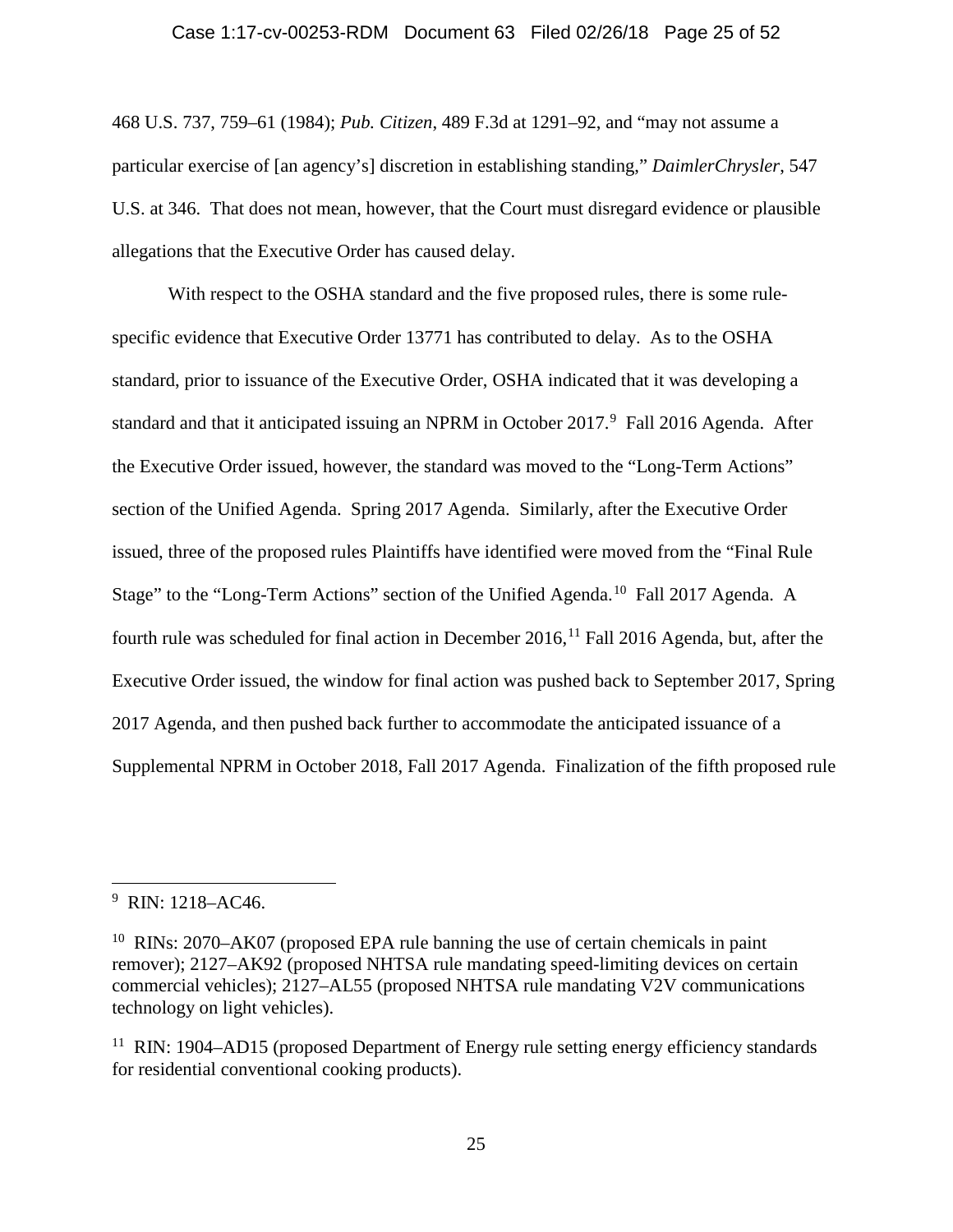468 U.S. 737, 759–61 (1984); *Pub. Citizen*, 489 F.3d at 1291–92, and "may not assume a particular exercise of [an agency's] discretion in establishing standing," *DaimlerChrysler*, 547 U.S. at 346. That does not mean, however, that the Court must disregard evidence or plausible allegations that the Executive Order has caused delay.

With respect to the OSHA standard and the five proposed rules, there is some rule-specific evidence that Executive Order 13771 has contributed to delay. As to the OSHA standard, prior to issuance of the Executive Order, OSHA indicated that it was developing a standard and that it anticipated issuing an NPRM in October 2017.[9] Fall 2016 Agenda. After the Executive Order issued, however, the standard was moved to the "Long-Term Actions" section of the Unified Agenda. Spring 2017 Agenda. Similarly, after the Executive Order issued, three of the proposed rules Plaintiffs have identified were moved from the "Final Rule Stage" to the "Long-Term Actions" section of the Unified Agenda.[10] Fall 2017 Agenda. A fourth rule was scheduled for final action in December 2016,[11] Fall 2016 Agenda, but, after the Executive Order issued, the window for final action was pushed back to September 2017, Spring 2017 Agenda, and then pushed back further to accommodate the anticipated issuance of a Supplemental NPRM in October 2018, Fall 2017 Agenda. Finalization of the fifth proposed rule

---

[9] RIN: 1218–AC46.

[10] RINs: 2070–AK07 (proposed EPA rule banning the use of certain chemicals in paint remover); 2127–AK92 (proposed NHTSA rule mandating speed-limiting devices on certain commercial vehicles); 2127–AL55 (proposed NHTSA rule mandating V2V communications technology on light vehicles).

[11] RIN: 1904–AD15 (proposed Department of Energy rule setting energy efficiency standards for residential conventional cooking products).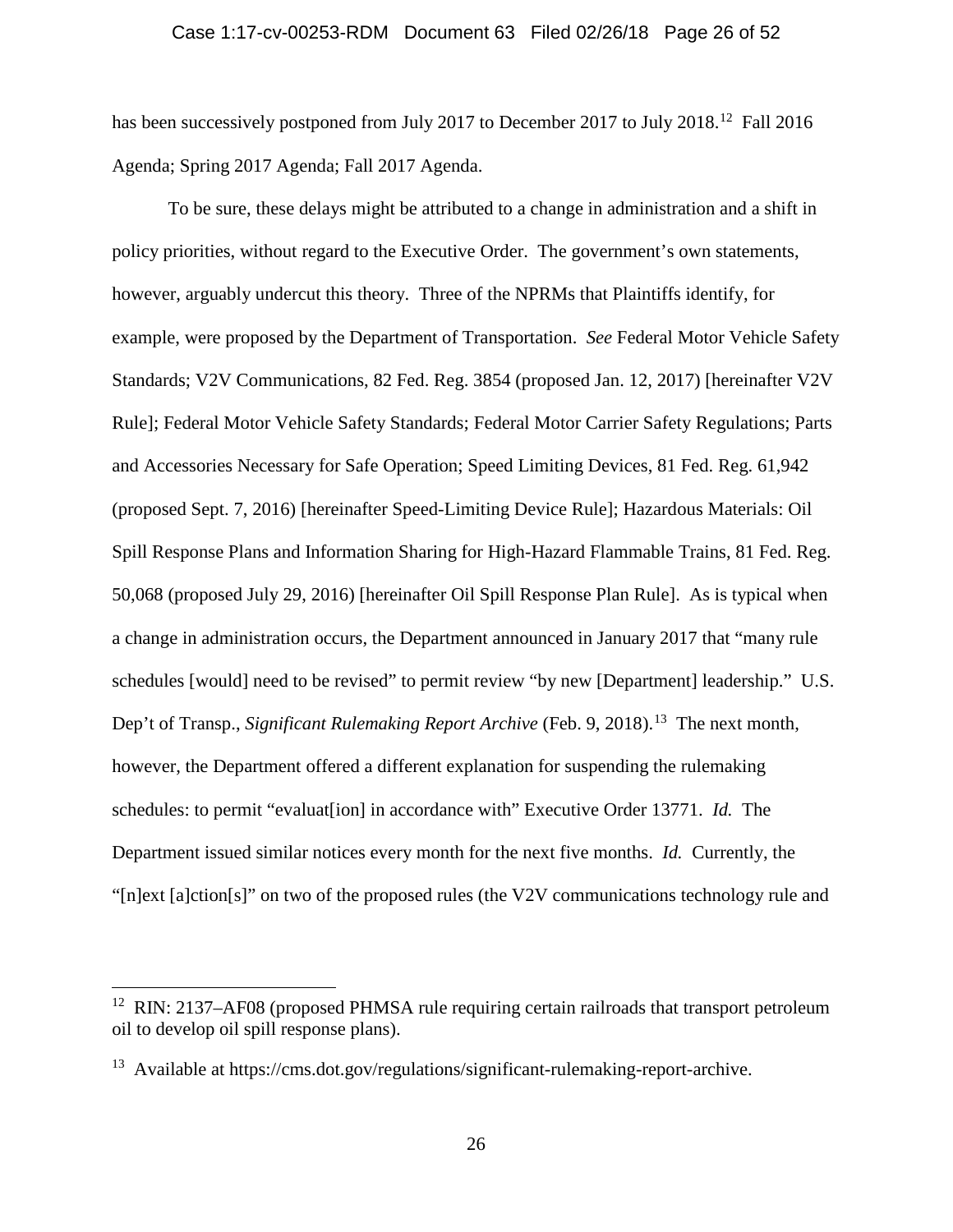has been successively postponed from July 2017 to December 2017 to July 2018.[12] Fall 2016 Agenda; Spring 2017 Agenda; Fall 2017 Agenda.

To be sure, these delays might be attributed to a change in administration and a shift in policy priorities, without regard to the Executive Order. The government's own statements, however, arguably undercut this theory. Three of the NPRMs that Plaintiffs identify, for example, were proposed by the Department of Transportation. *See* Federal Motor Vehicle Safety Standards; V2V Communications, 82 Fed. Reg. 3854 (proposed Jan. 12, 2017) [hereinafter V2V Rule]; Federal Motor Vehicle Safety Standards; Federal Motor Carrier Safety Regulations; Parts and Accessories Necessary for Safe Operation; Speed Limiting Devices, 81 Fed. Reg. 61,942 (proposed Sept. 7, 2016) [hereinafter Speed-Limiting Device Rule]; Hazardous Materials: Oil Spill Response Plans and Information Sharing for High-Hazard Flammable Trains, 81 Fed. Reg. 50,068 (proposed July 29, 2016) [hereinafter Oil Spill Response Plan Rule]. As is typical when a change in administration occurs, the Department announced in January 2017 that "many rule schedules [would] need to be revised" to permit review "by new [Department] leadership." U.S. Dep't of Transp., *Significant Rulemaking Report Archive* (Feb. 9, 2018).[13] The next month, however, the Department offered a different explanation for suspending the rulemaking schedules: to permit "evaluat[ion] in accordance with" Executive Order 13771. *Id.* The Department issued similar notices every month for the next five months. *Id.* Currently, the "[n]ext [a]ction[s]" on two of the proposed rules (the V2V communications technology rule and

---

[12] RIN: 2137–AF08 (proposed PHMSA rule requiring certain railroads that transport petroleum oil to develop oil spill response plans).

[13] Available at https://cms.dot.gov/regulations/significant-rulemaking-report-archive.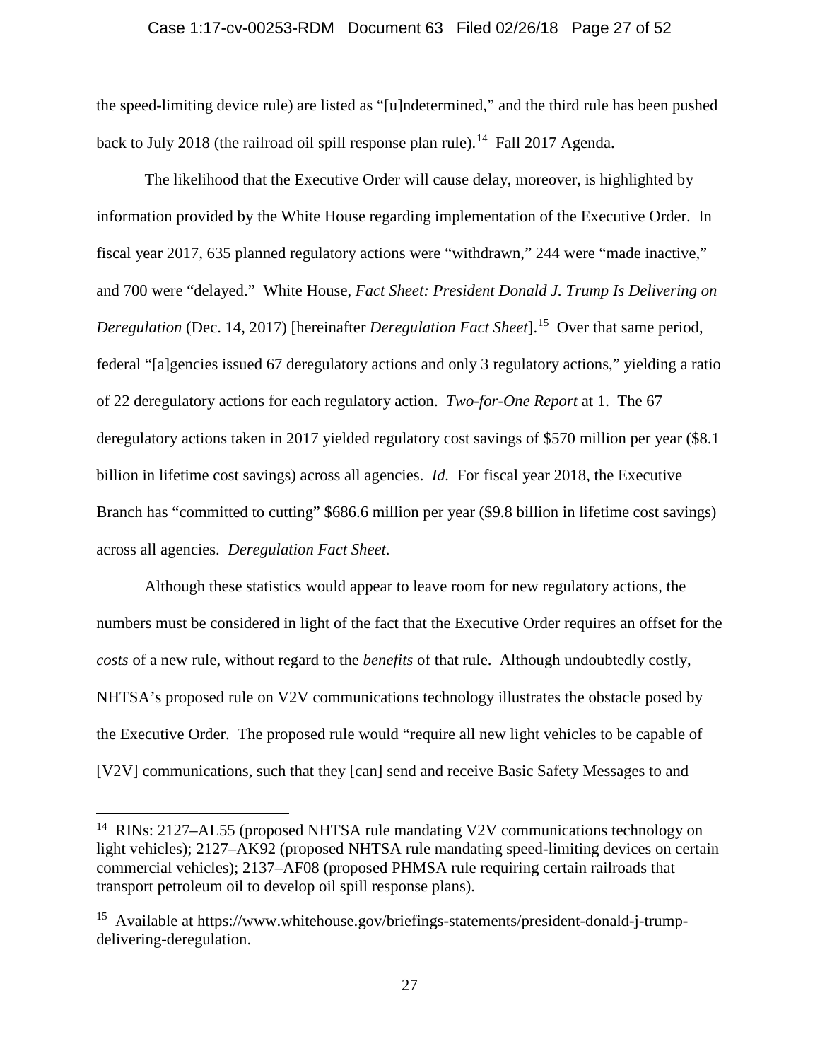the speed-limiting device rule) are listed as "[u]ndetermined," and the third rule has been pushed back to July 2018 (the railroad oil spill response plan rule).[14] Fall 2017 Agenda.

The likelihood that the Executive Order will cause delay, moreover, is highlighted by information provided by the White House regarding implementation of the Executive Order. In fiscal year 2017, 635 planned regulatory actions were "withdrawn," 244 were "made inactive," and 700 were "delayed." White House, *Fact Sheet: President Donald J. Trump Is Delivering on Deregulation* (Dec. 14, 2017) [hereinafter *Deregulation Fact Sheet*].[15] Over that same period, federal "[a]gencies issued 67 deregulatory actions and only 3 regulatory actions," yielding a ratio of 22 deregulatory actions for each regulatory action. *Two-for-One Report* at 1. The 67 deregulatory actions taken in 2017 yielded regulatory cost savings of $570 million per year ($8.1 billion in lifetime cost savings) across all agencies. *Id.* For fiscal year 2018, the Executive Branch has "committed to cutting" $686.6 million per year ($9.8 billion in lifetime cost savings) across all agencies. *Deregulation Fact Sheet*.

Although these statistics would appear to leave room for new regulatory actions, the numbers must be considered in light of the fact that the Executive Order requires an offset for the *costs* of a new rule, without regard to the *benefits* of that rule. Although undoubtedly costly, NHTSA's proposed rule on V2V communications technology illustrates the obstacle posed by the Executive Order. The proposed rule would "require all new light vehicles to be capable of [V2V] communications, such that they [can] send and receive Basic Safety Messages to and

---

[14] RINs: 2127–AL55 (proposed NHTSA rule mandating V2V communications technology on light vehicles); 2127–AK92 (proposed NHTSA rule mandating speed-limiting devices on certain commercial vehicles); 2137–AF08 (proposed PHMSA rule requiring certain railroads that transport petroleum oil to develop oil spill response plans).

[15] Available at https://www.whitehouse.gov/briefings-statements/president-donald-j-trump-delivering-deregulation.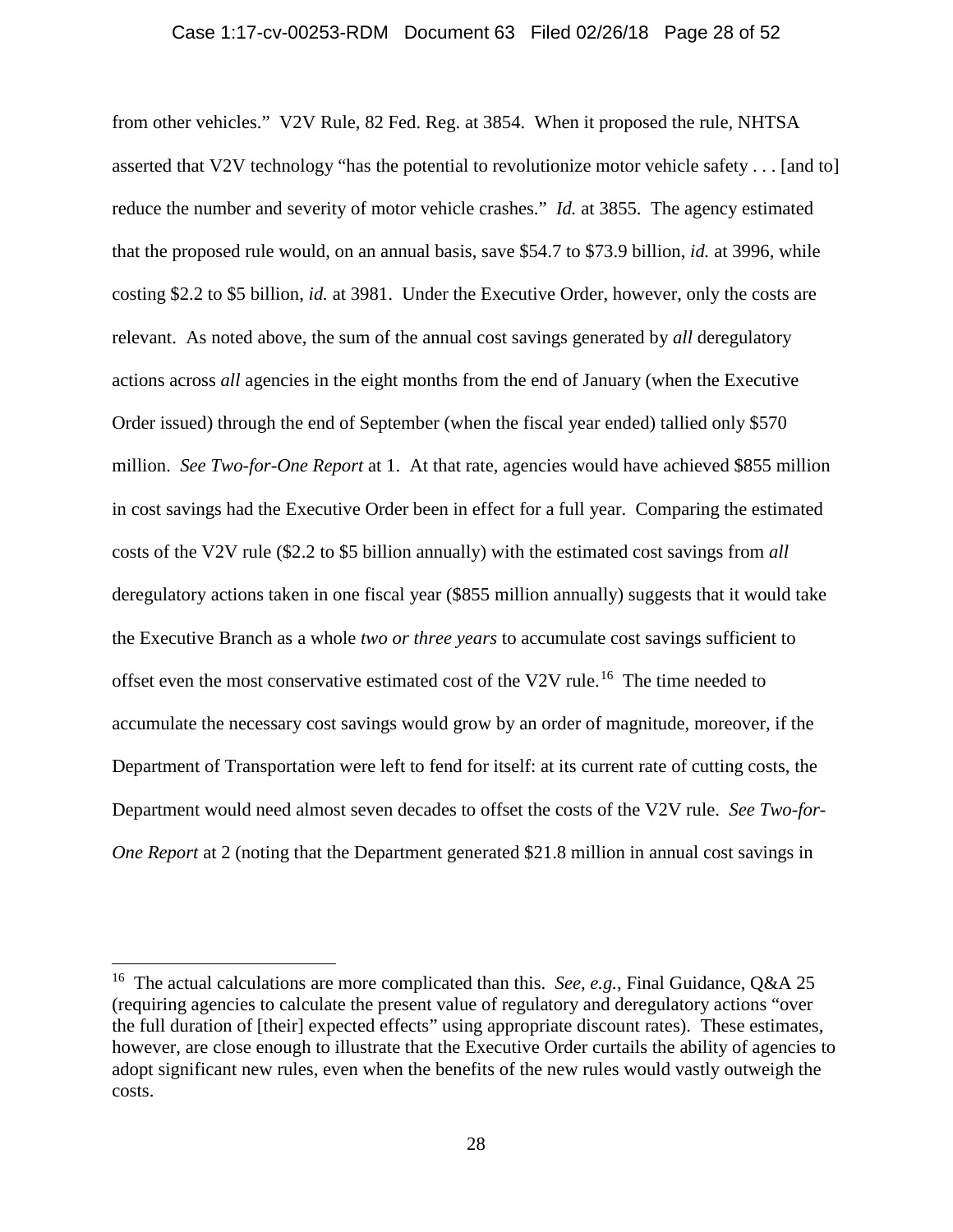from other vehicles." V2V Rule, 82 Fed. Reg. at 3854. When it proposed the rule, NHTSA asserted that V2V technology "has the potential to revolutionize motor vehicle safety . . . [and to] reduce the number and severity of motor vehicle crashes." *Id.* at 3855. The agency estimated that the proposed rule would, on an annual basis, save $54.7 to $73.9 billion, *id.* at 3996, while costing $2.2 to $5 billion, *id.* at 3981. Under the Executive Order, however, only the costs are relevant. As noted above, the sum of the annual cost savings generated by *all* deregulatory actions across *all* agencies in the eight months from the end of January (when the Executive Order issued) through the end of September (when the fiscal year ended) tallied only $570 million. *See Two-for-One Report* at 1. At that rate, agencies would have achieved $855 million in cost savings had the Executive Order been in effect for a full year. Comparing the estimated costs of the V2V rule ($2.2 to $5 billion annually) with the estimated cost savings from *all* deregulatory actions taken in one fiscal year ($855 million annually) suggests that it would take the Executive Branch as a whole *two or three years* to accumulate cost savings sufficient to offset even the most conservative estimated cost of the V2V rule.[16] The time needed to accumulate the necessary cost savings would grow by an order of magnitude, moreover, if the Department of Transportation were left to fend for itself: at its current rate of cutting costs, the Department would need almost seven decades to offset the costs of the V2V rule. *See Two-for-One Report* at 2 (noting that the Department generated $21.8 million in annual cost savings in

[16] The actual calculations are more complicated than this. *See, e.g.*, Final Guidance, Q&A 25 (requiring agencies to calculate the present value of regulatory and deregulatory actions "over the full duration of [their] expected effects" using appropriate discount rates). These estimates, however, are close enough to illustrate that the Executive Order curtails the ability of agencies to adopt significant new rules, even when the benefits of the new rules would vastly outweigh the costs.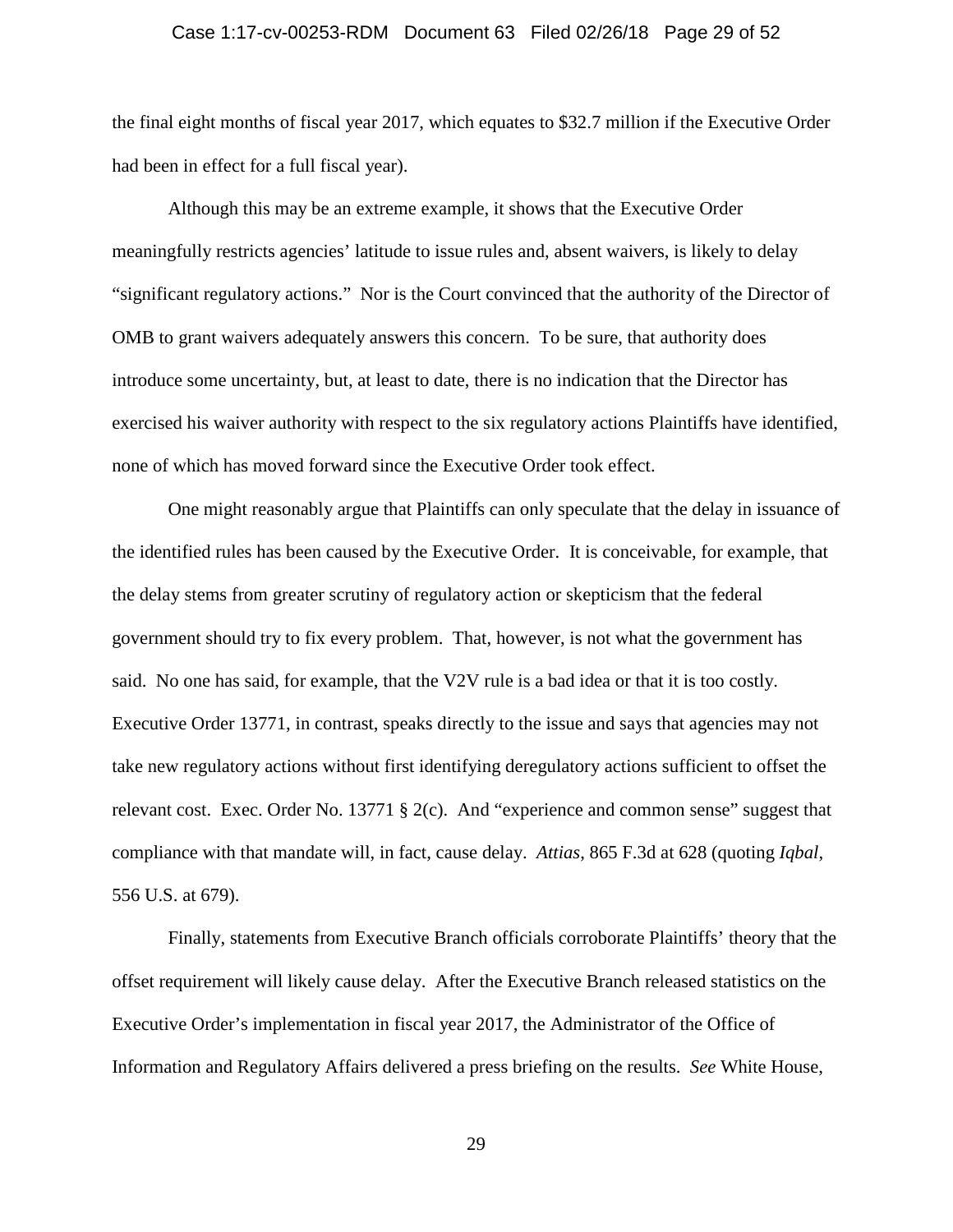the final eight months of fiscal year 2017, which equates to $32.7 million if the Executive Order had been in effect for a full fiscal year).

Although this may be an extreme example, it shows that the Executive Order meaningfully restricts agencies' latitude to issue rules and, absent waivers, is likely to delay "significant regulatory actions." Nor is the Court convinced that the authority of the Director of OMB to grant waivers adequately answers this concern. To be sure, that authority does introduce some uncertainty, but, at least to date, there is no indication that the Director has exercised his waiver authority with respect to the six regulatory actions Plaintiffs have identified, none of which has moved forward since the Executive Order took effect.

One might reasonably argue that Plaintiffs can only speculate that the delay in issuance of the identified rules has been caused by the Executive Order. It is conceivable, for example, that the delay stems from greater scrutiny of regulatory action or skepticism that the federal government should try to fix every problem. That, however, is not what the government has said. No one has said, for example, that the V2V rule is a bad idea or that it is too costly. Executive Order 13771, in contrast, speaks directly to the issue and says that agencies may not take new regulatory actions without first identifying deregulatory actions sufficient to offset the relevant cost. Exec. Order No. 13771 § 2(c). And "experience and common sense" suggest that compliance with that mandate will, in fact, cause delay. *Attias*, 865 F.3d at 628 (quoting *Iqbal*, 556 U.S. at 679).

Finally, statements from Executive Branch officials corroborate Plaintiffs' theory that the offset requirement will likely cause delay. After the Executive Branch released statistics on the Executive Order's implementation in fiscal year 2017, the Administrator of the Office of Information and Regulatory Affairs delivered a press briefing on the results. *See* White House,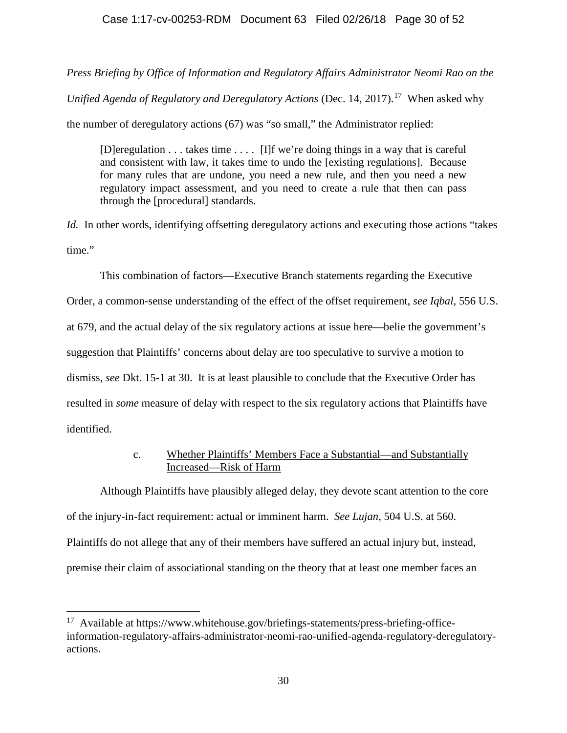*Press Briefing by Office of Information and Regulatory Affairs Administrator Neomi Rao on the Unified Agenda of Regulatory and Deregulatory Actions* (Dec. 14, 2017).[17] When asked why the number of deregulatory actions (67) was "so small," the Administrator replied:

> [D]eregulation . . . takes time . . . . [I]f we're doing things in a way that is careful and consistent with law, it takes time to undo the [existing regulations]. Because for many rules that are undone, you need a new rule, and then you need a new regulatory impact assessment, and you need to create a rule that then can pass through the [procedural] standards.

*Id.* In other words, identifying offsetting deregulatory actions and executing those actions "takes time."

This combination of factors—Executive Branch statements regarding the Executive Order, a common-sense understanding of the effect of the offset requirement, *see Iqbal*, 556 U.S. at 679, and the actual delay of the six regulatory actions at issue here—belie the government's suggestion that Plaintiffs' concerns about delay are too speculative to survive a motion to dismiss, *see* Dkt. 15-1 at 30. It is at least plausible to conclude that the Executive Order has resulted in *some* measure of delay with respect to the six regulatory actions that Plaintiffs have identified.

c. Whether Plaintiffs' Members Face a Substantial—and Substantially Increased—Risk of Harm

Although Plaintiffs have plausibly alleged delay, they devote scant attention to the core of the injury-in-fact requirement: actual or imminent harm. *See Lujan*, 504 U.S. at 560. Plaintiffs do not allege that any of their members have suffered an actual injury but, instead, premise their claim of associational standing on the theory that at least one member faces an

---

[17] Available at https://www.whitehouse.gov/briefings-statements/press-briefing-office-information-regulatory-affairs-administrator-neomi-rao-unified-agenda-regulatory-deregulatory-actions.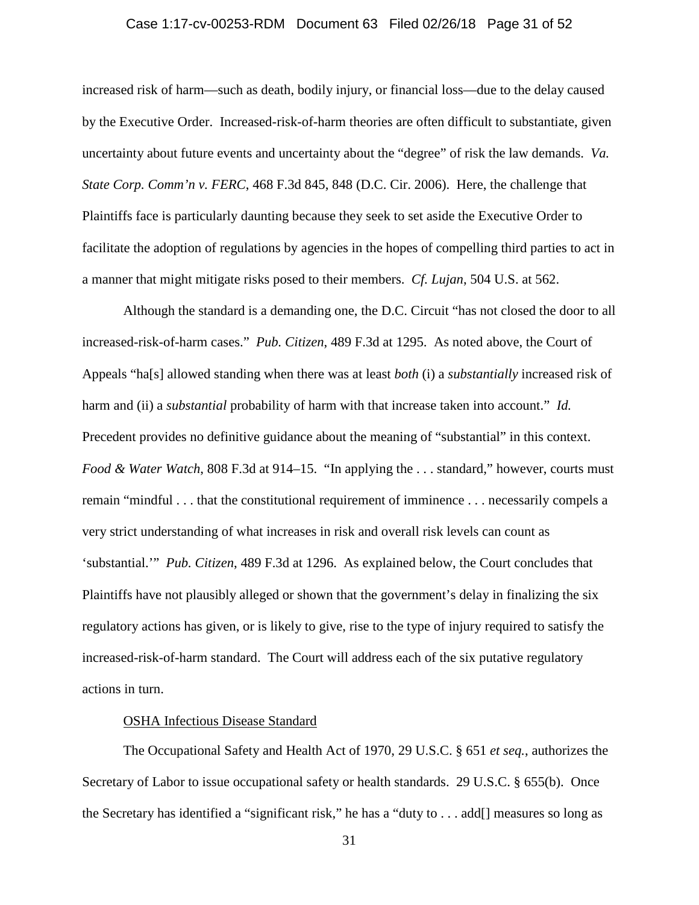increased risk of harm—such as death, bodily injury, or financial loss—due to the delay caused by the Executive Order. Increased-risk-of-harm theories are often difficult to substantiate, given uncertainty about future events and uncertainty about the "degree" of risk the law demands. *Va. State Corp. Comm'n v. FERC*, 468 F.3d 845, 848 (D.C. Cir. 2006). Here, the challenge that Plaintiffs face is particularly daunting because they seek to set aside the Executive Order to facilitate the adoption of regulations by agencies in the hopes of compelling third parties to act in a manner that might mitigate risks posed to their members. *Cf. Lujan*, 504 U.S. at 562.

Although the standard is a demanding one, the D.C. Circuit "has not closed the door to all increased-risk-of-harm cases." *Pub. Citizen,* 489 F.3d at 1295. As noted above, the Court of Appeals "ha[s] allowed standing when there was at least *both* (i) a *substantially* increased risk of harm and (ii) a *substantial* probability of harm with that increase taken into account." *Id.* Precedent provides no definitive guidance about the meaning of "substantial" in this context. *Food & Water Watch*, 808 F.3d at 914–15. "In applying the . . . standard," however, courts must remain "mindful . . . that the constitutional requirement of imminence . . . necessarily compels a very strict understanding of what increases in risk and overall risk levels can count as 'substantial.'" *Pub. Citizen*, 489 F.3d at 1296. As explained below, the Court concludes that Plaintiffs have not plausibly alleged or shown that the government's delay in finalizing the six regulatory actions has given, or is likely to give, rise to the type of injury required to satisfy the increased-risk-of-harm standard. The Court will address each of the six putative regulatory actions in turn.

<u>OSHA Infectious Disease Standard</u>

The Occupational Safety and Health Act of 1970, 29 U.S.C. § 651 *et seq.*, authorizes the Secretary of Labor to issue occupational safety or health standards. 29 U.S.C. § 655(b). Once the Secretary has identified a "significant risk," he has a "duty to . . . add[] measures so long as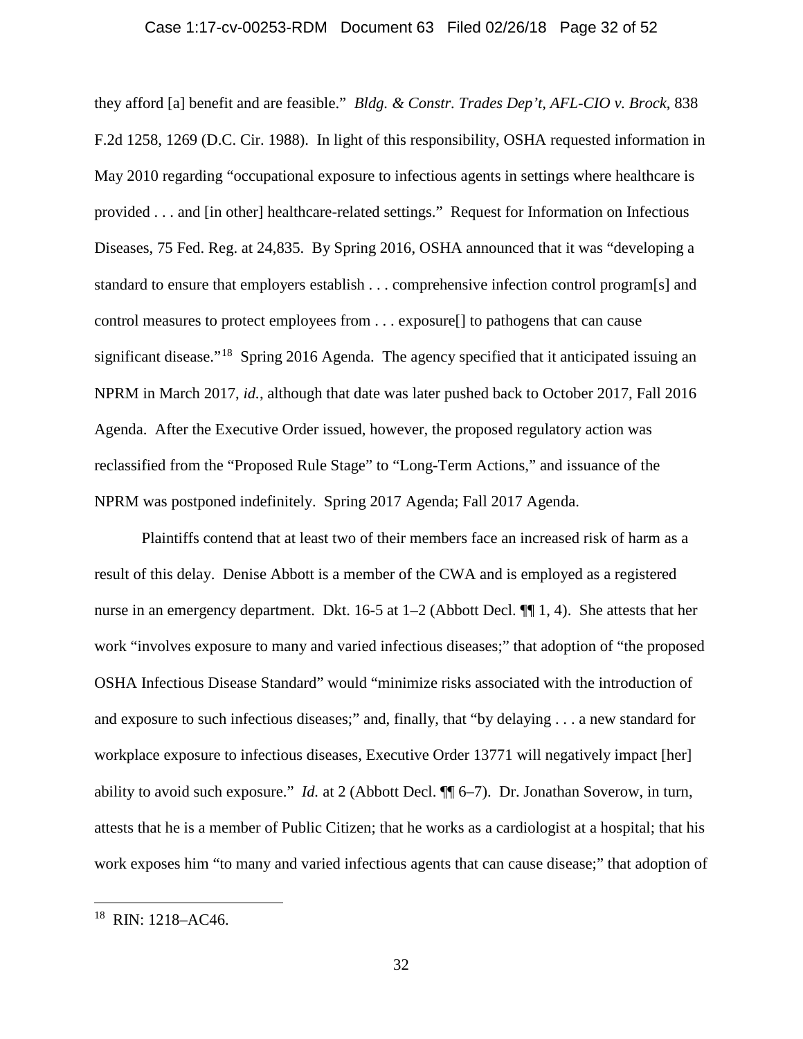they afford [a] benefit and are feasible." *Bldg. & Constr. Trades Dep't, AFL-CIO v. Brock*, 838 F.2d 1258, 1269 (D.C. Cir. 1988). In light of this responsibility, OSHA requested information in May 2010 regarding "occupational exposure to infectious agents in settings where healthcare is provided . . . and [in other] healthcare-related settings." Request for Information on Infectious Diseases, 75 Fed. Reg. at 24,835. By Spring 2016, OSHA announced that it was "developing a standard to ensure that employers establish . . . comprehensive infection control program[s] and control measures to protect employees from . . . exposure[] to pathogens that can cause significant disease."[18] Spring 2016 Agenda. The agency specified that it anticipated issuing an NPRM in March 2017, *id.*, although that date was later pushed back to October 2017, Fall 2016 Agenda. After the Executive Order issued, however, the proposed regulatory action was reclassified from the "Proposed Rule Stage" to "Long-Term Actions," and issuance of the NPRM was postponed indefinitely. Spring 2017 Agenda; Fall 2017 Agenda.

Plaintiffs contend that at least two of their members face an increased risk of harm as a result of this delay. Denise Abbott is a member of the CWA and is employed as a registered nurse in an emergency department. Dkt. 16-5 at 1–2 (Abbott Decl. ¶¶ 1, 4). She attests that her work "involves exposure to many and varied infectious diseases;" that adoption of "the proposed OSHA Infectious Disease Standard" would "minimize risks associated with the introduction of and exposure to such infectious diseases;" and, finally, that "by delaying . . . a new standard for workplace exposure to infectious diseases, Executive Order 13771 will negatively impact [her] ability to avoid such exposure." *Id.* at 2 (Abbott Decl. ¶¶ 6–7). Dr. Jonathan Soverow, in turn, attests that he is a member of Public Citizen; that he works as a cardiologist at a hospital; that his work exposes him "to many and varied infectious agents that can cause disease;" that adoption of

[18] RIN: 1218–AC46.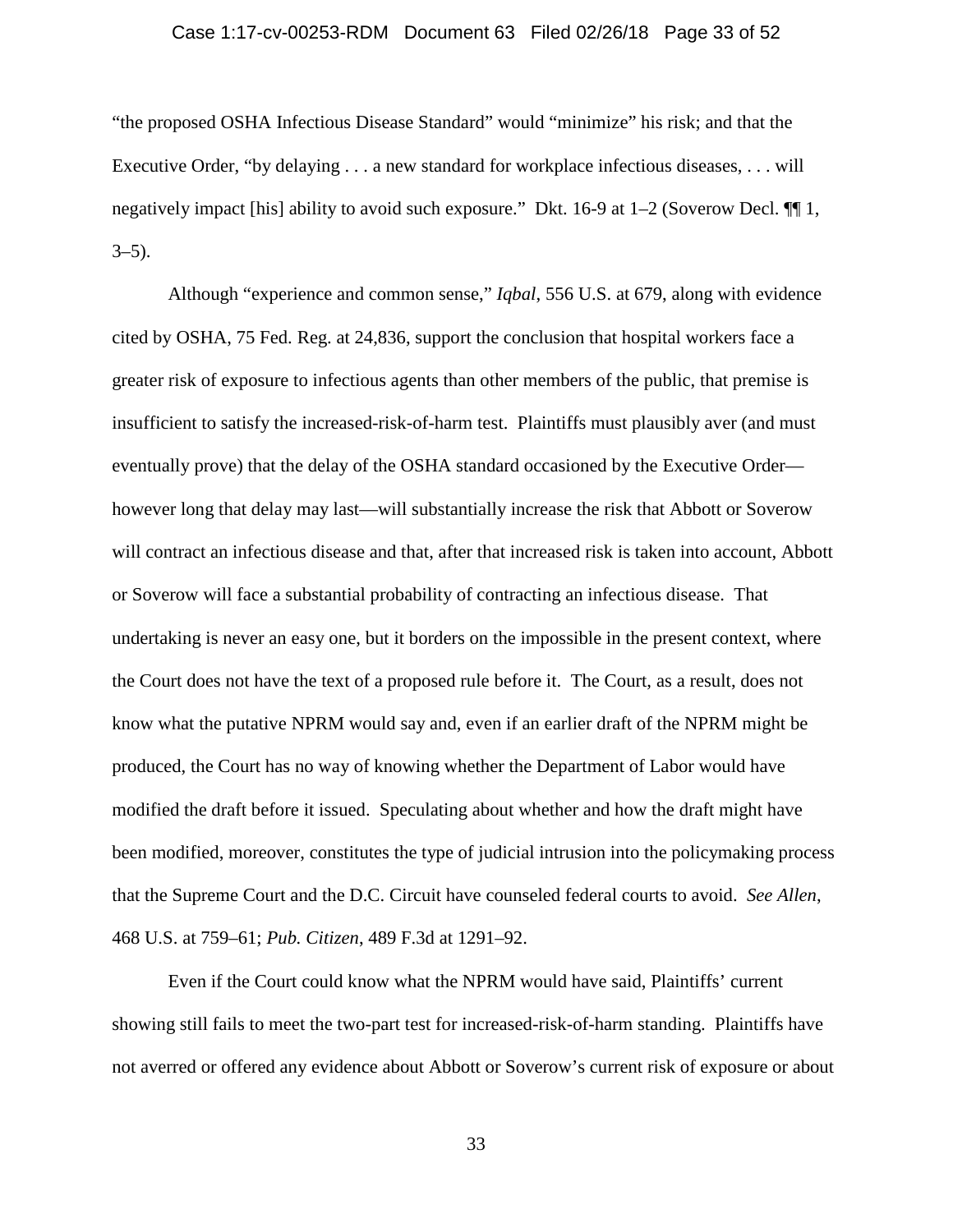"the proposed OSHA Infectious Disease Standard" would "minimize" his risk; and that the Executive Order, "by delaying . . . a new standard for workplace infectious diseases, . . . will negatively impact [his] ability to avoid such exposure." Dkt. 16-9 at 1–2 (Soverow Decl. ¶¶ 1, 3–5).

Although "experience and common sense," *Iqbal*, 556 U.S. at 679, along with evidence cited by OSHA, 75 Fed. Reg. at 24,836, support the conclusion that hospital workers face a greater risk of exposure to infectious agents than other members of the public, that premise is insufficient to satisfy the increased-risk-of-harm test. Plaintiffs must plausibly aver (and must eventually prove) that the delay of the OSHA standard occasioned by the Executive Order—however long that delay may last—will substantially increase the risk that Abbott or Soverow will contract an infectious disease and that, after that increased risk is taken into account, Abbott or Soverow will face a substantial probability of contracting an infectious disease. That undertaking is never an easy one, but it borders on the impossible in the present context, where the Court does not have the text of a proposed rule before it. The Court, as a result, does not know what the putative NPRM would say and, even if an earlier draft of the NPRM might be produced, the Court has no way of knowing whether the Department of Labor would have modified the draft before it issued. Speculating about whether and how the draft might have been modified, moreover, constitutes the type of judicial intrusion into the policymaking process that the Supreme Court and the D.C. Circuit have counseled federal courts to avoid. *See Allen*, 468 U.S. at 759–61; *Pub. Citizen*, 489 F.3d at 1291–92.

Even if the Court could know what the NPRM would have said, Plaintiffs' current showing still fails to meet the two-part test for increased-risk-of-harm standing. Plaintiffs have not averred or offered any evidence about Abbott or Soverow's current risk of exposure or about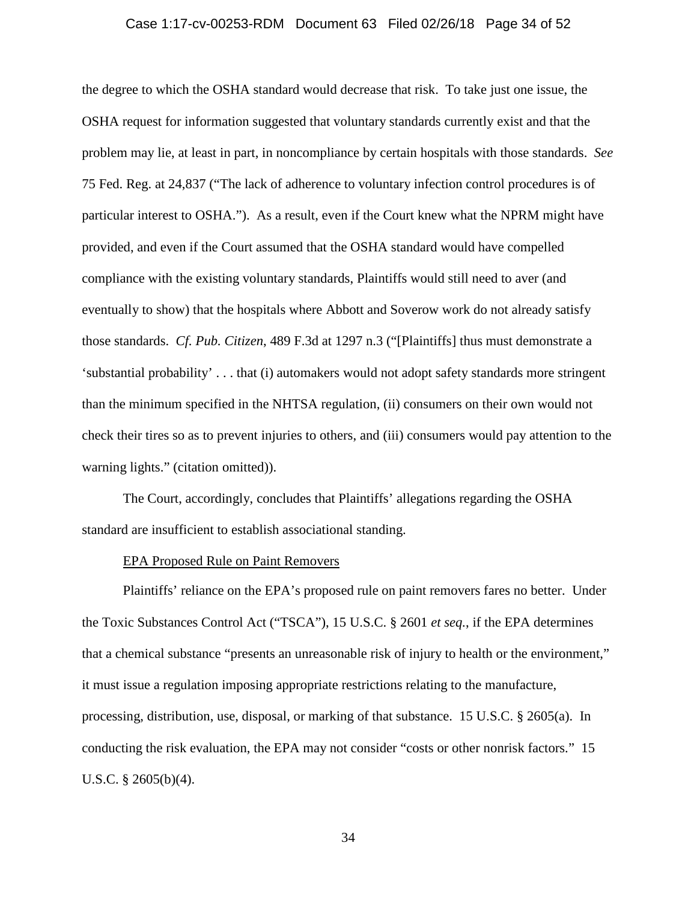the degree to which the OSHA standard would decrease that risk. To take just one issue, the OSHA request for information suggested that voluntary standards currently exist and that the problem may lie, at least in part, in noncompliance by certain hospitals with those standards. *See* 75 Fed. Reg. at 24,837 ("The lack of adherence to voluntary infection control procedures is of particular interest to OSHA."). As a result, even if the Court knew what the NPRM might have provided, and even if the Court assumed that the OSHA standard would have compelled compliance with the existing voluntary standards, Plaintiffs would still need to aver (and eventually to show) that the hospitals where Abbott and Soverow work do not already satisfy those standards. *Cf. Pub. Citizen*, 489 F.3d at 1297 n.3 ("[Plaintiffs] thus must demonstrate a 'substantial probability' . . . that (i) automakers would not adopt safety standards more stringent than the minimum specified in the NHTSA regulation, (ii) consumers on their own would not check their tires so as to prevent injuries to others, and (iii) consumers would pay attention to the warning lights." (citation omitted)).

The Court, accordingly, concludes that Plaintiffs' allegations regarding the OSHA standard are insufficient to establish associational standing.

<u>EPA Proposed Rule on Paint Removers</u>

Plaintiffs' reliance on the EPA's proposed rule on paint removers fares no better. Under the Toxic Substances Control Act ("TSCA"), 15 U.S.C. § 2601 *et seq.*, if the EPA determines that a chemical substance "presents an unreasonable risk of injury to health or the environment," it must issue a regulation imposing appropriate restrictions relating to the manufacture, processing, distribution, use, disposal, or marking of that substance. 15 U.S.C. § 2605(a). In conducting the risk evaluation, the EPA may not consider "costs or other nonrisk factors." 15 U.S.C. § 2605(b)(4).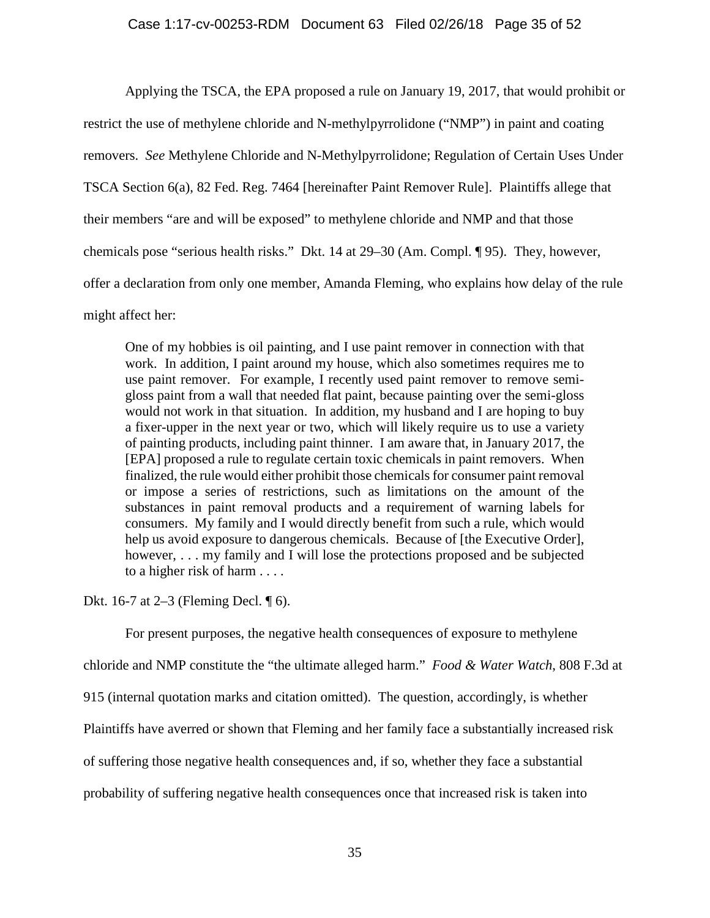Applying the TSCA, the EPA proposed a rule on January 19, 2017, that would prohibit or restrict the use of methylene chloride and N-methylpyrrolidone ("NMP") in paint and coating removers. *See* Methylene Chloride and N-Methylpyrrolidone; Regulation of Certain Uses Under TSCA Section 6(a), 82 Fed. Reg. 7464 [hereinafter Paint Remover Rule]. Plaintiffs allege that their members "are and will be exposed" to methylene chloride and NMP and that those chemicals pose "serious health risks." Dkt. 14 at 29–30 (Am. Compl. ¶ 95). They, however, offer a declaration from only one member, Amanda Fleming, who explains how delay of the rule might affect her:

> One of my hobbies is oil painting, and I use paint remover in connection with that work. In addition, I paint around my house, which also sometimes requires me to use paint remover. For example, I recently used paint remover to remove semi-gloss paint from a wall that needed flat paint, because painting over the semi-gloss would not work in that situation. In addition, my husband and I are hoping to buy a fixer-upper in the next year or two, which will likely require us to use a variety of painting products, including paint thinner. I am aware that, in January 2017, the [EPA] proposed a rule to regulate certain toxic chemicals in paint removers. When finalized, the rule would either prohibit those chemicals for consumer paint removal or impose a series of restrictions, such as limitations on the amount of the substances in paint removal products and a requirement of warning labels for consumers. My family and I would directly benefit from such a rule, which would help us avoid exposure to dangerous chemicals. Because of [the Executive Order], however, . . . my family and I will lose the protections proposed and be subjected to a higher risk of harm . . . .

Dkt. 16-7 at 2–3 (Fleming Decl. ¶ 6).

For present purposes, the negative health consequences of exposure to methylene chloride and NMP constitute the "the ultimate alleged harm." *Food & Water Watch*, 808 F.3d at 915 (internal quotation marks and citation omitted). The question, accordingly, is whether Plaintiffs have averred or shown that Fleming and her family face a substantially increased risk of suffering those negative health consequences and, if so, whether they face a substantial probability of suffering negative health consequences once that increased risk is taken into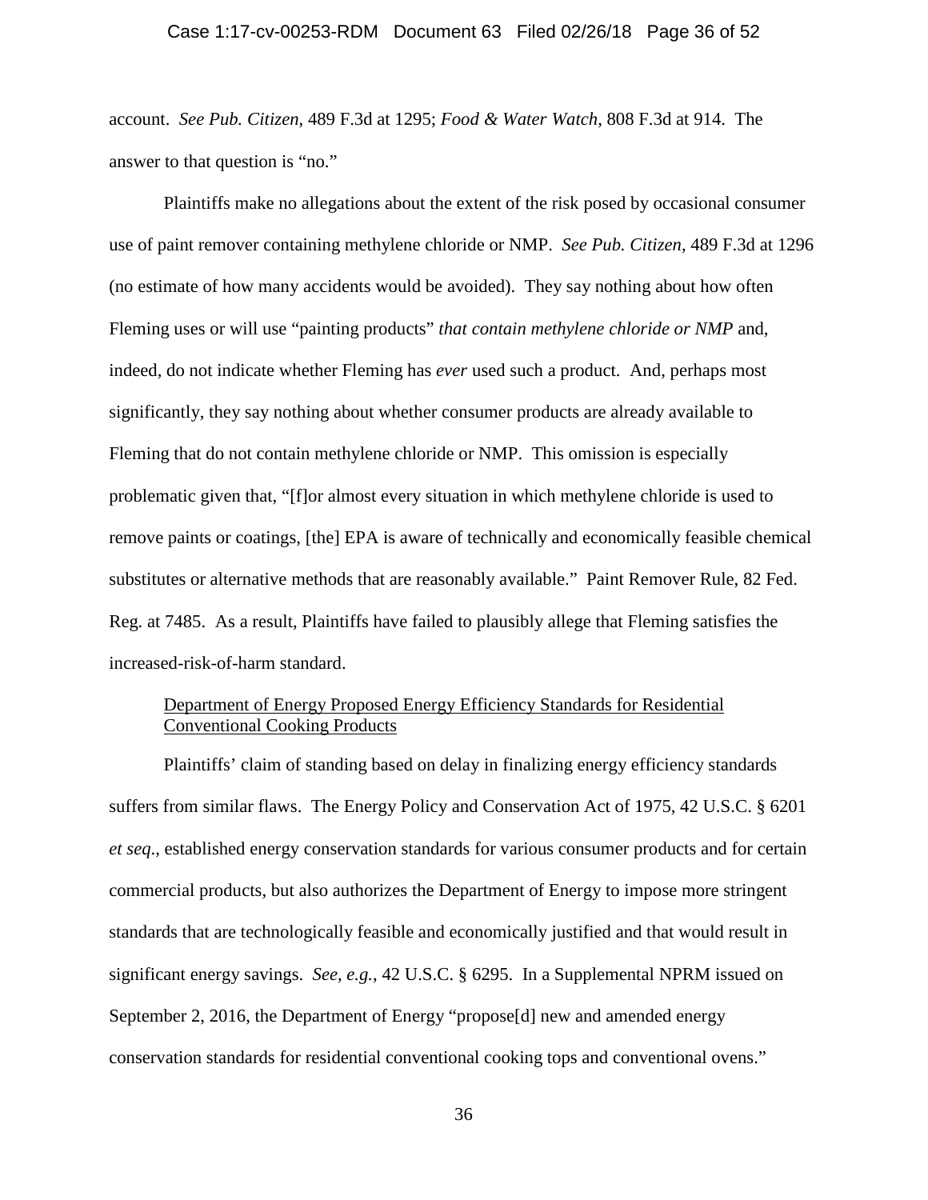account. *See Pub. Citizen*, 489 F.3d at 1295; *Food & Water Watch*, 808 F.3d at 914. The answer to that question is "no."

Plaintiffs make no allegations about the extent of the risk posed by occasional consumer use of paint remover containing methylene chloride or NMP. *See Pub. Citizen*, 489 F.3d at 1296 (no estimate of how many accidents would be avoided). They say nothing about how often Fleming uses or will use "painting products" *that contain methylene chloride or NMP* and, indeed, do not indicate whether Fleming has *ever* used such a product. And, perhaps most significantly, they say nothing about whether consumer products are already available to Fleming that do not contain methylene chloride or NMP. This omission is especially problematic given that, "[f]or almost every situation in which methylene chloride is used to remove paints or coatings, [the] EPA is aware of technically and economically feasible chemical substitutes or alternative methods that are reasonably available." Paint Remover Rule, 82 Fed. Reg. at 7485. As a result, Plaintiffs have failed to plausibly allege that Fleming satisfies the increased-risk-of-harm standard.

<u>Department of Energy Proposed Energy Efficiency Standards for Residential Conventional Cooking Products</u>

Plaintiffs' claim of standing based on delay in finalizing energy efficiency standards suffers from similar flaws. The Energy Policy and Conservation Act of 1975, 42 U.S.C. § 6201 *et seq*., established energy conservation standards for various consumer products and for certain commercial products, but also authorizes the Department of Energy to impose more stringent standards that are technologically feasible and economically justified and that would result in significant energy savings. *See, e.g.*, 42 U.S.C. § 6295. In a Supplemental NPRM issued on September 2, 2016, the Department of Energy "propose[d] new and amended energy conservation standards for residential conventional cooking tops and conventional ovens."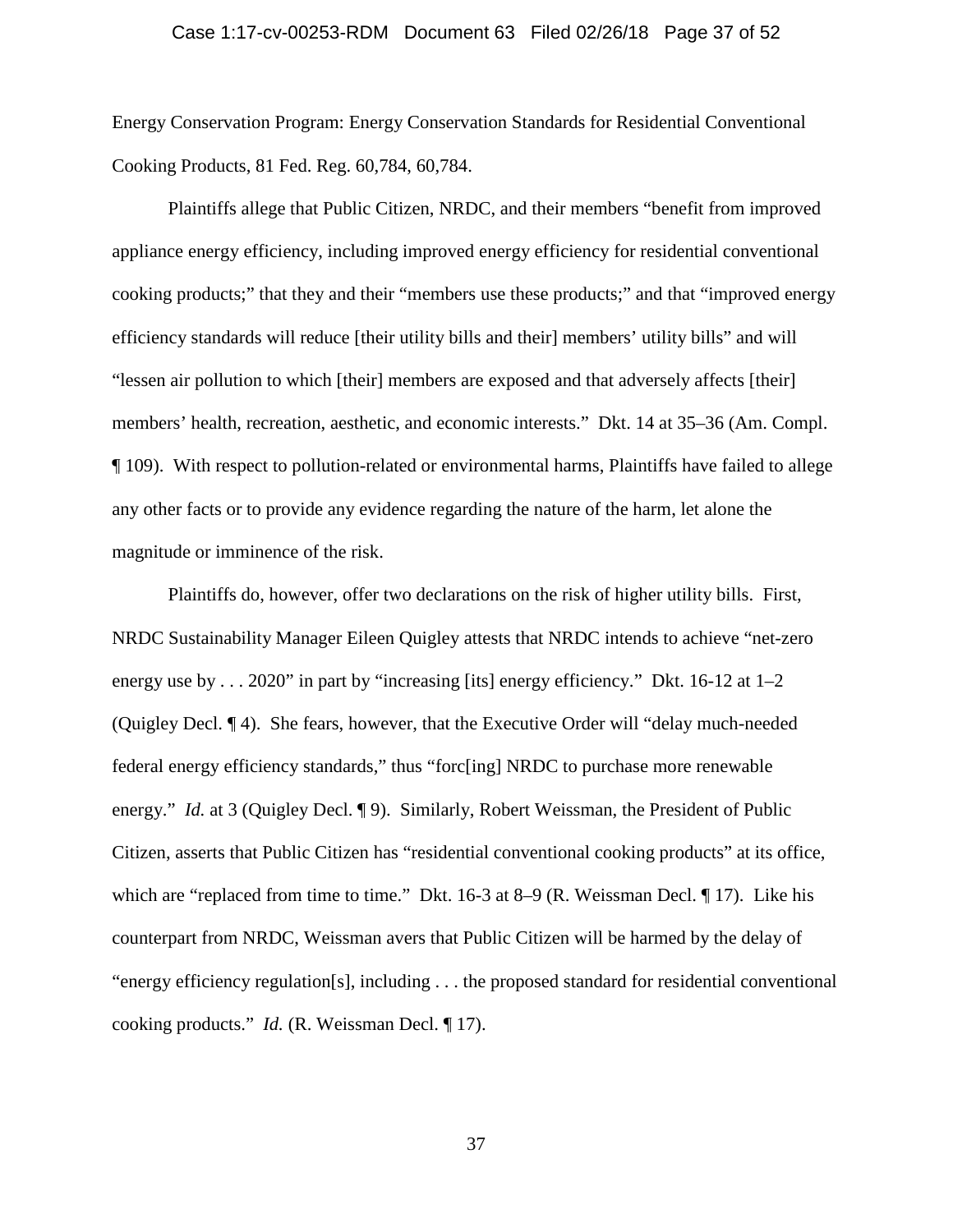Energy Conservation Program: Energy Conservation Standards for Residential Conventional Cooking Products, 81 Fed. Reg. 60,784, 60,784.

Plaintiffs allege that Public Citizen, NRDC, and their members "benefit from improved appliance energy efficiency, including improved energy efficiency for residential conventional cooking products;" that they and their "members use these products;" and that "improved energy efficiency standards will reduce [their utility bills and their] members' utility bills" and will "lessen air pollution to which [their] members are exposed and that adversely affects [their] members' health, recreation, aesthetic, and economic interests." Dkt. 14 at 35–36 (Am. Compl. ¶ 109). With respect to pollution-related or environmental harms, Plaintiffs have failed to allege any other facts or to provide any evidence regarding the nature of the harm, let alone the magnitude or imminence of the risk.

Plaintiffs do, however, offer two declarations on the risk of higher utility bills. First, NRDC Sustainability Manager Eileen Quigley attests that NRDC intends to achieve "net-zero energy use by . . . 2020" in part by "increasing [its] energy efficiency." Dkt. 16-12 at 1–2 (Quigley Decl. ¶ 4). She fears, however, that the Executive Order will "delay much-needed federal energy efficiency standards," thus "forc[ing] NRDC to purchase more renewable energy." *Id.* at 3 (Quigley Decl. ¶ 9). Similarly, Robert Weissman, the President of Public Citizen, asserts that Public Citizen has "residential conventional cooking products" at its office, which are "replaced from time to time." Dkt. 16-3 at 8–9 (R. Weissman Decl. ¶ 17). Like his counterpart from NRDC, Weissman avers that Public Citizen will be harmed by the delay of "energy efficiency regulation[s], including . . . the proposed standard for residential conventional cooking products." *Id.* (R. Weissman Decl. ¶ 17).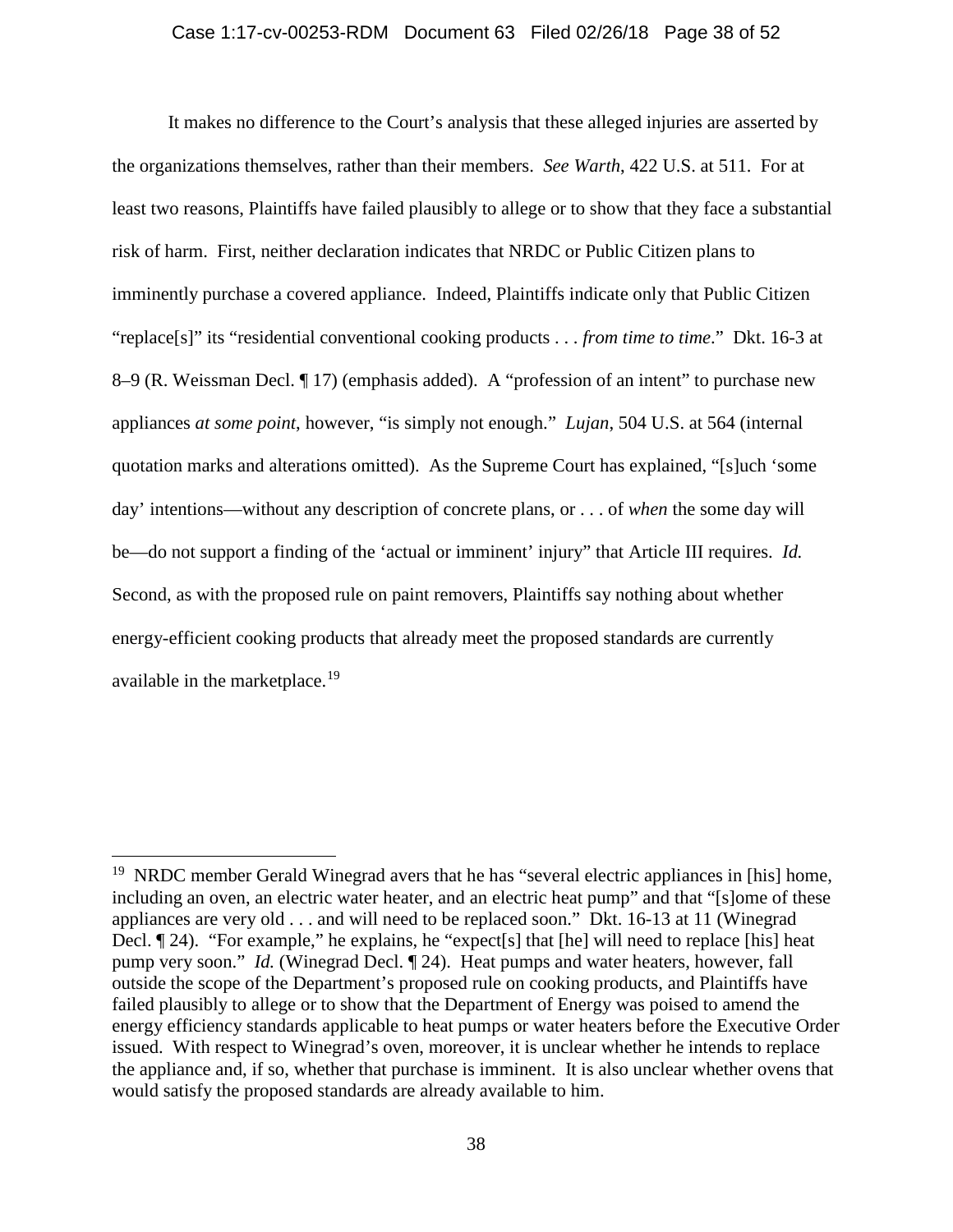It makes no difference to the Court's analysis that these alleged injuries are asserted by the organizations themselves, rather than their members. *See Warth*, 422 U.S. at 511. For at least two reasons, Plaintiffs have failed plausibly to allege or to show that they face a substantial risk of harm. First, neither declaration indicates that NRDC or Public Citizen plans to imminently purchase a covered appliance. Indeed, Plaintiffs indicate only that Public Citizen "replace[s]" its "residential conventional cooking products . . . *from time to time*." Dkt. 16-3 at 8–9 (R. Weissman Decl. ¶ 17) (emphasis added). A "profession of an intent" to purchase new appliances *at some point*, however, "is simply not enough." *Lujan*, 504 U.S. at 564 (internal quotation marks and alterations omitted). As the Supreme Court has explained, "[s]uch 'some day' intentions—without any description of concrete plans, or . . . of *when* the some day will be—do not support a finding of the 'actual or imminent' injury" that Article III requires. *Id.* Second, as with the proposed rule on paint removers, Plaintiffs say nothing about whether energy-efficient cooking products that already meet the proposed standards are currently available in the marketplace.[19]

---

[19] NRDC member Gerald Winegrad avers that he has "several electric appliances in [his] home, including an oven, an electric water heater, and an electric heat pump" and that "[s]ome of these appliances are very old . . . and will need to be replaced soon." Dkt. 16-13 at 11 (Winegrad Decl. ¶ 24). "For example," he explains, he "expect[s] that [he] will need to replace [his] heat pump very soon." *Id.* (Winegrad Decl. ¶ 24). Heat pumps and water heaters, however, fall outside the scope of the Department's proposed rule on cooking products, and Plaintiffs have failed plausibly to allege or to show that the Department of Energy was poised to amend the energy efficiency standards applicable to heat pumps or water heaters before the Executive Order issued. With respect to Winegrad's oven, moreover, it is unclear whether he intends to replace the appliance and, if so, whether that purchase is imminent. It is also unclear whether ovens that would satisfy the proposed standards are already available to him.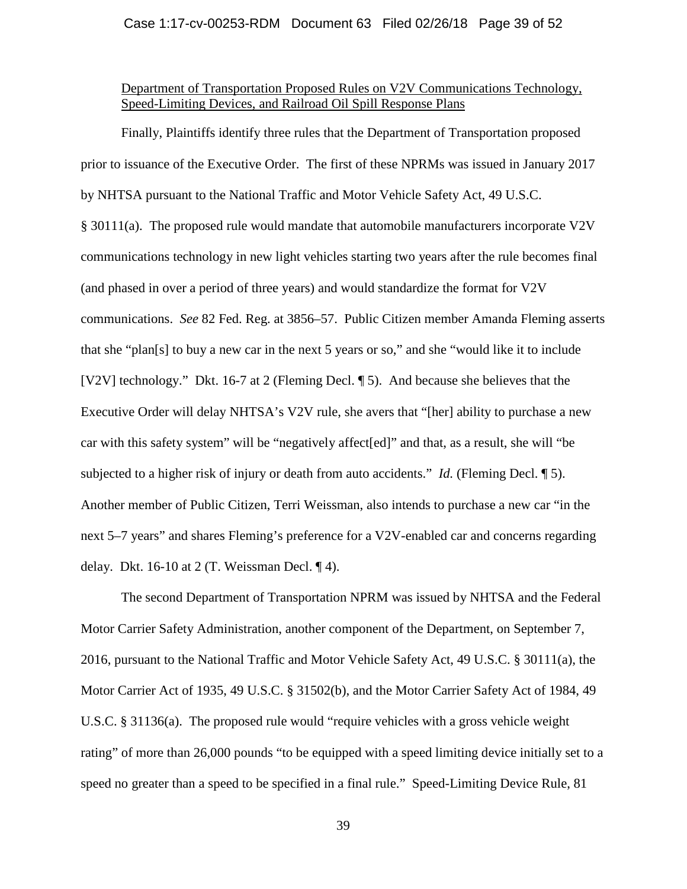Department of Transportation Proposed Rules on V2V Communications Technology, Speed-Limiting Devices, and Railroad Oil Spill Response Plans

Finally, Plaintiffs identify three rules that the Department of Transportation proposed prior to issuance of the Executive Order. The first of these NPRMs was issued in January 2017 by NHTSA pursuant to the National Traffic and Motor Vehicle Safety Act, 49 U.S.C. § 30111(a). The proposed rule would mandate that automobile manufacturers incorporate V2V communications technology in new light vehicles starting two years after the rule becomes final (and phased in over a period of three years) and would standardize the format for V2V communications. *See* 82 Fed. Reg. at 3856–57. Public Citizen member Amanda Fleming asserts that she "plan[s] to buy a new car in the next 5 years or so," and she "would like it to include [V2V] technology." Dkt. 16-7 at 2 (Fleming Decl. ¶ 5). And because she believes that the Executive Order will delay NHTSA's V2V rule, she avers that "[her] ability to purchase a new car with this safety system" will be "negatively affect[ed]" and that, as a result, she will "be subjected to a higher risk of injury or death from auto accidents." *Id.* (Fleming Decl. ¶ 5). Another member of Public Citizen, Terri Weissman, also intends to purchase a new car "in the next 5–7 years" and shares Fleming's preference for a V2V-enabled car and concerns regarding delay. Dkt. 16-10 at 2 (T. Weissman Decl. ¶ 4).

The second Department of Transportation NPRM was issued by NHTSA and the Federal Motor Carrier Safety Administration, another component of the Department, on September 7, 2016, pursuant to the National Traffic and Motor Vehicle Safety Act, 49 U.S.C. § 30111(a), the Motor Carrier Act of 1935, 49 U.S.C. § 31502(b), and the Motor Carrier Safety Act of 1984, 49 U.S.C. § 31136(a). The proposed rule would "require vehicles with a gross vehicle weight rating" of more than 26,000 pounds "to be equipped with a speed limiting device initially set to a speed no greater than a speed to be specified in a final rule." Speed-Limiting Device Rule, 81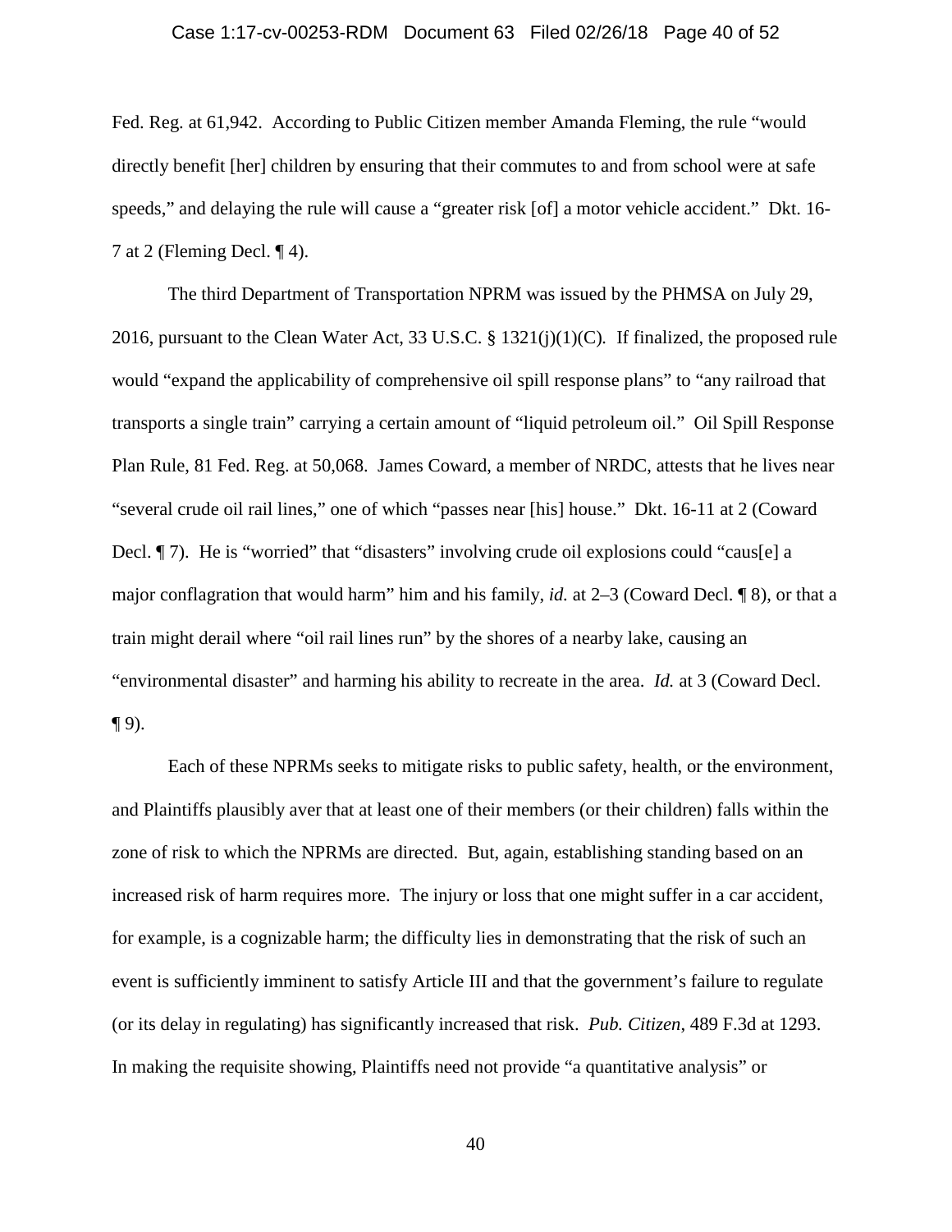Fed. Reg. at 61,942. According to Public Citizen member Amanda Fleming, the rule "would directly benefit [her] children by ensuring that their commutes to and from school were at safe speeds," and delaying the rule will cause a "greater risk [of] a motor vehicle accident." Dkt. 16-7 at 2 (Fleming Decl. ¶ 4).

The third Department of Transportation NPRM was issued by the PHMSA on July 29, 2016, pursuant to the Clean Water Act, 33 U.S.C. § 1321(j)(1)(C). If finalized, the proposed rule would "expand the applicability of comprehensive oil spill response plans" to "any railroad that transports a single train" carrying a certain amount of "liquid petroleum oil." Oil Spill Response Plan Rule, 81 Fed. Reg. at 50,068. James Coward, a member of NRDC, attests that he lives near "several crude oil rail lines," one of which "passes near [his] house." Dkt. 16-11 at 2 (Coward Decl. ¶ 7). He is "worried" that "disasters" involving crude oil explosions could "caus[e] a major conflagration that would harm" him and his family, *id.* at 2–3 (Coward Decl. ¶ 8), or that a train might derail where "oil rail lines run" by the shores of a nearby lake, causing an "environmental disaster" and harming his ability to recreate in the area. *Id.* at 3 (Coward Decl. ¶ 9).

Each of these NPRMs seeks to mitigate risks to public safety, health, or the environment, and Plaintiffs plausibly aver that at least one of their members (or their children) falls within the zone of risk to which the NPRMs are directed. But, again, establishing standing based on an increased risk of harm requires more. The injury or loss that one might suffer in a car accident, for example, is a cognizable harm; the difficulty lies in demonstrating that the risk of such an event is sufficiently imminent to satisfy Article III and that the government's failure to regulate (or its delay in regulating) has significantly increased that risk. *Pub. Citizen*, 489 F.3d at 1293. In making the requisite showing, Plaintiffs need not provide "a quantitative analysis" or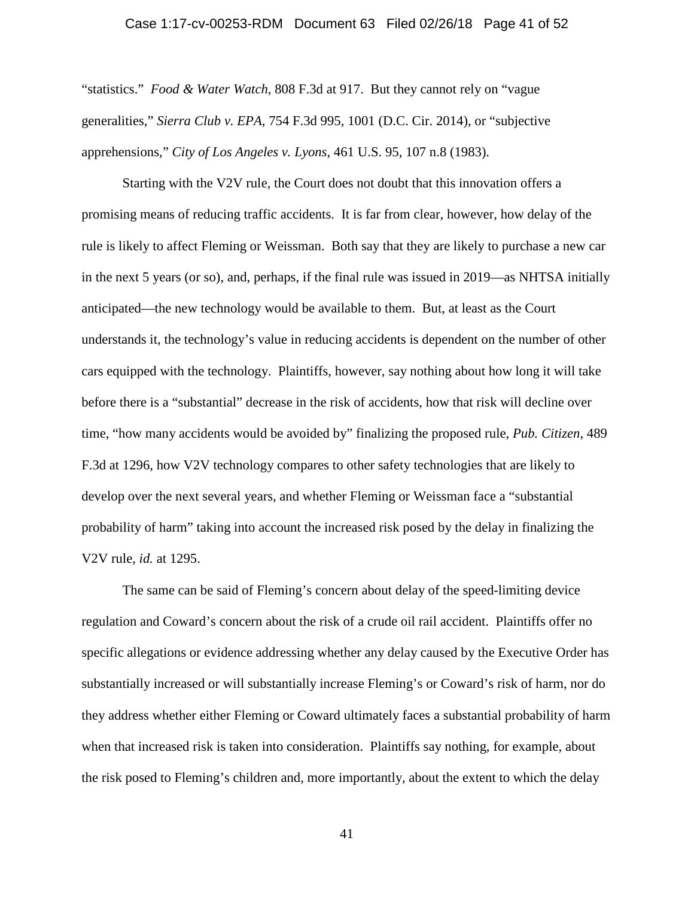"statistics." *Food & Water Watch*, 808 F.3d at 917. But they cannot rely on "vague generalities," *Sierra Club v. EPA*, 754 F.3d 995, 1001 (D.C. Cir. 2014), or "subjective apprehensions," *City of Los Angeles v. Lyons*, 461 U.S. 95, 107 n.8 (1983).

Starting with the V2V rule, the Court does not doubt that this innovation offers a promising means of reducing traffic accidents. It is far from clear, however, how delay of the rule is likely to affect Fleming or Weissman. Both say that they are likely to purchase a new car in the next 5 years (or so), and, perhaps, if the final rule was issued in 2019—as NHTSA initially anticipated—the new technology would be available to them. But, at least as the Court understands it, the technology's value in reducing accidents is dependent on the number of other cars equipped with the technology. Plaintiffs, however, say nothing about how long it will take before there is a "substantial" decrease in the risk of accidents, how that risk will decline over time, "how many accidents would be avoided by" finalizing the proposed rule, *Pub. Citizen*, 489 F.3d at 1296, how V2V technology compares to other safety technologies that are likely to develop over the next several years, and whether Fleming or Weissman face a "substantial probability of harm" taking into account the increased risk posed by the delay in finalizing the V2V rule, *id.* at 1295.

The same can be said of Fleming's concern about delay of the speed-limiting device regulation and Coward's concern about the risk of a crude oil rail accident. Plaintiffs offer no specific allegations or evidence addressing whether any delay caused by the Executive Order has substantially increased or will substantially increase Fleming's or Coward's risk of harm, nor do they address whether either Fleming or Coward ultimately faces a substantial probability of harm when that increased risk is taken into consideration. Plaintiffs say nothing, for example, about the risk posed to Fleming's children and, more importantly, about the extent to which the delay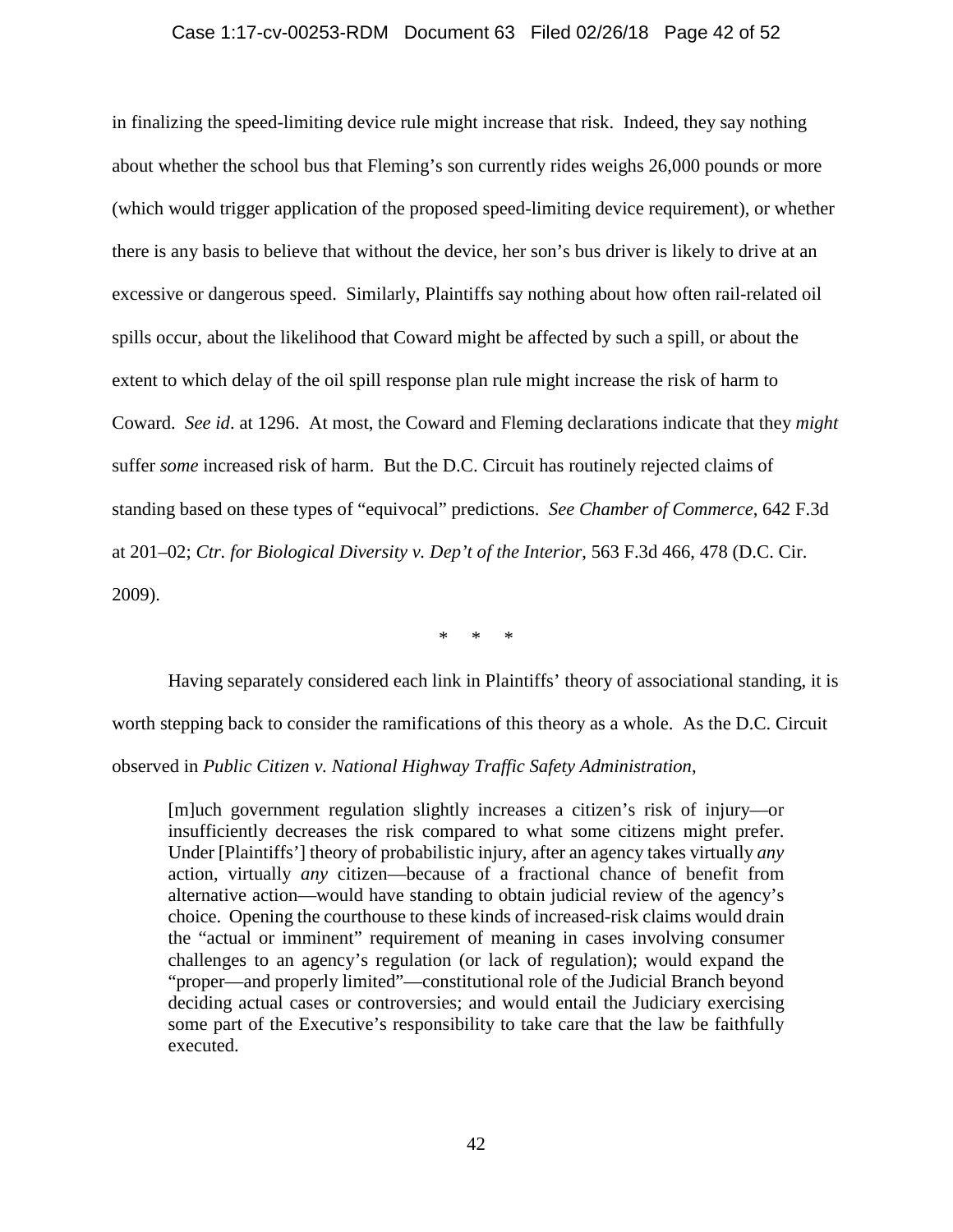in finalizing the speed-limiting device rule might increase that risk. Indeed, they say nothing about whether the school bus that Fleming's son currently rides weighs 26,000 pounds or more (which would trigger application of the proposed speed-limiting device requirement), or whether there is any basis to believe that without the device, her son's bus driver is likely to drive at an excessive or dangerous speed. Similarly, Plaintiffs say nothing about how often rail-related oil spills occur, about the likelihood that Coward might be affected by such a spill, or about the extent to which delay of the oil spill response plan rule might increase the risk of harm to Coward. *See id*. at 1296. At most, the Coward and Fleming declarations indicate that they *might* suffer *some* increased risk of harm. But the D.C. Circuit has routinely rejected claims of standing based on these types of "equivocal" predictions. *See Chamber of Commerce*, 642 F.3d at 201–02; *Ctr. for Biological Diversity v. Dep't of the Interior*, 563 F.3d 466, 478 (D.C. Cir. 2009).

\* \* \*

Having separately considered each link in Plaintiffs' theory of associational standing, it is worth stepping back to consider the ramifications of this theory as a whole. As the D.C. Circuit observed in *Public Citizen v. National Highway Traffic Safety Administration*,

> [m]uch government regulation slightly increases a citizen's risk of injury—or insufficiently decreases the risk compared to what some citizens might prefer. Under [Plaintiffs'] theory of probabilistic injury, after an agency takes virtually *any* action, virtually *any* citizen—because of a fractional chance of benefit from alternative action—would have standing to obtain judicial review of the agency's choice. Opening the courthouse to these kinds of increased-risk claims would drain the "actual or imminent" requirement of meaning in cases involving consumer challenges to an agency's regulation (or lack of regulation); would expand the "proper—and properly limited"—constitutional role of the Judicial Branch beyond deciding actual cases or controversies; and would entail the Judiciary exercising some part of the Executive's responsibility to take care that the law be faithfully executed.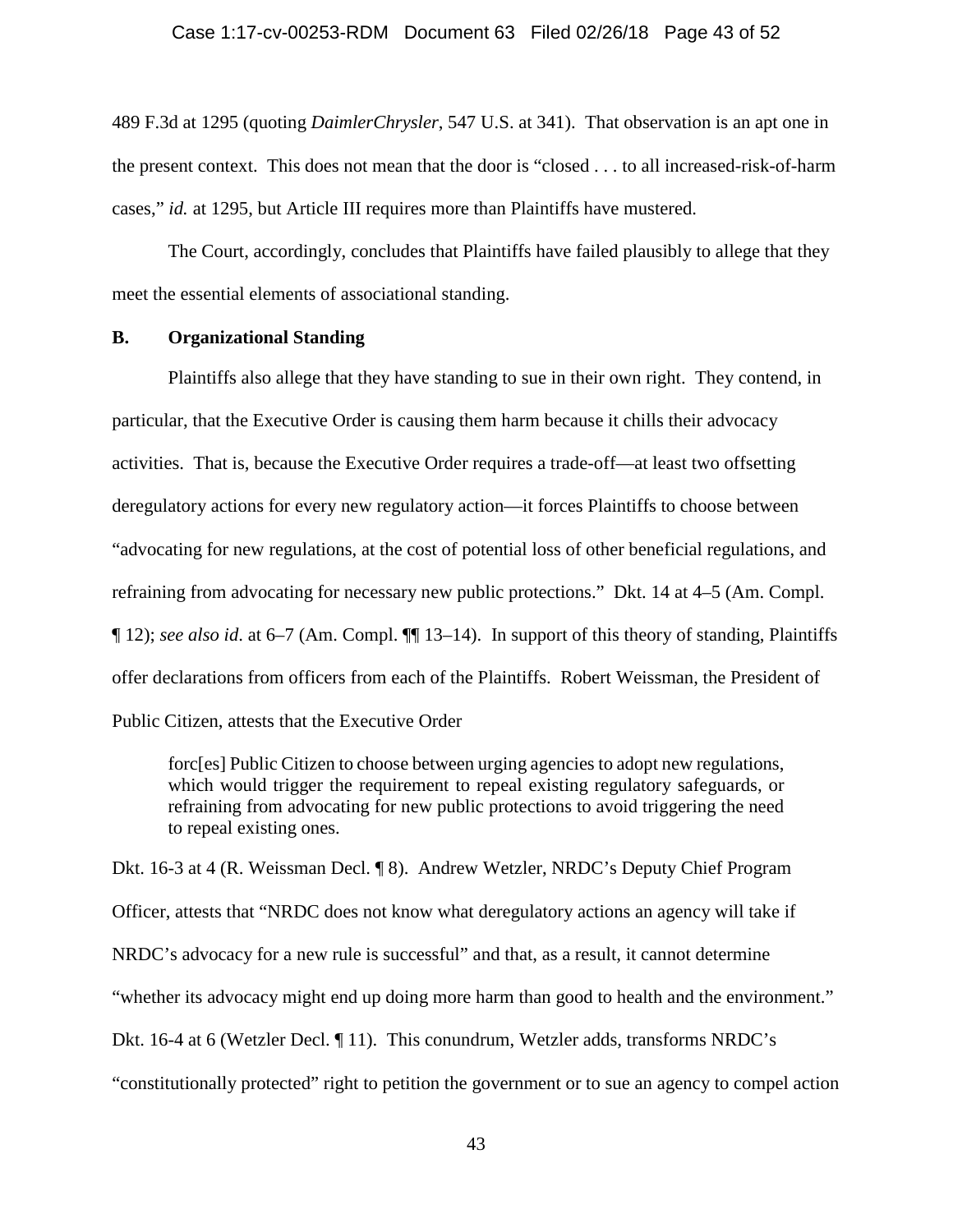489 F.3d at 1295 (quoting *DaimlerChrysler*, 547 U.S. at 341). That observation is an apt one in the present context. This does not mean that the door is "closed . . . to all increased-risk-of-harm cases," *id.* at 1295, but Article III requires more than Plaintiffs have mustered.

The Court, accordingly, concludes that Plaintiffs have failed plausibly to allege that they meet the essential elements of associational standing.

### B. Organizational Standing

Plaintiffs also allege that they have standing to sue in their own right. They contend, in particular, that the Executive Order is causing them harm because it chills their advocacy activities. That is, because the Executive Order requires a trade-off—at least two offsetting deregulatory actions for every new regulatory action—it forces Plaintiffs to choose between "advocating for new regulations, at the cost of potential loss of other beneficial regulations, and refraining from advocating for necessary new public protections." Dkt. 14 at 4–5 (Am. Compl. ¶ 12); *see also id.* at 6–7 (Am. Compl. ¶¶ 13–14). In support of this theory of standing, Plaintiffs offer declarations from officers from each of the Plaintiffs. Robert Weissman, the President of Public Citizen, attests that the Executive Order

> forc[es] Public Citizen to choose between urging agencies to adopt new regulations, which would trigger the requirement to repeal existing regulatory safeguards, or refraining from advocating for new public protections to avoid triggering the need to repeal existing ones.

Dkt. 16-3 at 4 (R. Weissman Decl. ¶ 8). Andrew Wetzler, NRDC's Deputy Chief Program Officer, attests that "NRDC does not know what deregulatory actions an agency will take if NRDC's advocacy for a new rule is successful" and that, as a result, it cannot determine "whether its advocacy might end up doing more harm than good to health and the environment." Dkt. 16-4 at 6 (Wetzler Decl. ¶ 11). This conundrum, Wetzler adds, transforms NRDC's "constitutionally protected" right to petition the government or to sue an agency to compel action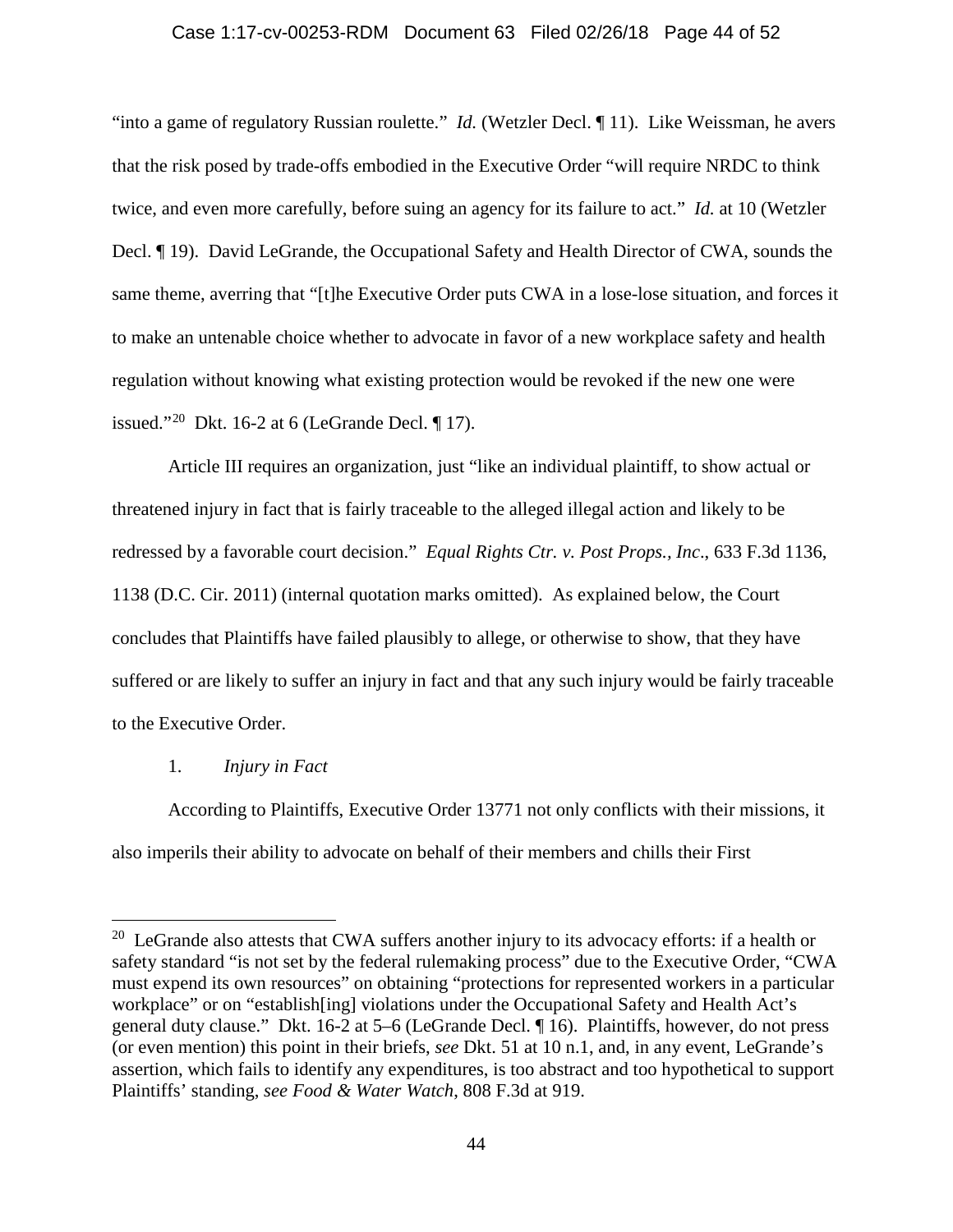"into a game of regulatory Russian roulette." *Id.* (Wetzler Decl. ¶ 11). Like Weissman, he avers that the risk posed by trade-offs embodied in the Executive Order "will require NRDC to think twice, and even more carefully, before suing an agency for its failure to act." *Id.* at 10 (Wetzler Decl. ¶ 19). David LeGrande, the Occupational Safety and Health Director of CWA, sounds the same theme, averring that "[t]he Executive Order puts CWA in a lose-lose situation, and forces it to make an untenable choice whether to advocate in favor of a new workplace safety and health regulation without knowing what existing protection would be revoked if the new one were issued."[20] Dkt. 16-2 at 6 (LeGrande Decl. ¶ 17).

Article III requires an organization, just "like an individual plaintiff, to show actual or threatened injury in fact that is fairly traceable to the alleged illegal action and likely to be redressed by a favorable court decision." *Equal Rights Ctr. v. Post Props., Inc*., 633 F.3d 1136, 1138 (D.C. Cir. 2011) (internal quotation marks omitted). As explained below, the Court concludes that Plaintiffs have failed plausibly to allege, or otherwise to show, that they have suffered or are likely to suffer an injury in fact and that any such injury would be fairly traceable to the Executive Order.

1. *Injury in Fact*

According to Plaintiffs, Executive Order 13771 not only conflicts with their missions, it also imperils their ability to advocate on behalf of their members and chills their First

---

[20] LeGrande also attests that CWA suffers another injury to its advocacy efforts: if a health or safety standard "is not set by the federal rulemaking process" due to the Executive Order, "CWA must expend its own resources" on obtaining "protections for represented workers in a particular workplace" or on "establish[ing] violations under the Occupational Safety and Health Act's general duty clause." Dkt. 16-2 at 5–6 (LeGrande Decl. ¶ 16). Plaintiffs, however, do not press (or even mention) this point in their briefs, *see* Dkt. 51 at 10 n.1, and, in any event, LeGrande's assertion, which fails to identify any expenditures, is too abstract and too hypothetical to support Plaintiffs' standing, *see Food & Water Watch*, 808 F.3d at 919.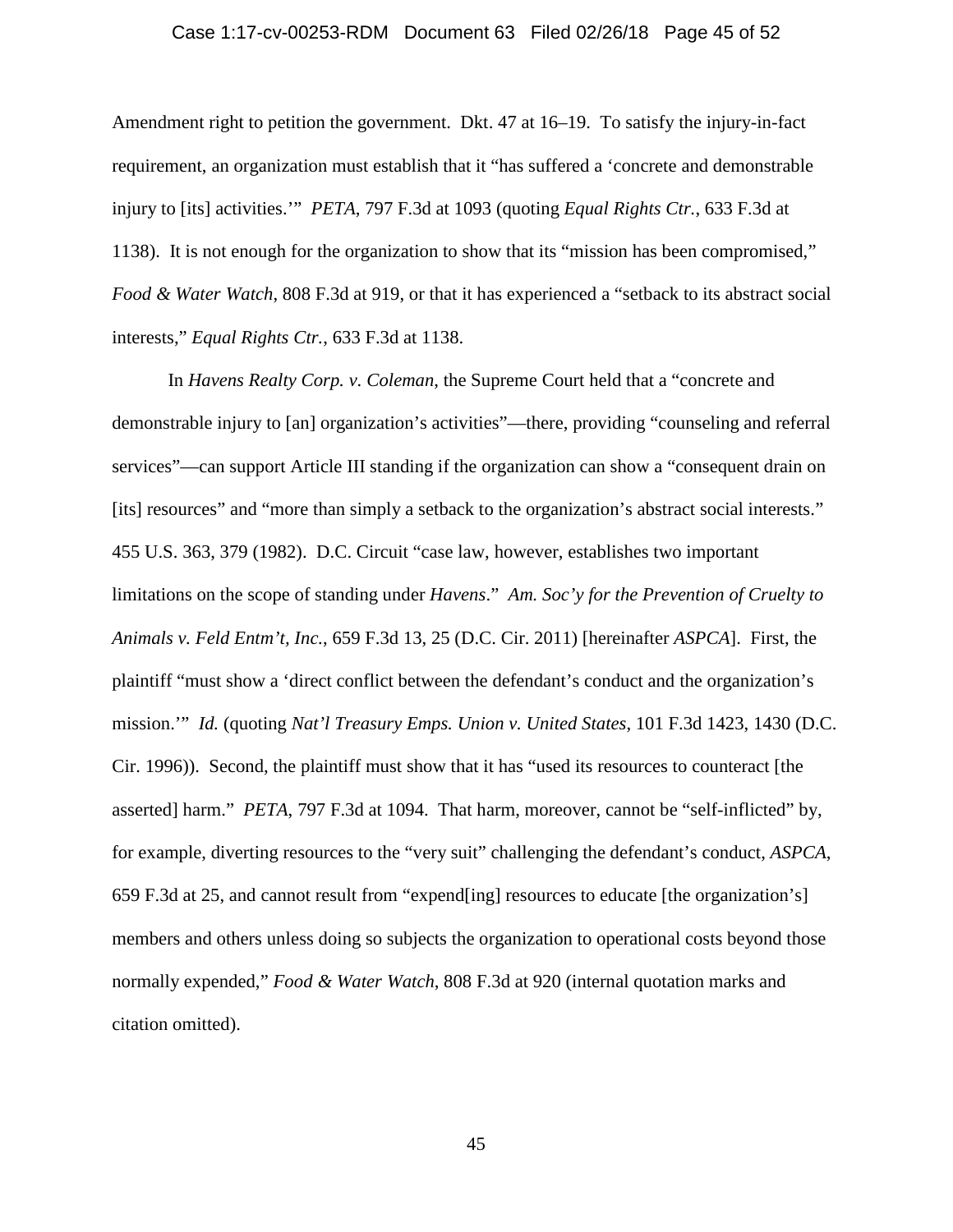Amendment right to petition the government. Dkt. 47 at 16–19. To satisfy the injury-in-fact requirement, an organization must establish that it "has suffered a 'concrete and demonstrable injury to [its] activities.'" *PETA*, 797 F.3d at 1093 (quoting *Equal Rights Ctr.*, 633 F.3d at 1138). It is not enough for the organization to show that its "mission has been compromised," *Food & Water Watch*, 808 F.3d at 919, or that it has experienced a "setback to its abstract social interests," *Equal Rights Ctr.*, 633 F.3d at 1138.

In *Havens Realty Corp. v. Coleman*, the Supreme Court held that a "concrete and demonstrable injury to [an] organization's activities"—there, providing "counseling and referral services"—can support Article III standing if the organization can show a "consequent drain on [its] resources" and "more than simply a setback to the organization's abstract social interests." 455 U.S. 363, 379 (1982). D.C. Circuit "case law, however, establishes two important limitations on the scope of standing under *Havens*." *Am. Soc'y for the Prevention of Cruelty to Animals v. Feld Entm't, Inc.*, 659 F.3d 13, 25 (D.C. Cir. 2011) [hereinafter *ASPCA*]. First, the plaintiff "must show a 'direct conflict between the defendant's conduct and the organization's mission.'" *Id.* (quoting *Nat'l Treasury Emps. Union v. United States*, 101 F.3d 1423, 1430 (D.C. Cir. 1996)). Second, the plaintiff must show that it has "used its resources to counteract [the asserted] harm." *PETA*, 797 F.3d at 1094. That harm, moreover, cannot be "self-inflicted" by, for example, diverting resources to the "very suit" challenging the defendant's conduct, *ASPCA*, 659 F.3d at 25, and cannot result from "expend[ing] resources to educate [the organization's] members and others unless doing so subjects the organization to operational costs beyond those normally expended," *Food & Water Watch*, 808 F.3d at 920 (internal quotation marks and citation omitted).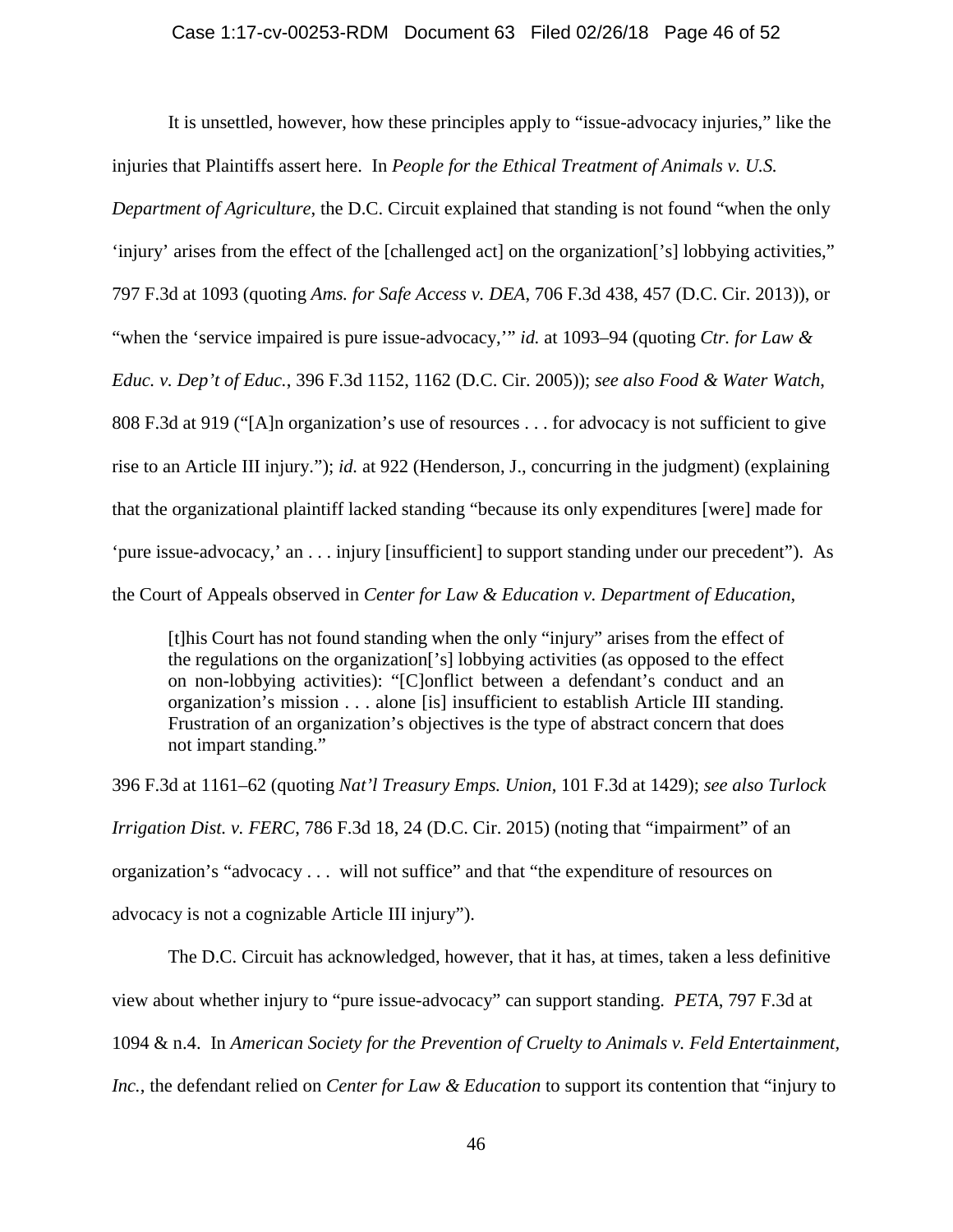It is unsettled, however, how these principles apply to "issue-advocacy injuries," like the injuries that Plaintiffs assert here. In *People for the Ethical Treatment of Animals v. U.S. Department of Agriculture*, the D.C. Circuit explained that standing is not found "when the only 'injury' arises from the effect of the [challenged act] on the organization['s] lobbying activities," 797 F.3d at 1093 (quoting *Ams. for Safe Access v. DEA*, 706 F.3d 438, 457 (D.C. Cir. 2013)), or "when the 'service impaired is pure issue-advocacy,'" *id.* at 1093–94 (quoting *Ctr. for Law & Educ. v. Dep't of Educ.*, 396 F.3d 1152, 1162 (D.C. Cir. 2005)); *see also Food & Water Watch*, 808 F.3d at 919 ("[A]n organization's use of resources . . . for advocacy is not sufficient to give rise to an Article III injury."); *id.* at 922 (Henderson, J., concurring in the judgment) (explaining that the organizational plaintiff lacked standing "because its only expenditures [were] made for 'pure issue-advocacy,' an . . . injury [insufficient] to support standing under our precedent"). As the Court of Appeals observed in *Center for Law & Education v. Department of Education*,

> [t]his Court has not found standing when the only "injury" arises from the effect of the regulations on the organization['s] lobbying activities (as opposed to the effect on non-lobbying activities): "[C]onflict between a defendant's conduct and an organization's mission . . . alone [is] insufficient to establish Article III standing. Frustration of an organization's objectives is the type of abstract concern that does not impart standing."

396 F.3d at 1161–62 (quoting *Nat'l Treasury Emps. Union*, 101 F.3d at 1429); *see also Turlock Irrigation Dist. v. FERC*, 786 F.3d 18, 24 (D.C. Cir. 2015) (noting that "impairment" of an organization's "advocacy . . . will not suffice" and that "the expenditure of resources on advocacy is not a cognizable Article III injury").

The D.C. Circuit has acknowledged, however, that it has, at times, taken a less definitive view about whether injury to "pure issue-advocacy" can support standing. *PETA*, 797 F.3d at 1094 & n.4. In *American Society for the Prevention of Cruelty to Animals v. Feld Entertainment, Inc.*, the defendant relied on *Center for Law & Education* to support its contention that "injury to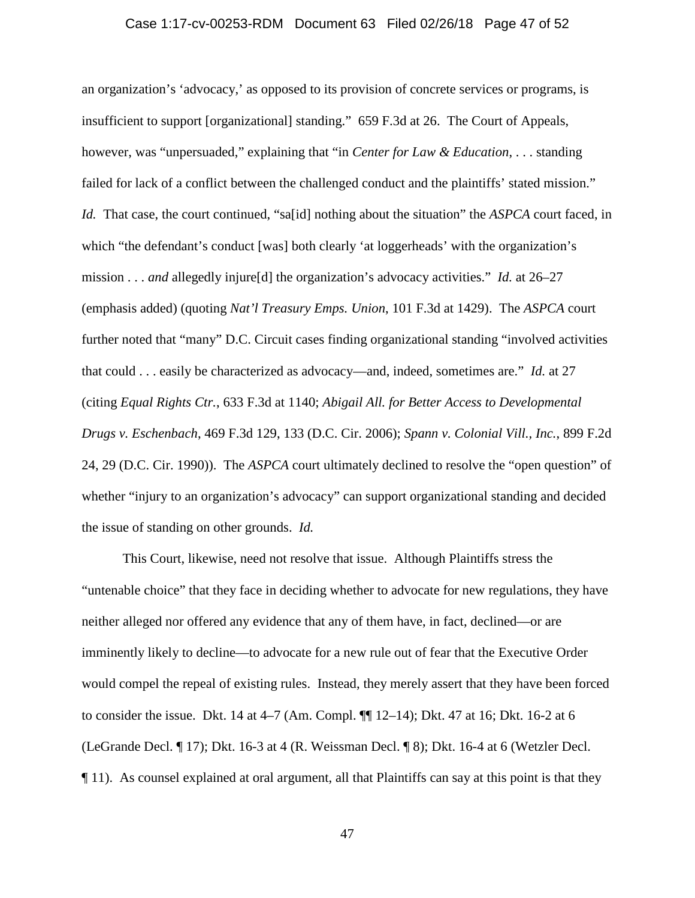an organization's 'advocacy,' as opposed to its provision of concrete services or programs, is insufficient to support [organizational] standing." 659 F.3d at 26. The Court of Appeals, however, was "unpersuaded," explaining that "in *Center for Law & Education*, . . . standing failed for lack of a conflict between the challenged conduct and the plaintiffs' stated mission." *Id.* That case, the court continued, "sa[id] nothing about the situation" the *ASPCA* court faced, in which "the defendant's conduct [was] both clearly 'at loggerheads' with the organization's mission . . . *and* allegedly injure[d] the organization's advocacy activities." *Id.* at 26–27 (emphasis added) (quoting *Nat'l Treasury Emps. Union*, 101 F.3d at 1429). The *ASPCA* court further noted that "many" D.C. Circuit cases finding organizational standing "involved activities that could . . . easily be characterized as advocacy—and, indeed, sometimes are." *Id.* at 27 (citing *Equal Rights Ctr.*, 633 F.3d at 1140; *Abigail All. for Better Access to Developmental Drugs v. Eschenbach*, 469 F.3d 129, 133 (D.C. Cir. 2006); *Spann v. Colonial Vill., Inc.*, 899 F.2d 24, 29 (D.C. Cir. 1990)). The *ASPCA* court ultimately declined to resolve the "open question" of whether "injury to an organization's advocacy" can support organizational standing and decided the issue of standing on other grounds. *Id.*

This Court, likewise, need not resolve that issue. Although Plaintiffs stress the "untenable choice" that they face in deciding whether to advocate for new regulations, they have neither alleged nor offered any evidence that any of them have, in fact, declined—or are imminently likely to decline—to advocate for a new rule out of fear that the Executive Order would compel the repeal of existing rules. Instead, they merely assert that they have been forced to consider the issue. Dkt. 14 at 4–7 (Am. Compl. ¶¶ 12–14); Dkt. 47 at 16; Dkt. 16-2 at 6 (LeGrande Decl. ¶ 17); Dkt. 16-3 at 4 (R. Weissman Decl. ¶ 8); Dkt. 16-4 at 6 (Wetzler Decl. ¶ 11). As counsel explained at oral argument, all that Plaintiffs can say at this point is that they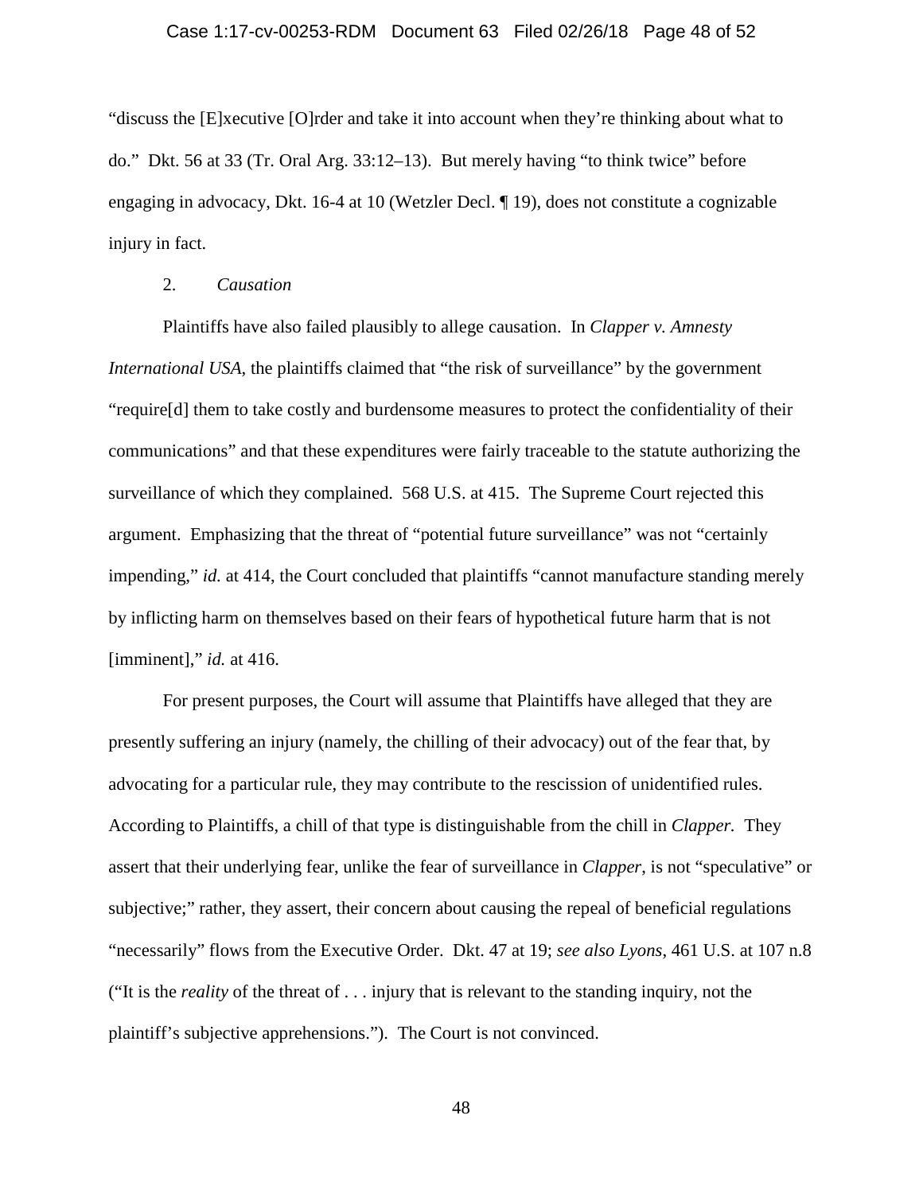"discuss the [E]xecutive [O]rder and take it into account when they're thinking about what to do." Dkt. 56 at 33 (Tr. Oral Arg. 33:12–13). But merely having "to think twice" before engaging in advocacy, Dkt. 16-4 at 10 (Wetzler Decl. ¶ 19), does not constitute a cognizable injury in fact.

2. *Causation*

Plaintiffs have also failed plausibly to allege causation. In *Clapper v. Amnesty International USA*, the plaintiffs claimed that "the risk of surveillance" by the government "require[d] them to take costly and burdensome measures to protect the confidentiality of their communications" and that these expenditures were fairly traceable to the statute authorizing the surveillance of which they complained. 568 U.S. at 415. The Supreme Court rejected this argument. Emphasizing that the threat of "potential future surveillance" was not "certainly impending," *id.* at 414, the Court concluded that plaintiffs "cannot manufacture standing merely by inflicting harm on themselves based on their fears of hypothetical future harm that is not [imminent]," *id.* at 416.

For present purposes, the Court will assume that Plaintiffs have alleged that they are presently suffering an injury (namely, the chilling of their advocacy) out of the fear that, by advocating for a particular rule, they may contribute to the rescission of unidentified rules. According to Plaintiffs, a chill of that type is distinguishable from the chill in *Clapper.* They assert that their underlying fear, unlike the fear of surveillance in *Clapper*, is not "speculative" or subjective;" rather, they assert, their concern about causing the repeal of beneficial regulations "necessarily" flows from the Executive Order. Dkt. 47 at 19; *see also Lyons*, 461 U.S. at 107 n.8 ("It is the *reality* of the threat of . . . injury that is relevant to the standing inquiry, not the plaintiff's subjective apprehensions."). The Court is not convinced.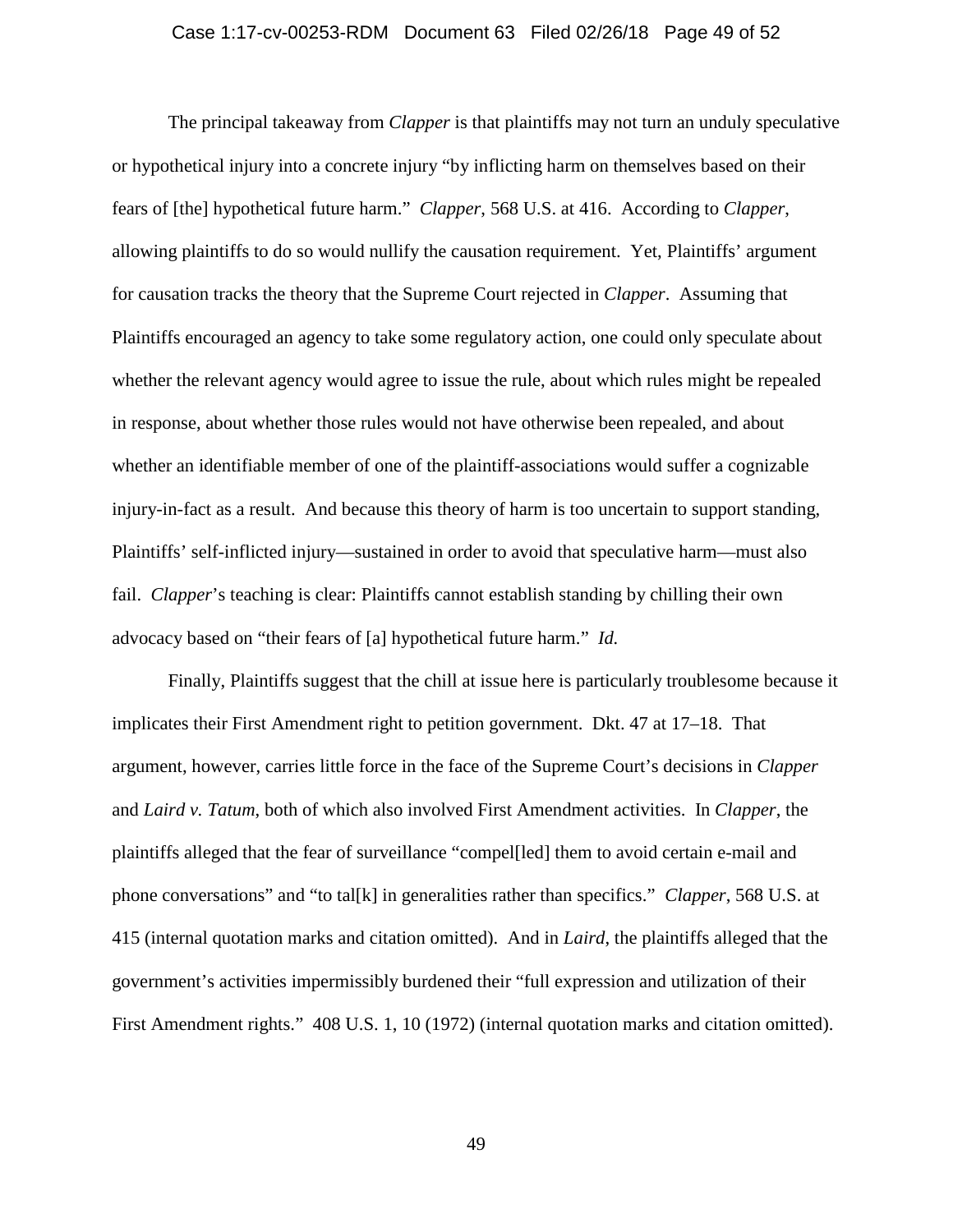The principal takeaway from *Clapper* is that plaintiffs may not turn an unduly speculative or hypothetical injury into a concrete injury "by inflicting harm on themselves based on their fears of [the] hypothetical future harm." *Clapper*, 568 U.S. at 416. According to *Clapper*, allowing plaintiffs to do so would nullify the causation requirement. Yet, Plaintiffs' argument for causation tracks the theory that the Supreme Court rejected in *Clapper*. Assuming that Plaintiffs encouraged an agency to take some regulatory action, one could only speculate about whether the relevant agency would agree to issue the rule, about which rules might be repealed in response, about whether those rules would not have otherwise been repealed, and about whether an identifiable member of one of the plaintiff-associations would suffer a cognizable injury-in-fact as a result. And because this theory of harm is too uncertain to support standing, Plaintiffs' self-inflicted injury—sustained in order to avoid that speculative harm—must also fail. *Clapper*'s teaching is clear: Plaintiffs cannot establish standing by chilling their own advocacy based on "their fears of [a] hypothetical future harm." *Id.*

Finally, Plaintiffs suggest that the chill at issue here is particularly troublesome because it implicates their First Amendment right to petition government. Dkt. 47 at 17–18. That argument, however, carries little force in the face of the Supreme Court's decisions in *Clapper* and *Laird v. Tatum*, both of which also involved First Amendment activities. In *Clapper*, the plaintiffs alleged that the fear of surveillance "compel[led] them to avoid certain e-mail and phone conversations" and "to tal[k] in generalities rather than specifics." *Clapper*, 568 U.S. at 415 (internal quotation marks and citation omitted). And in *Laird*, the plaintiffs alleged that the government's activities impermissibly burdened their "full expression and utilization of their First Amendment rights." 408 U.S. 1, 10 (1972) (internal quotation marks and citation omitted).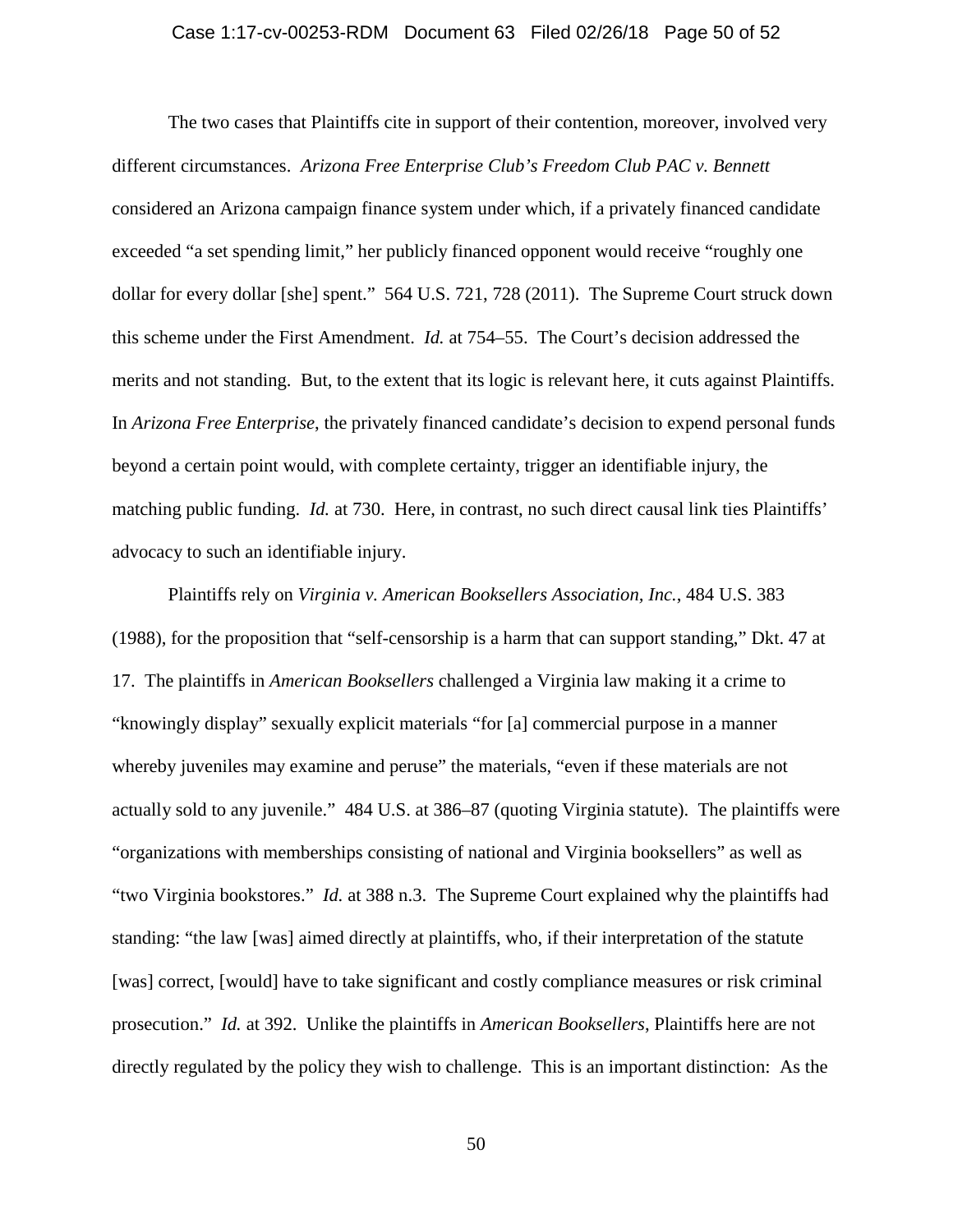The two cases that Plaintiffs cite in support of their contention, moreover, involved very different circumstances. *Arizona Free Enterprise Club's Freedom Club PAC v. Bennett* considered an Arizona campaign finance system under which, if a privately financed candidate exceeded "a set spending limit," her publicly financed opponent would receive "roughly one dollar for every dollar [she] spent." 564 U.S. 721, 728 (2011). The Supreme Court struck down this scheme under the First Amendment. *Id.* at 754–55. The Court's decision addressed the merits and not standing. But, to the extent that its logic is relevant here, it cuts against Plaintiffs. In *Arizona Free Enterprise*, the privately financed candidate's decision to expend personal funds beyond a certain point would, with complete certainty, trigger an identifiable injury, the matching public funding. *Id.* at 730. Here, in contrast, no such direct causal link ties Plaintiffs' advocacy to such an identifiable injury.

Plaintiffs rely on *Virginia v. American Booksellers Association, Inc.*, 484 U.S. 383 (1988), for the proposition that "self-censorship is a harm that can support standing," Dkt. 47 at 17. The plaintiffs in *American Booksellers* challenged a Virginia law making it a crime to "knowingly display" sexually explicit materials "for [a] commercial purpose in a manner whereby juveniles may examine and peruse" the materials, "even if these materials are not actually sold to any juvenile." 484 U.S. at 386–87 (quoting Virginia statute). The plaintiffs were "organizations with memberships consisting of national and Virginia booksellers" as well as "two Virginia bookstores." *Id.* at 388 n.3. The Supreme Court explained why the plaintiffs had standing: "the law [was] aimed directly at plaintiffs, who, if their interpretation of the statute [was] correct, [would] have to take significant and costly compliance measures or risk criminal prosecution." *Id.* at 392. Unlike the plaintiffs in *American Booksellers*, Plaintiffs here are not directly regulated by the policy they wish to challenge. This is an important distinction: As the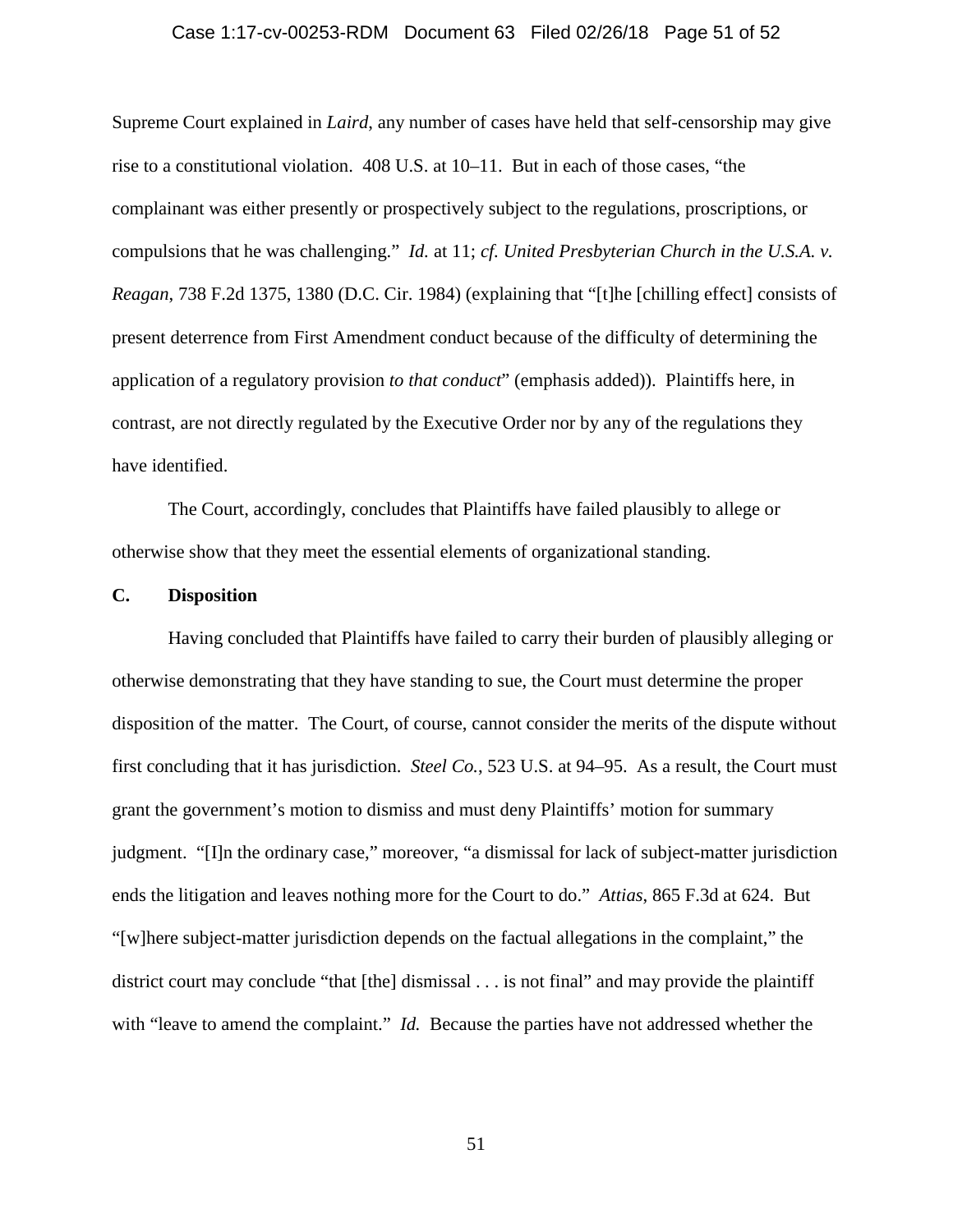Supreme Court explained in *Laird*, any number of cases have held that self-censorship may give rise to a constitutional violation. 408 U.S. at 10–11. But in each of those cases, "the complainant was either presently or prospectively subject to the regulations, proscriptions, or compulsions that he was challenging." *Id.* at 11; *cf. United Presbyterian Church in the U.S.A. v. Reagan*, 738 F.2d 1375, 1380 (D.C. Cir. 1984) (explaining that "[t]he [chilling effect] consists of present deterrence from First Amendment conduct because of the difficulty of determining the application of a regulatory provision *to that conduct*" (emphasis added)). Plaintiffs here, in contrast, are not directly regulated by the Executive Order nor by any of the regulations they have identified.

The Court, accordingly, concludes that Plaintiffs have failed plausibly to allege or otherwise show that they meet the essential elements of organizational standing.

**C. Disposition**

Having concluded that Plaintiffs have failed to carry their burden of plausibly alleging or otherwise demonstrating that they have standing to sue, the Court must determine the proper disposition of the matter. The Court, of course, cannot consider the merits of the dispute without first concluding that it has jurisdiction. *Steel Co.*, 523 U.S. at 94–95. As a result, the Court must grant the government's motion to dismiss and must deny Plaintiffs' motion for summary judgment. "[I]n the ordinary case," moreover, "a dismissal for lack of subject-matter jurisdiction ends the litigation and leaves nothing more for the Court to do." *Attias*, 865 F.3d at 624. But "[w]here subject-matter jurisdiction depends on the factual allegations in the complaint," the district court may conclude "that [the] dismissal . . . is not final" and may provide the plaintiff with "leave to amend the complaint." *Id.* Because the parties have not addressed whether the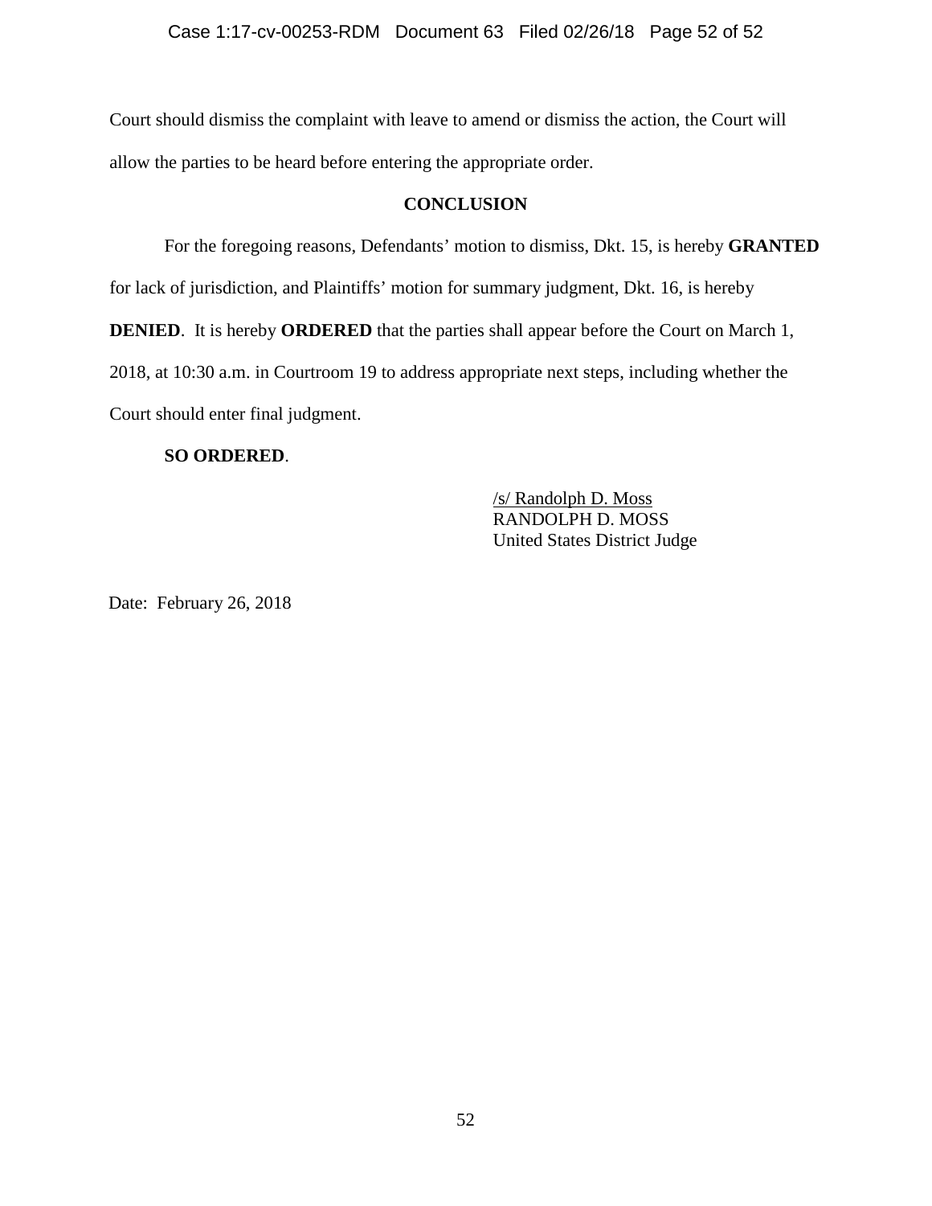Court should dismiss the complaint with leave to amend or dismiss the action, the Court will allow the parties to be heard before entering the appropriate order.

## CONCLUSION

For the foregoing reasons, Defendants' motion to dismiss, Dkt. 15, is hereby **GRANTED** for lack of jurisdiction, and Plaintiffs' motion for summary judgment, Dkt. 16, is hereby **DENIED**. It is hereby **ORDERED** that the parties shall appear before the Court on March 1, 2018, at 10:30 a.m. in Courtroom 19 to address appropriate next steps, including whether the Court should enter final judgment.

**SO ORDERED**.

/s/ Randolph D. Moss
RANDOLPH D. MOSS
United States District Judge

Date: February 26, 2018